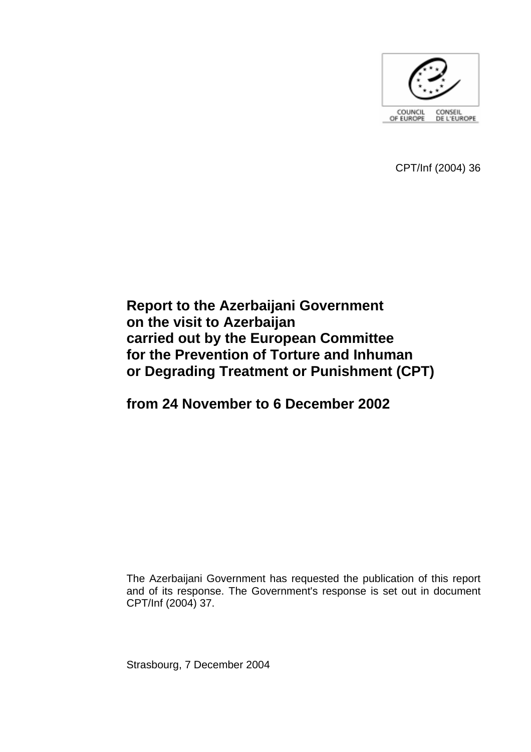COUNCIL OF EUROPE CONSEIL DE L'EUROPE

CPT/Inf (2004) 36

# Report to the Azerbaijani Government on the visit to Azerbaijan carried out by the European Committee for the Prevention of Torture and Inhuman or Degrading Treatment or Punishment (CPT)

## from 24 November to 6 December 2002

The Azerbaijani Government has requested the publication of this report and of its response. The Government's response is set out in document CPT/Inf (2004) 37.

Strasbourg, 7 December 2004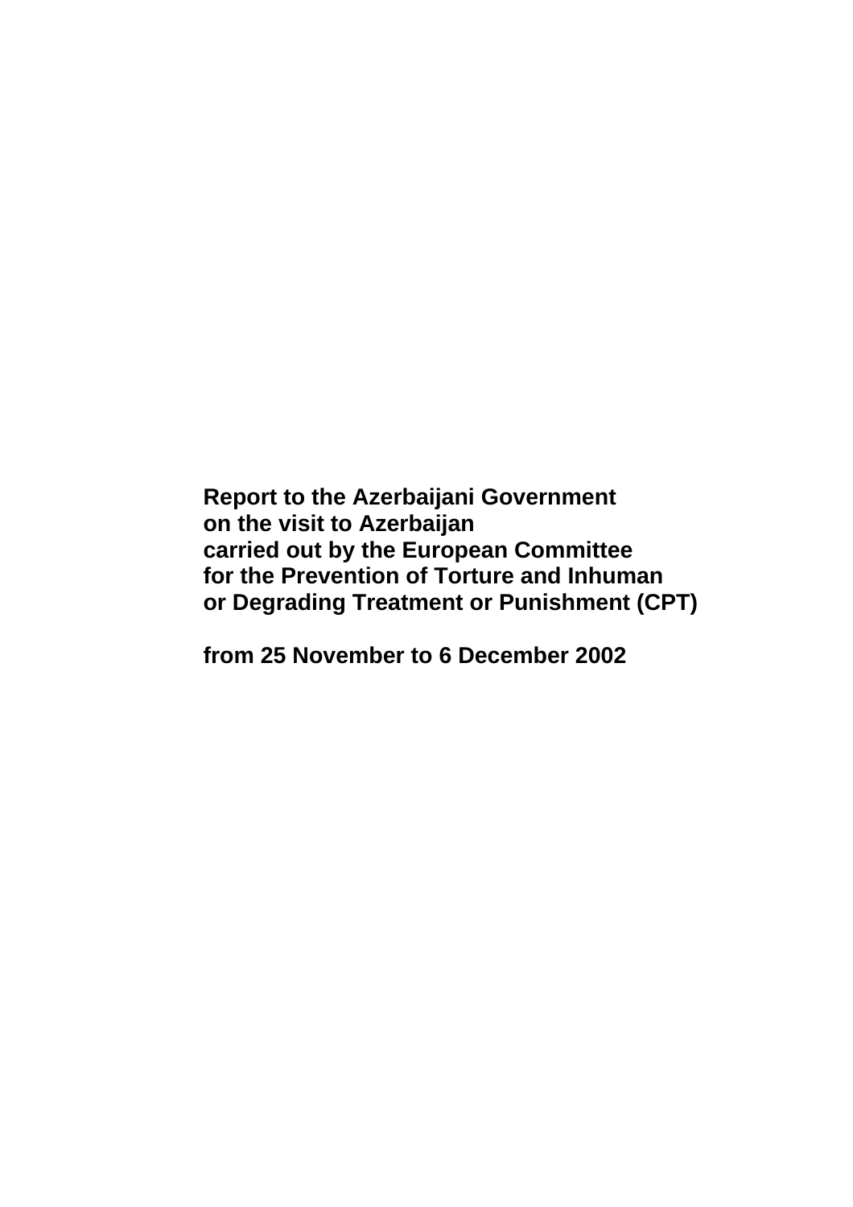**Report to the Azerbaijani Government on the visit to Azerbaijan carried out by the European Committee for the Prevention of Torture and Inhuman or Degrading Treatment or Punishment (CPT)**

**from 25 November to 6 December 2002**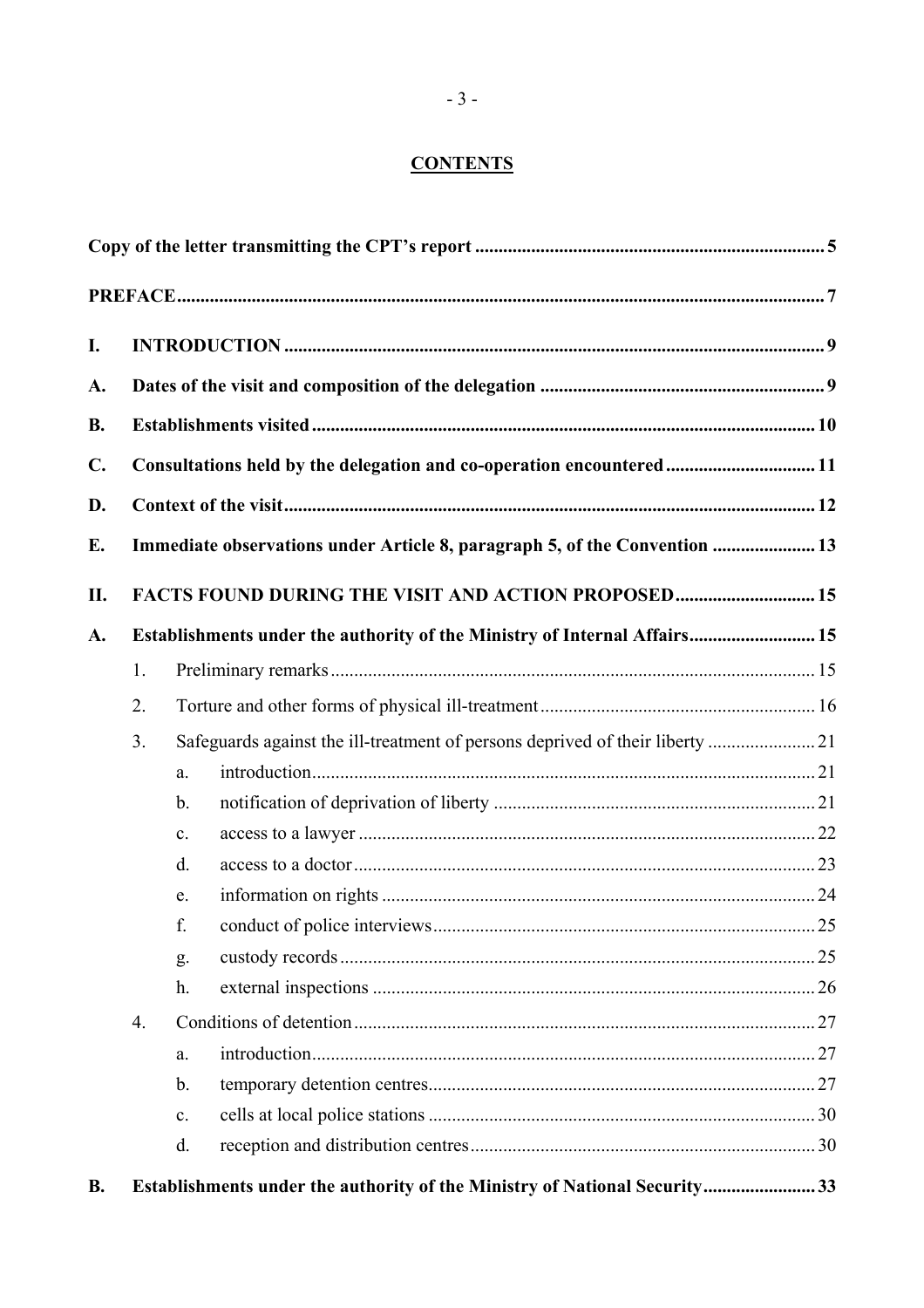## CONTENTS

| | | | | |
|---|---|---|---|---|
| **Copy of the letter transmitting the CPT's report** | | | | **5** |
| **PREFACE** | | | | **7** |
| **I.** | **INTRODUCTION** | | | **9** |
| **A.** | **Dates of the visit and composition of the delegation** | | | **9** |
| **B.** | **Establishments visited** | | | **10** |
| **C.** | **Consultations held by the delegation and co-operation encountered** | | | **11** |
| **D.** | **Context of the visit** | | | **12** |
| **E.** | **Immediate observations under Article 8, paragraph 5, of the Convention** | | | **13** |
| **II.** | **FACTS FOUND DURING THE VISIT AND ACTION PROPOSED** | | | **15** |
| **A.** | **Establishments under the authority of the Ministry of Internal Affairs** | | | **15** |
| | 1. | Preliminary remarks | | 15 |
| | 2. | Torture and other forms of physical ill-treatment | | 16 |
| | 3. | Safeguards against the ill-treatment of persons deprived of their liberty | | 21 |
| | | a. | introduction | 21 |
| | | b. | notification of deprivation of liberty | 21 |
| | | c. | access to a lawyer | 22 |
| | | d. | access to a doctor | 23 |
| | | e. | information on rights | 24 |
| | | f. | conduct of police interviews | 25 |
| | | g. | custody records | 25 |
| | | h. | external inspections | 26 |
| | 4. | Conditions of detention | | 27 |
| | | a. | introduction | 27 |
| | | b. | temporary detention centres | 27 |
| | | c. | cells at local police stations | 30 |
| | | d. | reception and distribution centres | 30 |
| **B.** | **Establishments under the authority of the Ministry of National Security** | | | **33** |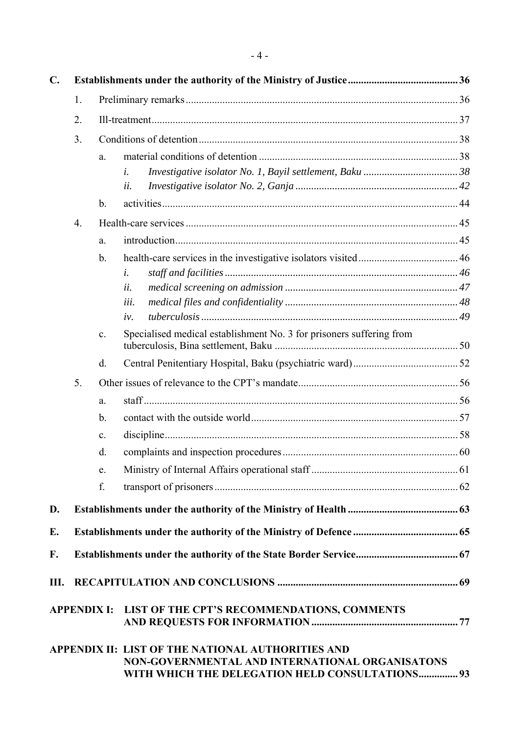**C. Establishments under the authority of the Ministry of Justice** ........................................ 36

1. Preliminary remarks ........................................ 36
2. Ill-treatment ........................................ 37
3. Conditions of detention ........................................ 38
   a. material conditions of detention ........................................ 38
      i. *Investigative isolator No. 1, Bayil settlement, Baku* ........................................ *38*
      ii. *Investigative isolator No. 2, Ganja* ........................................ *42*
   b. activities ........................................ 44
4. Health-care services ........................................ 45
   a. introduction ........................................ 45
   b. health-care services in the investigative isolators visited ........................................ 46
      i. *staff and facilities* ........................................ *46*
      ii. *medical screening on admission* ........................................ *47*
      iii. *medical files and confidentiality* ........................................ *48*
      iv. *tuberculosis* ........................................ *49*
   c. Specialised medical establishment No. 3 for prisoners suffering from tuberculosis, Bina settlement, Baku ........................................ 50
   d. Central Penitentiary Hospital, Baku (psychiatric ward) ........................................ 52
5. Other issues of relevance to the CPT's mandate ........................................ 56
   a. staff ........................................ 56
   b. contact with the outside world ........................................ 57
   c. discipline ........................................ 58
   d. complaints and inspection procedures ........................................ 60
   e. Ministry of Internal Affairs operational staff ........................................ 61
   f. transport of prisoners ........................................ 62

**D. Establishments under the authority of the Ministry of Health** ........................................ 63

**E. Establishments under the authority of the Ministry of Defence** ........................................ 65

**F. Establishments under the authority of the State Border Service** ........................................ 67

**III. RECAPITULATION AND CONCLUSIONS** ........................................ 69

**APPENDIX I: LIST OF THE CPT'S RECOMMENDATIONS, COMMENTS AND REQUESTS FOR INFORMATION** ........................................ 77

**APPENDIX II: LIST OF THE NATIONAL AUTHORITIES AND NON-GOVERNMENTAL AND INTERNATIONAL ORGANISATONS WITH WHICH THE DELEGATION HELD CONSULTATIONS** ........................................ 93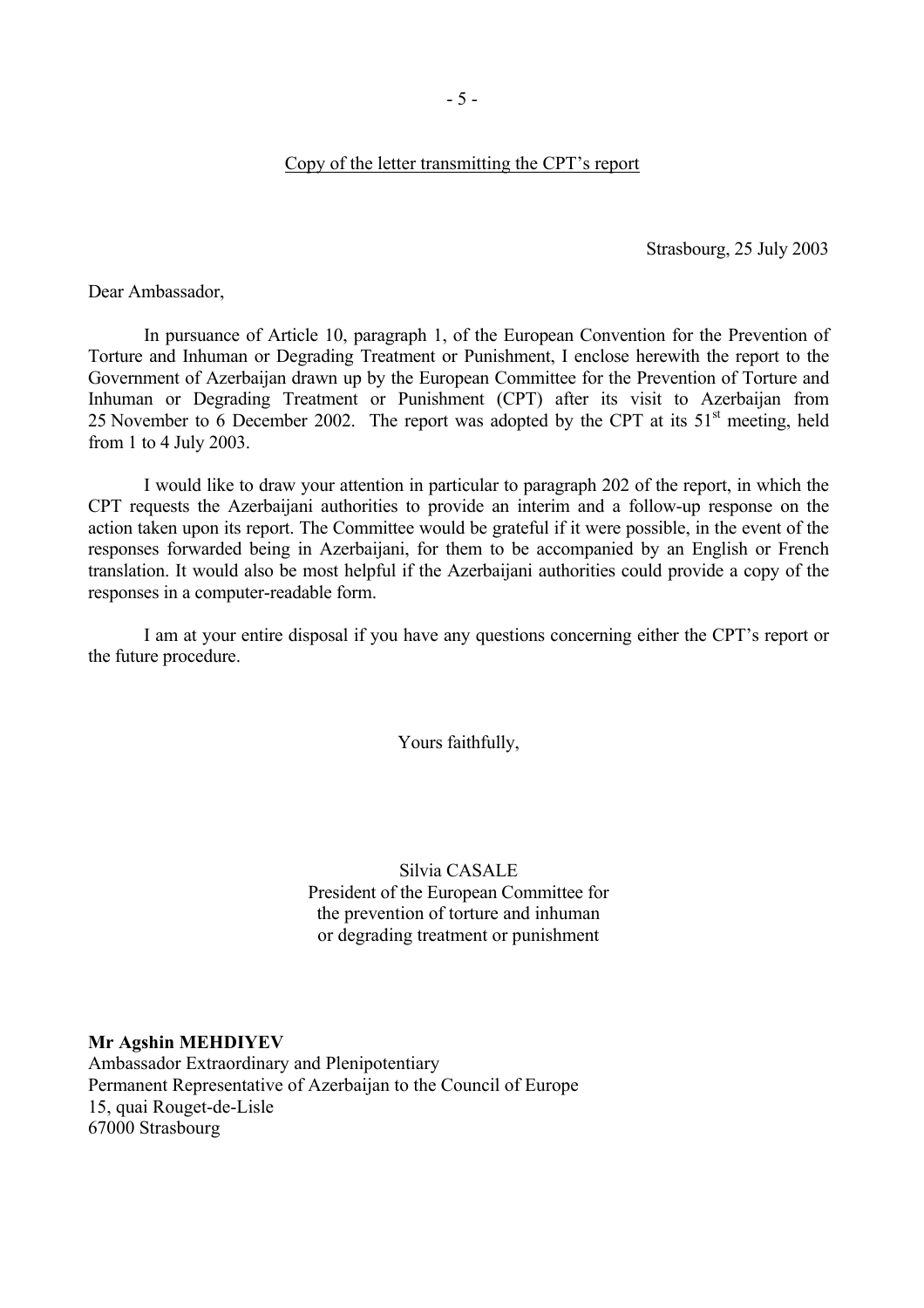Copy of the letter transmitting the CPT's report

Strasbourg, 25 July 2003

Dear Ambassador,

In pursuance of Article 10, paragraph 1, of the European Convention for the Prevention of Torture and Inhuman or Degrading Treatment or Punishment, I enclose herewith the report to the Government of Azerbaijan drawn up by the European Committee for the Prevention of Torture and Inhuman or Degrading Treatment or Punishment (CPT) after its visit to Azerbaijan from 25 November to 6 December 2002. The report was adopted by the CPT at its 51st meeting, held from 1 to 4 July 2003.

I would like to draw your attention in particular to paragraph 202 of the report, in which the CPT requests the Azerbaijani authorities to provide an interim and a follow-up response on the action taken upon its report. The Committee would be grateful if it were possible, in the event of the responses forwarded being in Azerbaijani, for them to be accompanied by an English or French translation. It would also be most helpful if the Azerbaijani authorities could provide a copy of the responses in a computer-readable form.

I am at your entire disposal if you have any questions concerning either the CPT's report or the future procedure.

Yours faithfully,

Silvia CASALE
President of the European Committee for
the prevention of torture and inhuman
or degrading treatment or punishment

**Mr Agshin MEHDIYEV**
Ambassador Extraordinary and Plenipotentiary
Permanent Representative of Azerbaijan to the Council of Europe
15, quai Rouget-de-Lisle
67000 Strasbourg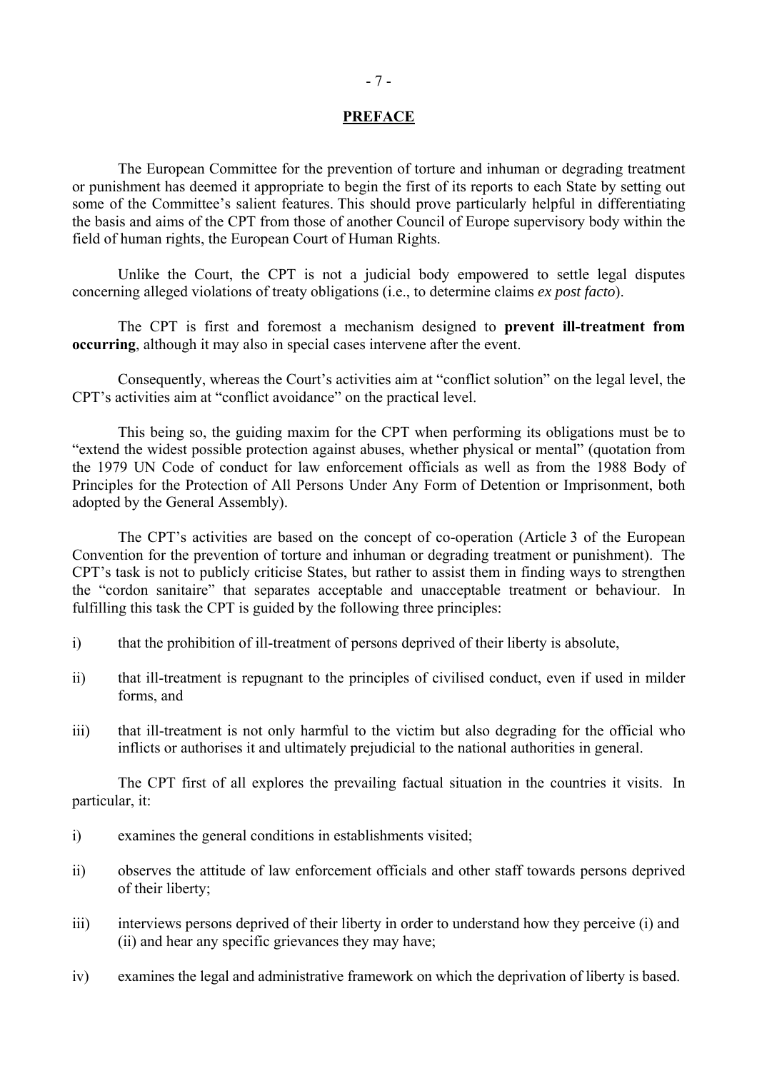## PREFACE

The European Committee for the prevention of torture and inhuman or degrading treatment or punishment has deemed it appropriate to begin the first of its reports to each State by setting out some of the Committee's salient features. This should prove particularly helpful in differentiating the basis and aims of the CPT from those of another Council of Europe supervisory body within the field of human rights, the European Court of Human Rights.

Unlike the Court, the CPT is not a judicial body empowered to settle legal disputes concerning alleged violations of treaty obligations (i.e., to determine claims *ex post facto*).

The CPT is first and foremost a mechanism designed to **prevent ill-treatment from occurring**, although it may also in special cases intervene after the event.

Consequently, whereas the Court's activities aim at "conflict solution" on the legal level, the CPT's activities aim at "conflict avoidance" on the practical level.

This being so, the guiding maxim for the CPT when performing its obligations must be to "extend the widest possible protection against abuses, whether physical or mental" (quotation from the 1979 UN Code of conduct for law enforcement officials as well as from the 1988 Body of Principles for the Protection of All Persons Under Any Form of Detention or Imprisonment, both adopted by the General Assembly).

The CPT's activities are based on the concept of co-operation (Article 3 of the European Convention for the prevention of torture and inhuman or degrading treatment or punishment). The CPT's task is not to publicly criticise States, but rather to assist them in finding ways to strengthen the "cordon sanitaire" that separates acceptable and unacceptable treatment or behaviour. In fulfilling this task the CPT is guided by the following three principles:

i) that the prohibition of ill-treatment of persons deprived of their liberty is absolute,

ii) that ill-treatment is repugnant to the principles of civilised conduct, even if used in milder forms, and

iii) that ill-treatment is not only harmful to the victim but also degrading for the official who inflicts or authorises it and ultimately prejudicial to the national authorities in general.

The CPT first of all explores the prevailing factual situation in the countries it visits. In particular, it:

i) examines the general conditions in establishments visited;

ii) observes the attitude of law enforcement officials and other staff towards persons deprived of their liberty;

iii) interviews persons deprived of their liberty in order to understand how they perceive (i) and (ii) and hear any specific grievances they may have;

iv) examines the legal and administrative framework on which the deprivation of liberty is based.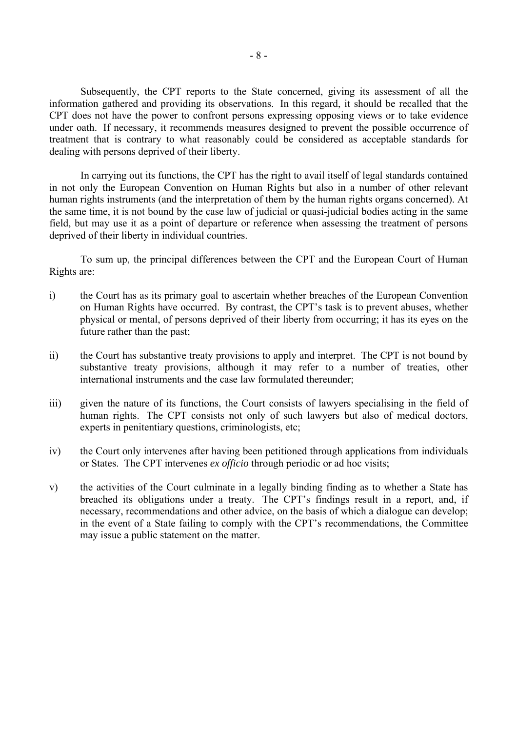Subsequently, the CPT reports to the State concerned, giving its assessment of all the information gathered and providing its observations. In this regard, it should be recalled that the CPT does not have the power to confront persons expressing opposing views or to take evidence under oath. If necessary, it recommends measures designed to prevent the possible occurrence of treatment that is contrary to what reasonably could be considered as acceptable standards for dealing with persons deprived of their liberty.

In carrying out its functions, the CPT has the right to avail itself of legal standards contained in not only the European Convention on Human Rights but also in a number of other relevant human rights instruments (and the interpretation of them by the human rights organs concerned). At the same time, it is not bound by the case law of judicial or quasi-judicial bodies acting in the same field, but may use it as a point of departure or reference when assessing the treatment of persons deprived of their liberty in individual countries.

To sum up, the principal differences between the CPT and the European Court of Human Rights are:

i) the Court has as its primary goal to ascertain whether breaches of the European Convention on Human Rights have occurred. By contrast, the CPT's task is to prevent abuses, whether physical or mental, of persons deprived of their liberty from occurring; it has its eyes on the future rather than the past;

ii) the Court has substantive treaty provisions to apply and interpret. The CPT is not bound by substantive treaty provisions, although it may refer to a number of treaties, other international instruments and the case law formulated thereunder;

iii) given the nature of its functions, the Court consists of lawyers specialising in the field of human rights. The CPT consists not only of such lawyers but also of medical doctors, experts in penitentiary questions, criminologists, etc;

iv) the Court only intervenes after having been petitioned through applications from individuals or States. The CPT intervenes *ex officio* through periodic or ad hoc visits;

v) the activities of the Court culminate in a legally binding finding as to whether a State has breached its obligations under a treaty. The CPT's findings result in a report, and, if necessary, recommendations and other advice, on the basis of which a dialogue can develop; in the event of a State failing to comply with the CPT's recommendations, the Committee may issue a public statement on the matter.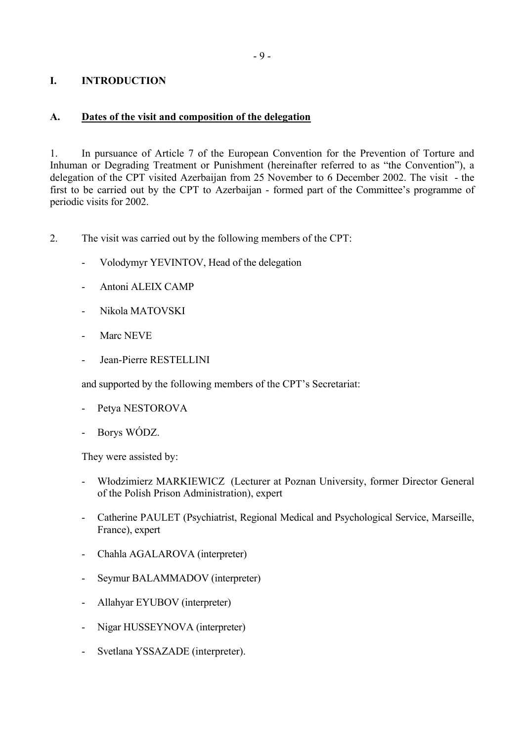# I. INTRODUCTION

## A. Dates of the visit and composition of the delegation

1. In pursuance of Article 7 of the European Convention for the Prevention of Torture and Inhuman or Degrading Treatment or Punishment (hereinafter referred to as "the Convention"), a delegation of the CPT visited Azerbaijan from 25 November to 6 December 2002. The visit - the first to be carried out by the CPT to Azerbaijan - formed part of the Committee's programme of periodic visits for 2002.

2. The visit was carried out by the following members of the CPT:

- Volodymyr YEVINTOV, Head of the delegation
- Antoni ALEIX CAMP
- Nikola MATOVSKI
- Marc NEVE
- Jean-Pierre RESTELLINI

and supported by the following members of the CPT's Secretariat:

- Petya NESTOROVA
- Borys WÓDZ.

They were assisted by:

- Włodzimierz MARKIEWICZ (Lecturer at Poznan University, former Director General of the Polish Prison Administration), expert
- Catherine PAULET (Psychiatrist, Regional Medical and Psychological Service, Marseille, France), expert
- Chahla AGALAROVA (interpreter)
- Seymur BALAMMADOV (interpreter)
- Allahyar EYUBOV (interpreter)
- Nigar HUSSEYNOVA (interpreter)
- Svetlana YSSAZADE (interpreter).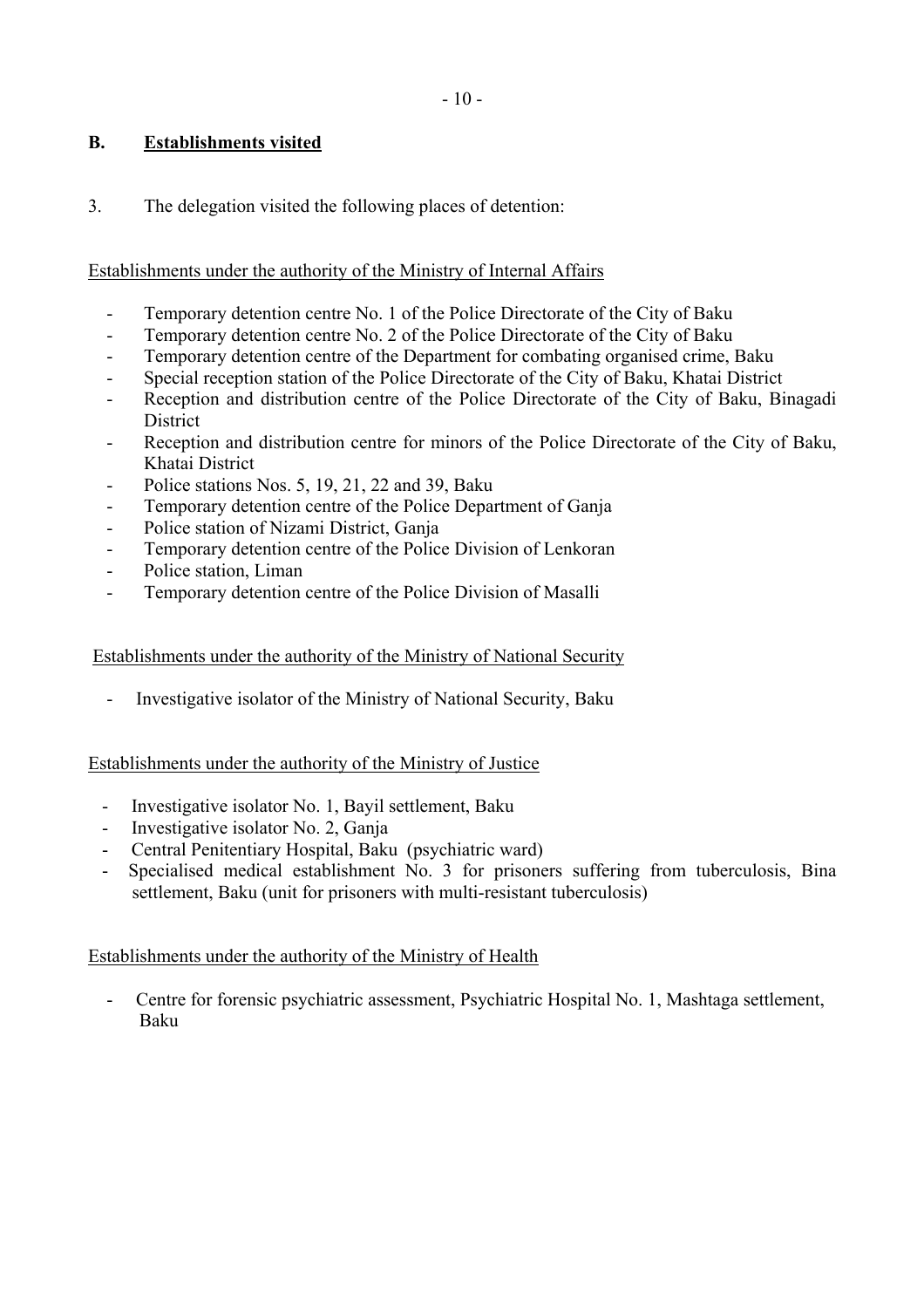## B. Establishments visited

3. The delegation visited the following places of detention:

Establishments under the authority of the Ministry of Internal Affairs

- Temporary detention centre No. 1 of the Police Directorate of the City of Baku
- Temporary detention centre No. 2 of the Police Directorate of the City of Baku
- Temporary detention centre of the Department for combating organised crime, Baku
- Special reception station of the Police Directorate of the City of Baku, Khatai District
- Reception and distribution centre of the Police Directorate of the City of Baku, Binagadi District
- Reception and distribution centre for minors of the Police Directorate of the City of Baku, Khatai District
- Police stations Nos. 5, 19, 21, 22 and 39, Baku
- Temporary detention centre of the Police Department of Ganja
- Police station of Nizami District, Ganja
- Temporary detention centre of the Police Division of Lenkoran
- Police station, Liman
- Temporary detention centre of the Police Division of Masalli

Establishments under the authority of the Ministry of National Security

- Investigative isolator of the Ministry of National Security, Baku

Establishments under the authority of the Ministry of Justice

- Investigative isolator No. 1, Bayil settlement, Baku
- Investigative isolator No. 2, Ganja
- Central Penitentiary Hospital, Baku (psychiatric ward)
- Specialised medical establishment No. 3 for prisoners suffering from tuberculosis, Bina settlement, Baku (unit for prisoners with multi-resistant tuberculosis)

Establishments under the authority of the Ministry of Health

- Centre for forensic psychiatric assessment, Psychiatric Hospital No. 1, Mashtaga settlement, Baku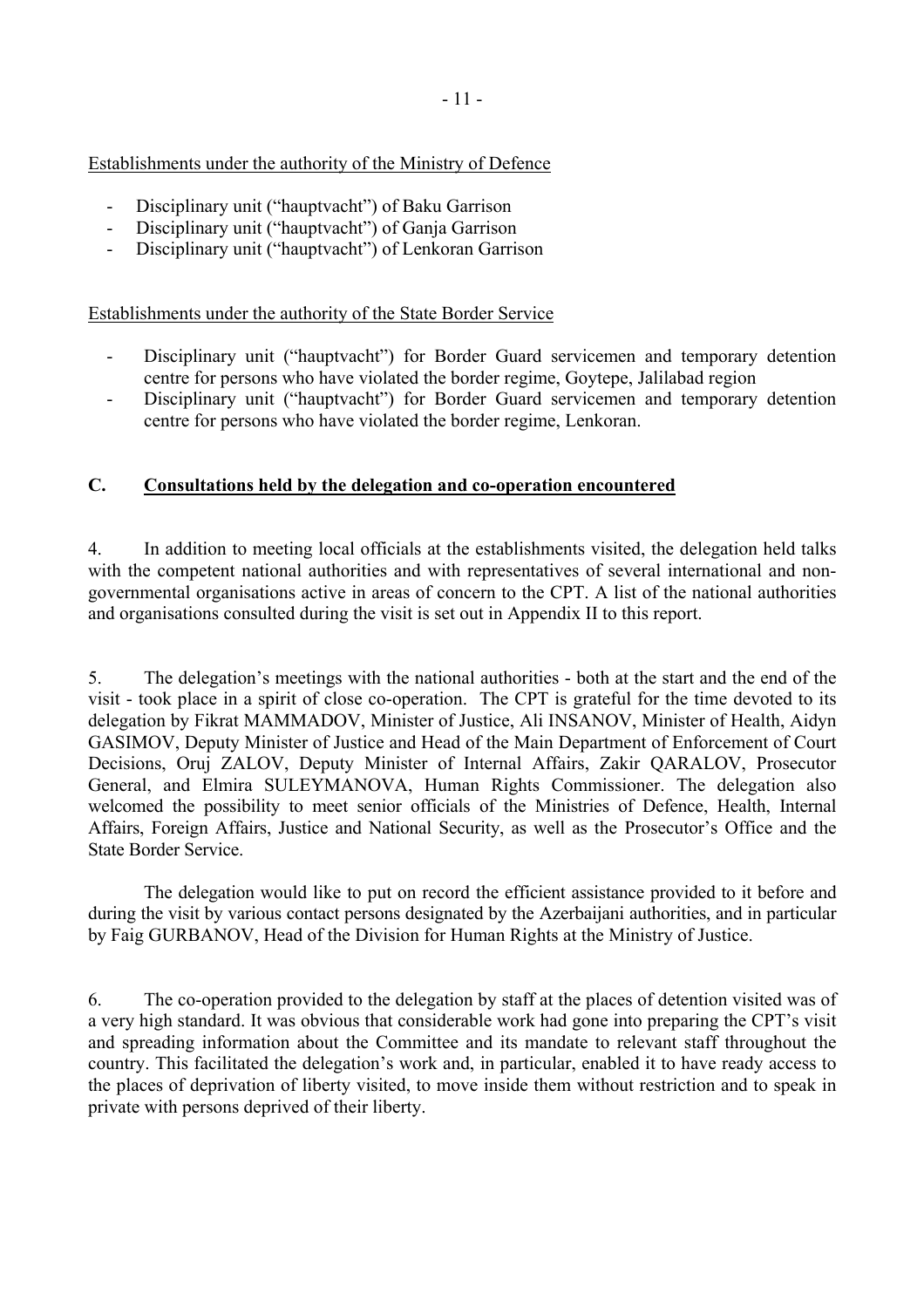Establishments under the authority of the Ministry of Defence

- Disciplinary unit ("hauptvacht") of Baku Garrison
- Disciplinary unit ("hauptvacht") of Ganja Garrison
- Disciplinary unit ("hauptvacht") of Lenkoran Garrison

Establishments under the authority of the State Border Service

- Disciplinary unit ("hauptvacht") for Border Guard servicemen and temporary detention centre for persons who have violated the border regime, Goytepe, Jalilabad region
- Disciplinary unit ("hauptvacht") for Border Guard servicemen and temporary detention centre for persons who have violated the border regime, Lenkoran.

## C. Consultations held by the delegation and co-operation encountered

4. In addition to meeting local officials at the establishments visited, the delegation held talks with the competent national authorities and with representatives of several international and non-governmental organisations active in areas of concern to the CPT. A list of the national authorities and organisations consulted during the visit is set out in Appendix II to this report.

5. The delegation's meetings with the national authorities - both at the start and the end of the visit - took place in a spirit of close co-operation. The CPT is grateful for the time devoted to its delegation by Fikrat MAMMADOV, Minister of Justice, Ali INSANOV, Minister of Health, Aidyn GASIMOV, Deputy Minister of Justice and Head of the Main Department of Enforcement of Court Decisions, Oruj ZALOV, Deputy Minister of Internal Affairs, Zakir QARALOV, Prosecutor General, and Elmira SULEYMANOVA, Human Rights Commissioner. The delegation also welcomed the possibility to meet senior officials of the Ministries of Defence, Health, Internal Affairs, Foreign Affairs, Justice and National Security, as well as the Prosecutor's Office and the State Border Service.

The delegation would like to put on record the efficient assistance provided to it before and during the visit by various contact persons designated by the Azerbaijani authorities, and in particular by Faig GURBANOV, Head of the Division for Human Rights at the Ministry of Justice.

6. The co-operation provided to the delegation by staff at the places of detention visited was of a very high standard. It was obvious that considerable work had gone into preparing the CPT's visit and spreading information about the Committee and its mandate to relevant staff throughout the country. This facilitated the delegation's work and, in particular, enabled it to have ready access to the places of deprivation of liberty visited, to move inside them without restriction and to speak in private with persons deprived of their liberty.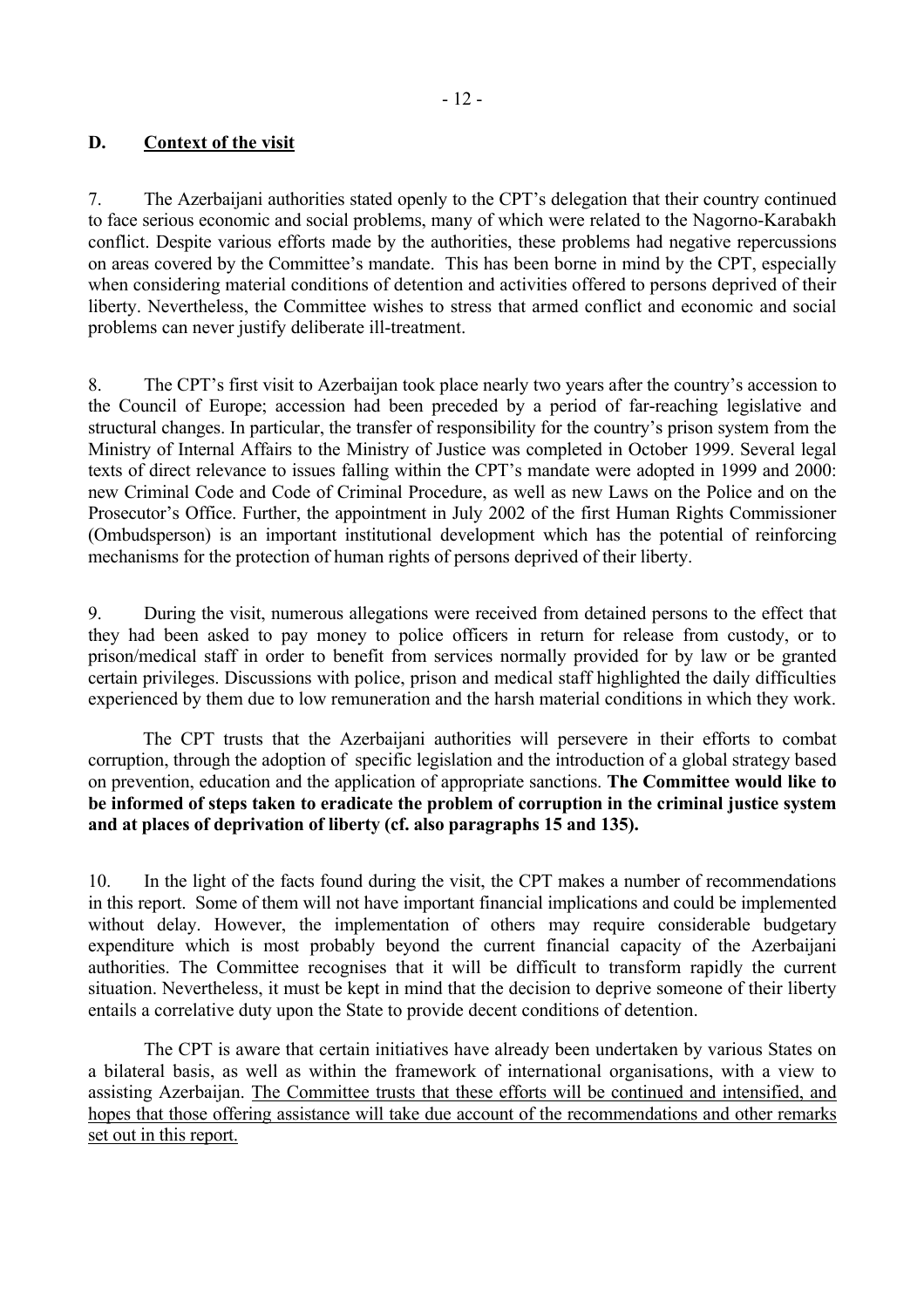## D. Context of the visit

7. The Azerbaijani authorities stated openly to the CPT's delegation that their country continued to face serious economic and social problems, many of which were related to the Nagorno-Karabakh conflict. Despite various efforts made by the authorities, these problems had negative repercussions on areas covered by the Committee's mandate. This has been borne in mind by the CPT, especially when considering material conditions of detention and activities offered to persons deprived of their liberty. Nevertheless, the Committee wishes to stress that armed conflict and economic and social problems can never justify deliberate ill-treatment.

8. The CPT's first visit to Azerbaijan took place nearly two years after the country's accession to the Council of Europe; accession had been preceded by a period of far-reaching legislative and structural changes. In particular, the transfer of responsibility for the country's prison system from the Ministry of Internal Affairs to the Ministry of Justice was completed in October 1999. Several legal texts of direct relevance to issues falling within the CPT's mandate were adopted in 1999 and 2000: new Criminal Code and Code of Criminal Procedure, as well as new Laws on the Police and on the Prosecutor's Office. Further, the appointment in July 2002 of the first Human Rights Commissioner (Ombudsperson) is an important institutional development which has the potential of reinforcing mechanisms for the protection of human rights of persons deprived of their liberty.

9. During the visit, numerous allegations were received from detained persons to the effect that they had been asked to pay money to police officers in return for release from custody, or to prison/medical staff in order to benefit from services normally provided for by law or be granted certain privileges. Discussions with police, prison and medical staff highlighted the daily difficulties experienced by them due to low remuneration and the harsh material conditions in which they work.

The CPT trusts that the Azerbaijani authorities will persevere in their efforts to combat corruption, through the adoption of specific legislation and the introduction of a global strategy based on prevention, education and the application of appropriate sanctions. **The Committee would like to be informed of steps taken to eradicate the problem of corruption in the criminal justice system and at places of deprivation of liberty (cf. also paragraphs 15 and 135).**

10. In the light of the facts found during the visit, the CPT makes a number of recommendations in this report. Some of them will not have important financial implications and could be implemented without delay. However, the implementation of others may require considerable budgetary expenditure which is most probably beyond the current financial capacity of the Azerbaijani authorities. The Committee recognises that it will be difficult to transform rapidly the current situation. Nevertheless, it must be kept in mind that the decision to deprive someone of their liberty entails a correlative duty upon the State to provide decent conditions of detention.

The CPT is aware that certain initiatives have already been undertaken by various States on a bilateral basis, as well as within the framework of international organisations, with a view to assisting Azerbaijan. The Committee trusts that these efforts will be continued and intensified, and hopes that those offering assistance will take due account of the recommendations and other remarks set out in this report.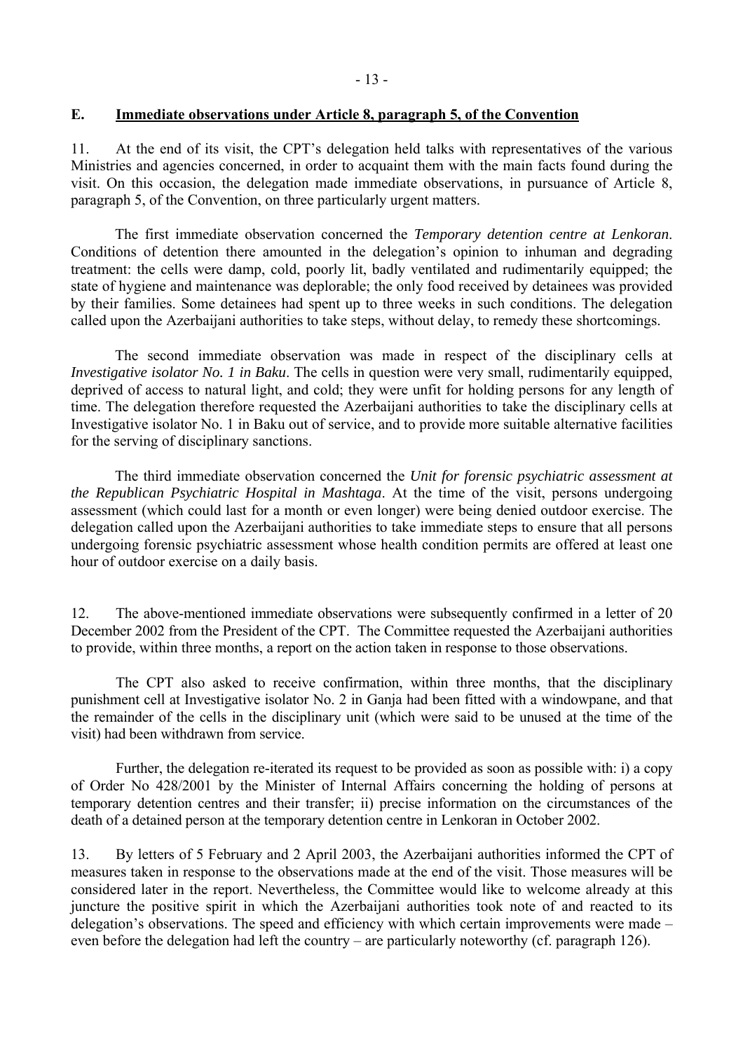## E. Immediate observations under Article 8, paragraph 5, of the Convention

11. At the end of its visit, the CPT's delegation held talks with representatives of the various Ministries and agencies concerned, in order to acquaint them with the main facts found during the visit. On this occasion, the delegation made immediate observations, in pursuance of Article 8, paragraph 5, of the Convention, on three particularly urgent matters.

The first immediate observation concerned the *Temporary detention centre at Lenkoran*. Conditions of detention there amounted in the delegation's opinion to inhuman and degrading treatment: the cells were damp, cold, poorly lit, badly ventilated and rudimentarily equipped; the state of hygiene and maintenance was deplorable; the only food received by detainees was provided by their families. Some detainees had spent up to three weeks in such conditions. The delegation called upon the Azerbaijani authorities to take steps, without delay, to remedy these shortcomings.

The second immediate observation was made in respect of the disciplinary cells at *Investigative isolator No. 1 in Baku*. The cells in question were very small, rudimentarily equipped, deprived of access to natural light, and cold; they were unfit for holding persons for any length of time. The delegation therefore requested the Azerbaijani authorities to take the disciplinary cells at Investigative isolator No. 1 in Baku out of service, and to provide more suitable alternative facilities for the serving of disciplinary sanctions.

The third immediate observation concerned the *Unit for forensic psychiatric assessment at the Republican Psychiatric Hospital in Mashtaga*. At the time of the visit, persons undergoing assessment (which could last for a month or even longer) were being denied outdoor exercise. The delegation called upon the Azerbaijani authorities to take immediate steps to ensure that all persons undergoing forensic psychiatric assessment whose health condition permits are offered at least one hour of outdoor exercise on a daily basis.

12. The above-mentioned immediate observations were subsequently confirmed in a letter of 20 December 2002 from the President of the CPT. The Committee requested the Azerbaijani authorities to provide, within three months, a report on the action taken in response to those observations.

The CPT also asked to receive confirmation, within three months, that the disciplinary punishment cell at Investigative isolator No. 2 in Ganja had been fitted with a windowpane, and that the remainder of the cells in the disciplinary unit (which were said to be unused at the time of the visit) had been withdrawn from service.

Further, the delegation re-iterated its request to be provided as soon as possible with: i) a copy of Order No 428/2001 by the Minister of Internal Affairs concerning the holding of persons at temporary detention centres and their transfer; ii) precise information on the circumstances of the death of a detained person at the temporary detention centre in Lenkoran in October 2002.

13. By letters of 5 February and 2 April 2003, the Azerbaijani authorities informed the CPT of measures taken in response to the observations made at the end of the visit. Those measures will be considered later in the report. Nevertheless, the Committee would like to welcome already at this juncture the positive spirit in which the Azerbaijani authorities took note of and reacted to its delegation's observations. The speed and efficiency with which certain improvements were made – even before the delegation had left the country – are particularly noteworthy (cf. paragraph 126).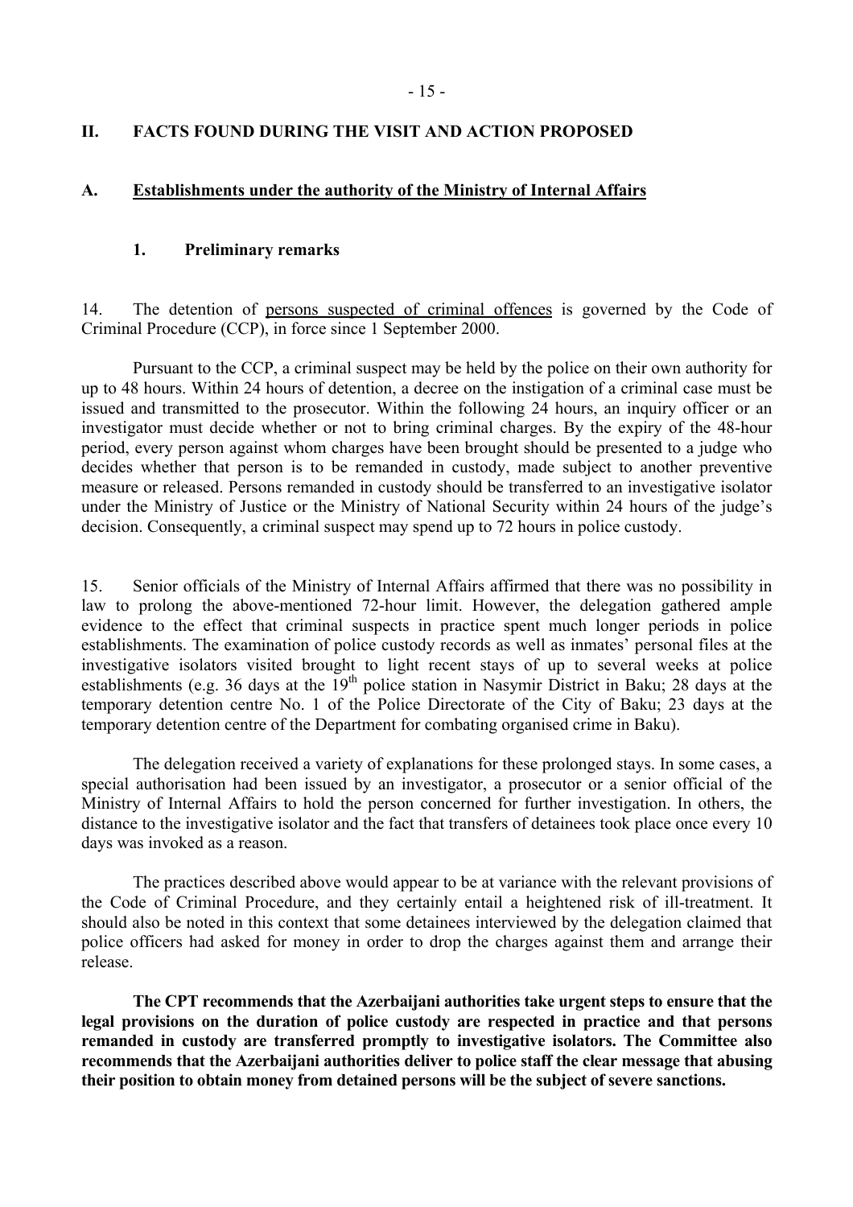## II. FACTS FOUND DURING THE VISIT AND ACTION PROPOSED

### A. Establishments under the authority of the Ministry of Internal Affairs

#### 1. Preliminary remarks

14. The detention of persons suspected of criminal offences is governed by the Code of Criminal Procedure (CCP), in force since 1 September 2000.

Pursuant to the CCP, a criminal suspect may be held by the police on their own authority for up to 48 hours. Within 24 hours of detention, a decree on the instigation of a criminal case must be issued and transmitted to the prosecutor. Within the following 24 hours, an inquiry officer or an investigator must decide whether or not to bring criminal charges. By the expiry of the 48-hour period, every person against whom charges have been brought should be presented to a judge who decides whether that person is to be remanded in custody, made subject to another preventive measure or released. Persons remanded in custody should be transferred to an investigative isolator under the Ministry of Justice or the Ministry of National Security within 24 hours of the judge's decision. Consequently, a criminal suspect may spend up to 72 hours in police custody.

15. Senior officials of the Ministry of Internal Affairs affirmed that there was no possibility in law to prolong the above-mentioned 72-hour limit. However, the delegation gathered ample evidence to the effect that criminal suspects in practice spent much longer periods in police establishments. The examination of police custody records as well as inmates' personal files at the investigative isolators visited brought to light recent stays of up to several weeks at police establishments (e.g. 36 days at the 19th police station in Nasymir District in Baku; 28 days at the temporary detention centre No. 1 of the Police Directorate of the City of Baku; 23 days at the temporary detention centre of the Department for combating organised crime in Baku).

The delegation received a variety of explanations for these prolonged stays. In some cases, a special authorisation had been issued by an investigator, a prosecutor or a senior official of the Ministry of Internal Affairs to hold the person concerned for further investigation. In others, the distance to the investigative isolator and the fact that transfers of detainees took place once every 10 days was invoked as a reason.

The practices described above would appear to be at variance with the relevant provisions of the Code of Criminal Procedure, and they certainly entail a heightened risk of ill-treatment. It should also be noted in this context that some detainees interviewed by the delegation claimed that police officers had asked for money in order to drop the charges against them and arrange their release.

**The CPT recommends that the Azerbaijani authorities take urgent steps to ensure that the legal provisions on the duration of police custody are respected in practice and that persons remanded in custody are transferred promptly to investigative isolators. The Committee also recommends that the Azerbaijani authorities deliver to police staff the clear message that abusing their position to obtain money from detained persons will be the subject of severe sanctions.**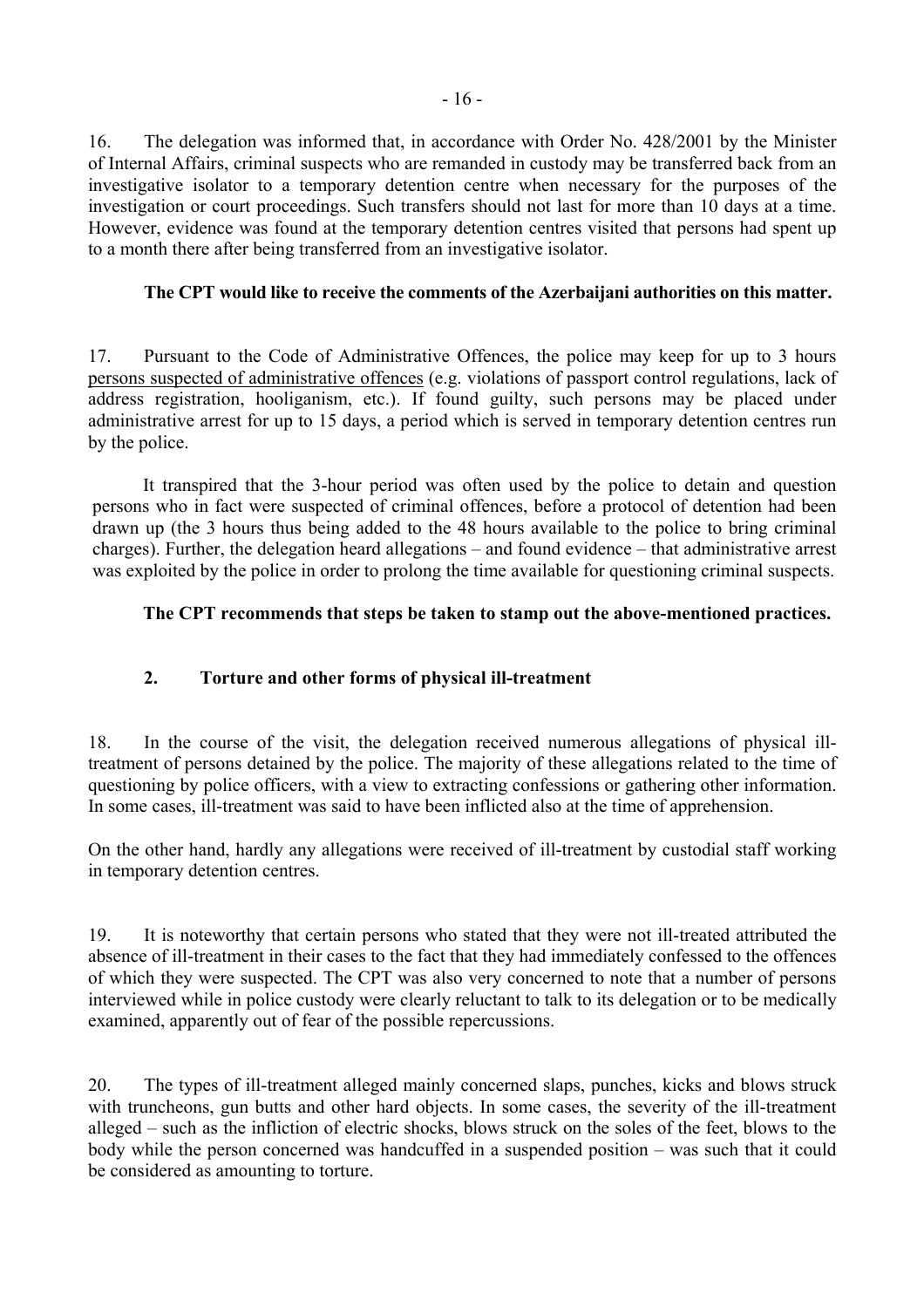16. The delegation was informed that, in accordance with Order No. 428/2001 by the Minister of Internal Affairs, criminal suspects who are remanded in custody may be transferred back from an investigative isolator to a temporary detention centre when necessary for the purposes of the investigation or court proceedings. Such transfers should not last for more than 10 days at a time. However, evidence was found at the temporary detention centres visited that persons had spent up to a month there after being transferred from an investigative isolator.

**The CPT would like to receive the comments of the Azerbaijani authorities on this matter.**

17. Pursuant to the Code of Administrative Offences, the police may keep for up to 3 hours persons suspected of administrative offences (e.g. violations of passport control regulations, lack of address registration, hooliganism, etc.). If found guilty, such persons may be placed under administrative arrest for up to 15 days, a period which is served in temporary detention centres run by the police.

It transpired that the 3-hour period was often used by the police to detain and question persons who in fact were suspected of criminal offences, before a protocol of detention had been drawn up (the 3 hours thus being added to the 48 hours available to the police to bring criminal charges). Further, the delegation heard allegations – and found evidence – that administrative arrest was exploited by the police in order to prolong the time available for questioning criminal suspects.

**The CPT recommends that steps be taken to stamp out the above-mentioned practices.**

## 2. Torture and other forms of physical ill-treatment

18. In the course of the visit, the delegation received numerous allegations of physical ill-treatment of persons detained by the police. The majority of these allegations related to the time of questioning by police officers, with a view to extracting confessions or gathering other information. In some cases, ill-treatment was said to have been inflicted also at the time of apprehension.

On the other hand, hardly any allegations were received of ill-treatment by custodial staff working in temporary detention centres.

19. It is noteworthy that certain persons who stated that they were not ill-treated attributed the absence of ill-treatment in their cases to the fact that they had immediately confessed to the offences of which they were suspected. The CPT was also very concerned to note that a number of persons interviewed while in police custody were clearly reluctant to talk to its delegation or to be medically examined, apparently out of fear of the possible repercussions.

20. The types of ill-treatment alleged mainly concerned slaps, punches, kicks and blows struck with truncheons, gun butts and other hard objects. In some cases, the severity of the ill-treatment alleged – such as the infliction of electric shocks, blows struck on the soles of the feet, blows to the body while the person concerned was handcuffed in a suspended position – was such that it could be considered as amounting to torture.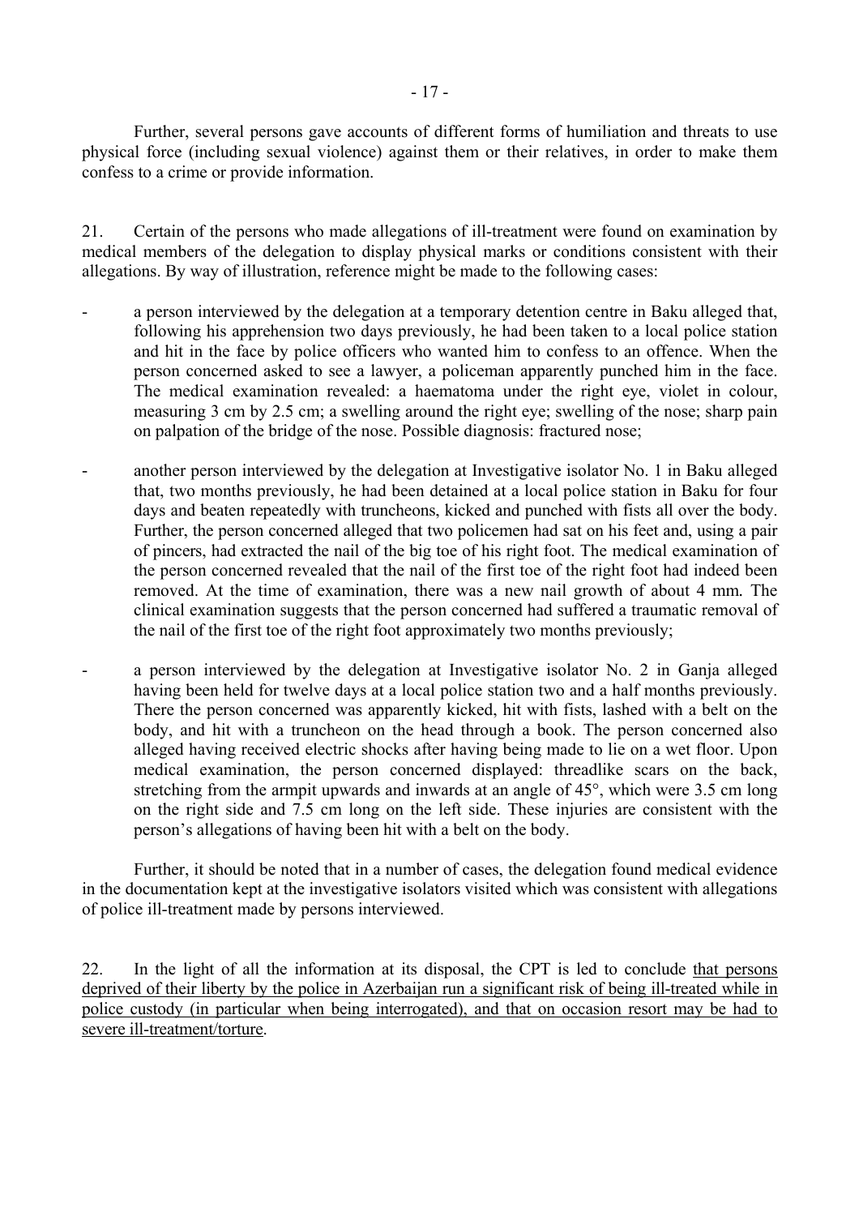Further, several persons gave accounts of different forms of humiliation and threats to use physical force (including sexual violence) against them or their relatives, in order to make them confess to a crime or provide information.

21. Certain of the persons who made allegations of ill-treatment were found on examination by medical members of the delegation to display physical marks or conditions consistent with their allegations. By way of illustration, reference might be made to the following cases:

- a person interviewed by the delegation at a temporary detention centre in Baku alleged that, following his apprehension two days previously, he had been taken to a local police station and hit in the face by police officers who wanted him to confess to an offence. When the person concerned asked to see a lawyer, a policeman apparently punched him in the face. The medical examination revealed: a haematoma under the right eye, violet in colour, measuring 3 cm by 2.5 cm; a swelling around the right eye; swelling of the nose; sharp pain on palpation of the bridge of the nose. Possible diagnosis: fractured nose;

- another person interviewed by the delegation at Investigative isolator No. 1 in Baku alleged that, two months previously, he had been detained at a local police station in Baku for four days and beaten repeatedly with truncheons, kicked and punched with fists all over the body. Further, the person concerned alleged that two policemen had sat on his feet and, using a pair of pincers, had extracted the nail of the big toe of his right foot. The medical examination of the person concerned revealed that the nail of the first toe of the right foot had indeed been removed. At the time of examination, there was a new nail growth of about 4 mm. The clinical examination suggests that the person concerned had suffered a traumatic removal of the nail of the first toe of the right foot approximately two months previously;

- a person interviewed by the delegation at Investigative isolator No. 2 in Ganja alleged having been held for twelve days at a local police station two and a half months previously. There the person concerned was apparently kicked, hit with fists, lashed with a belt on the body, and hit with a truncheon on the head through a book. The person concerned also alleged having received electric shocks after having being made to lie on a wet floor. Upon medical examination, the person concerned displayed: threadlike scars on the back, stretching from the armpit upwards and inwards at an angle of 45°, which were 3.5 cm long on the right side and 7.5 cm long on the left side. These injuries are consistent with the person's allegations of having been hit with a belt on the body.

Further, it should be noted that in a number of cases, the delegation found medical evidence in the documentation kept at the investigative isolators visited which was consistent with allegations of police ill-treatment made by persons interviewed.

22. In the light of all the information at its disposal, the CPT is led to conclude <u>that persons deprived of their liberty by the police in Azerbaijan run a significant risk of being ill-treated while in police custody (in particular when being interrogated), and that on occasion resort may be had to severe ill-treatment/torture</u>.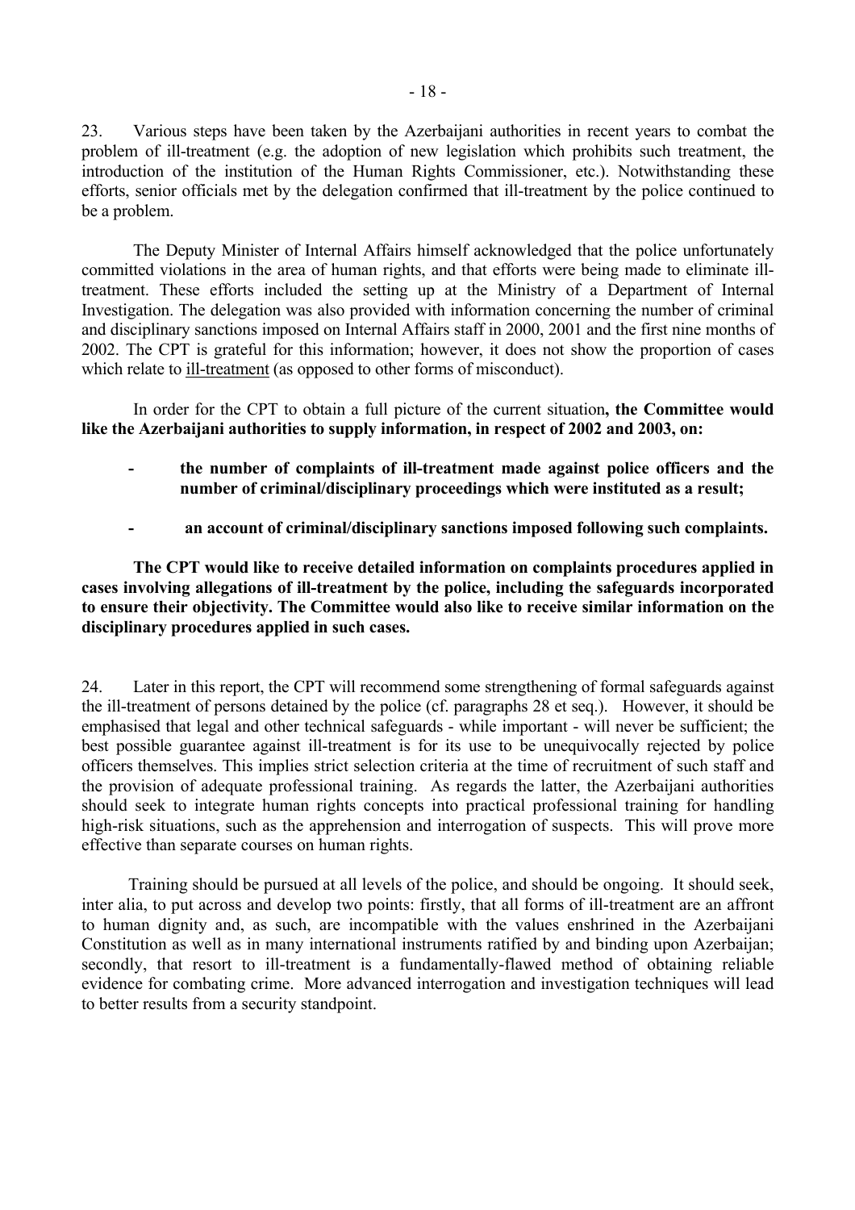23. Various steps have been taken by the Azerbaijani authorities in recent years to combat the problem of ill-treatment (e.g. the adoption of new legislation which prohibits such treatment, the introduction of the institution of the Human Rights Commissioner, etc.). Notwithstanding these efforts, senior officials met by the delegation confirmed that ill-treatment by the police continued to be a problem.

The Deputy Minister of Internal Affairs himself acknowledged that the police unfortunately committed violations in the area of human rights, and that efforts were being made to eliminate ill-treatment. These efforts included the setting up at the Ministry of a Department of Internal Investigation. The delegation was also provided with information concerning the number of criminal and disciplinary sanctions imposed on Internal Affairs staff in 2000, 2001 and the first nine months of 2002. The CPT is grateful for this information; however, it does not show the proportion of cases which relate to ill-treatment (as opposed to other forms of misconduct).

In order for the CPT to obtain a full picture of the current situation**, the Committee would like the Azerbaijani authorities to supply information, in respect of 2002 and 2003, on:**

- **the number of complaints of ill-treatment made against police officers and the number of criminal/disciplinary proceedings which were instituted as a result;**
- **an account of criminal/disciplinary sanctions imposed following such complaints.**

**The CPT would like to receive detailed information on complaints procedures applied in cases involving allegations of ill-treatment by the police, including the safeguards incorporated to ensure their objectivity. The Committee would also like to receive similar information on the disciplinary procedures applied in such cases.**

24. Later in this report, the CPT will recommend some strengthening of formal safeguards against the ill-treatment of persons detained by the police (cf. paragraphs 28 et seq.). However, it should be emphasised that legal and other technical safeguards - while important - will never be sufficient; the best possible guarantee against ill-treatment is for its use to be unequivocally rejected by police officers themselves. This implies strict selection criteria at the time of recruitment of such staff and the provision of adequate professional training. As regards the latter, the Azerbaijani authorities should seek to integrate human rights concepts into practical professional training for handling high-risk situations, such as the apprehension and interrogation of suspects. This will prove more effective than separate courses on human rights.

Training should be pursued at all levels of the police, and should be ongoing. It should seek, inter alia, to put across and develop two points: firstly, that all forms of ill-treatment are an affront to human dignity and, as such, are incompatible with the values enshrined in the Azerbaijani Constitution as well as in many international instruments ratified by and binding upon Azerbaijan; secondly, that resort to ill-treatment is a fundamentally-flawed method of obtaining reliable evidence for combating crime. More advanced interrogation and investigation techniques will lead to better results from a security standpoint.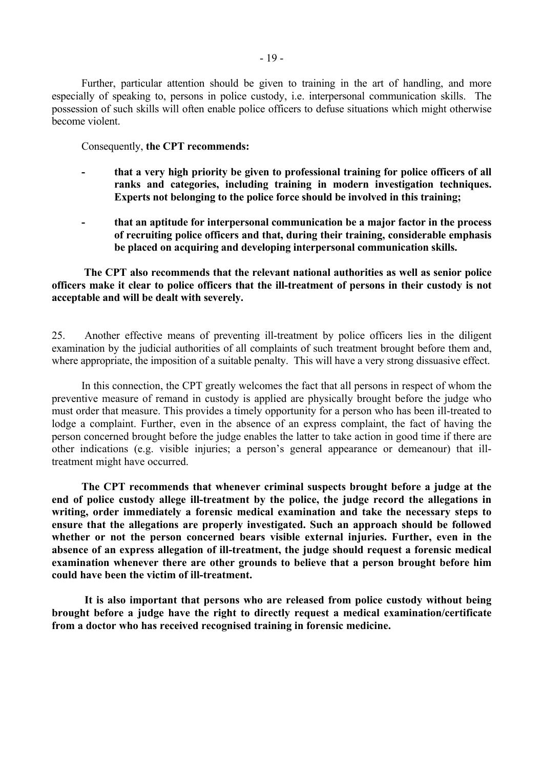Further, particular attention should be given to training in the art of handling, and more especially of speaking to, persons in police custody, i.e. interpersonal communication skills. The possession of such skills will often enable police officers to defuse situations which might otherwise become violent.

Consequently, **the CPT recommends:**

- **that a very high priority be given to professional training for police officers of all ranks and categories, including training in modern investigation techniques. Experts not belonging to the police force should be involved in this training;**

- **that an aptitude for interpersonal communication be a major factor in the process of recruiting police officers and that, during their training, considerable emphasis be placed on acquiring and developing interpersonal communication skills.**

**The CPT also recommends that the relevant national authorities as well as senior police officers make it clear to police officers that the ill-treatment of persons in their custody is not acceptable and will be dealt with severely.**

25. Another effective means of preventing ill-treatment by police officers lies in the diligent examination by the judicial authorities of all complaints of such treatment brought before them and, where appropriate, the imposition of a suitable penalty. This will have a very strong dissuasive effect.

In this connection, the CPT greatly welcomes the fact that all persons in respect of whom the preventive measure of remand in custody is applied are physically brought before the judge who must order that measure. This provides a timely opportunity for a person who has been ill-treated to lodge a complaint. Further, even in the absence of an express complaint, the fact of having the person concerned brought before the judge enables the latter to take action in good time if there are other indications (e.g. visible injuries; a person's general appearance or demeanour) that ill-treatment might have occurred.

**The CPT recommends that whenever criminal suspects brought before a judge at the end of police custody allege ill-treatment by the police, the judge record the allegations in writing, order immediately a forensic medical examination and take the necessary steps to ensure that the allegations are properly investigated. Such an approach should be followed whether or not the person concerned bears visible external injuries. Further, even in the absence of an express allegation of ill-treatment, the judge should request a forensic medical examination whenever there are other grounds to believe that a person brought before him could have been the victim of ill-treatment.**

**It is also important that persons who are released from police custody without being brought before a judge have the right to directly request a medical examination/certificate from a doctor who has received recognised training in forensic medicine.**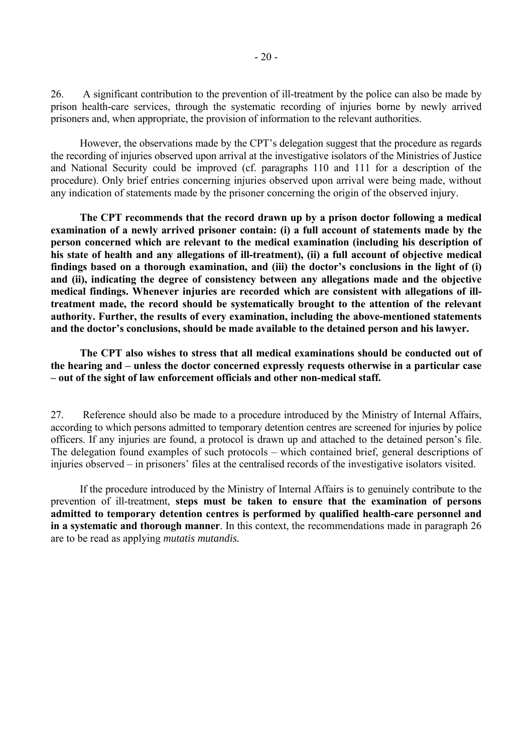26. A significant contribution to the prevention of ill-treatment by the police can also be made by prison health-care services, through the systematic recording of injuries borne by newly arrived prisoners and, when appropriate, the provision of information to the relevant authorities.

However, the observations made by the CPT's delegation suggest that the procedure as regards the recording of injuries observed upon arrival at the investigative isolators of the Ministries of Justice and National Security could be improved (cf. paragraphs 110 and 111 for a description of the procedure). Only brief entries concerning injuries observed upon arrival were being made, without any indication of statements made by the prisoner concerning the origin of the observed injury.

**The CPT recommends that the record drawn up by a prison doctor following a medical examination of a newly arrived prisoner contain: (i) a full account of statements made by the person concerned which are relevant to the medical examination (including his description of his state of health and any allegations of ill-treatment), (ii) a full account of objective medical findings based on a thorough examination, and (iii) the doctor's conclusions in the light of (i) and (ii), indicating the degree of consistency between any allegations made and the objective medical findings. Whenever injuries are recorded which are consistent with allegations of ill-treatment made, the record should be systematically brought to the attention of the relevant authority. Further, the results of every examination, including the above-mentioned statements and the doctor's conclusions, should be made available to the detained person and his lawyer.**

**The CPT also wishes to stress that all medical examinations should be conducted out of the hearing and – unless the doctor concerned expressly requests otherwise in a particular case – out of the sight of law enforcement officials and other non-medical staff.**

27. Reference should also be made to a procedure introduced by the Ministry of Internal Affairs, according to which persons admitted to temporary detention centres are screened for injuries by police officers. If any injuries are found, a protocol is drawn up and attached to the detained person's file. The delegation found examples of such protocols – which contained brief, general descriptions of injuries observed – in prisoners' files at the centralised records of the investigative isolators visited.

If the procedure introduced by the Ministry of Internal Affairs is to genuinely contribute to the prevention of ill-treatment, **steps must be taken to ensure that the examination of persons admitted to temporary detention centres is performed by qualified health-care personnel and in a systematic and thorough manner**. In this context, the recommendations made in paragraph 26 are to be read as applying *mutatis mutandis.*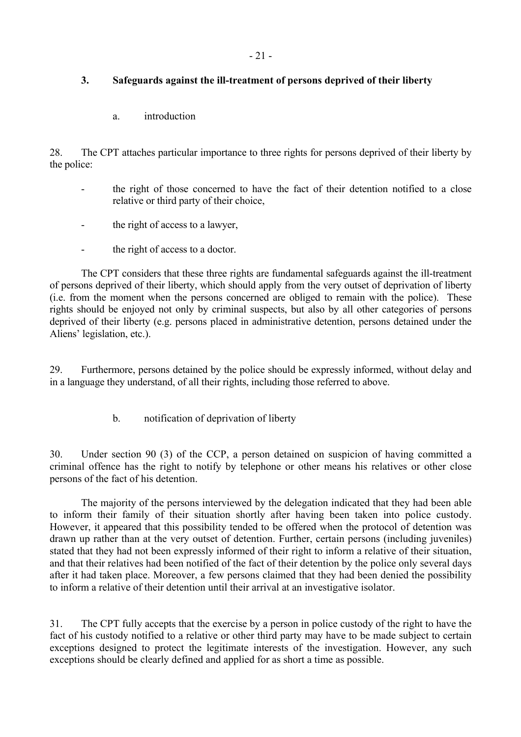### 3. Safeguards against the ill-treatment of persons deprived of their liberty

#### a. introduction

28. The CPT attaches particular importance to three rights for persons deprived of their liberty by the police:

- the right of those concerned to have the fact of their detention notified to a close relative or third party of their choice,
- the right of access to a lawyer,
- the right of access to a doctor.

The CPT considers that these three rights are fundamental safeguards against the ill-treatment of persons deprived of their liberty, which should apply from the very outset of deprivation of liberty (i.e. from the moment when the persons concerned are obliged to remain with the police). These rights should be enjoyed not only by criminal suspects, but also by all other categories of persons deprived of their liberty (e.g. persons placed in administrative detention, persons detained under the Aliens' legislation, etc.).

29. Furthermore, persons detained by the police should be expressly informed, without delay and in a language they understand, of all their rights, including those referred to above.

#### b. notification of deprivation of liberty

30. Under section 90 (3) of the CCP, a person detained on suspicion of having committed a criminal offence has the right to notify by telephone or other means his relatives or other close persons of the fact of his detention.

The majority of the persons interviewed by the delegation indicated that they had been able to inform their family of their situation shortly after having been taken into police custody. However, it appeared that this possibility tended to be offered when the protocol of detention was drawn up rather than at the very outset of detention. Further, certain persons (including juveniles) stated that they had not been expressly informed of their right to inform a relative of their situation, and that their relatives had been notified of the fact of their detention by the police only several days after it had taken place. Moreover, a few persons claimed that they had been denied the possibility to inform a relative of their detention until their arrival at an investigative isolator.

31. The CPT fully accepts that the exercise by a person in police custody of the right to have the fact of his custody notified to a relative or other third party may have to be made subject to certain exceptions designed to protect the legitimate interests of the investigation. However, any such exceptions should be clearly defined and applied for as short a time as possible.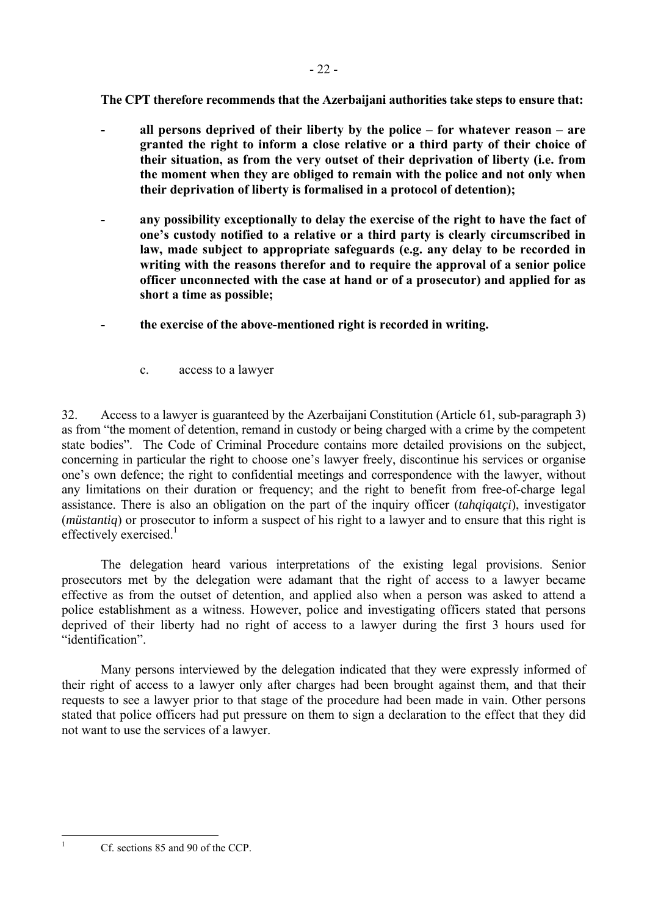**The CPT therefore recommends that the Azerbaijani authorities take steps to ensure that:**

- **all persons deprived of their liberty by the police – for whatever reason – are granted the right to inform a close relative or a third party of their choice of their situation, as from the very outset of their deprivation of liberty (i.e. from the moment when they are obliged to remain with the police and not only when their deprivation of liberty is formalised in a protocol of detention);**

- **any possibility exceptionally to delay the exercise of the right to have the fact of one's custody notified to a relative or a third party is clearly circumscribed in law, made subject to appropriate safeguards (e.g. any delay to be recorded in writing with the reasons therefor and to require the approval of a senior police officer unconnected with the case at hand or of a prosecutor) and applied for as short a time as possible;**

- **the exercise of the above-mentioned right is recorded in writing.**

c. access to a lawyer

32. Access to a lawyer is guaranteed by the Azerbaijani Constitution (Article 61, sub-paragraph 3) as from "the moment of detention, remand in custody or being charged with a crime by the competent state bodies". The Code of Criminal Procedure contains more detailed provisions on the subject, concerning in particular the right to choose one's lawyer freely, discontinue his services or organise one's own defence; the right to confidential meetings and correspondence with the lawyer, without any limitations on their duration or frequency; and the right to benefit from free-of-charge legal assistance. There is also an obligation on the part of the inquiry officer (*tahqiqatçi*), investigator (*müstantiq*) or prosecutor to inform a suspect of his right to a lawyer and to ensure that this right is effectively exercised.[1]

The delegation heard various interpretations of the existing legal provisions. Senior prosecutors met by the delegation were adamant that the right of access to a lawyer became effective as from the outset of detention, and applied also when a person was asked to attend a police establishment as a witness. However, police and investigating officers stated that persons deprived of their liberty had no right of access to a lawyer during the first 3 hours used for "identification".

Many persons interviewed by the delegation indicated that they were expressly informed of their right of access to a lawyer only after charges had been brought against them, and that their requests to see a lawyer prior to that stage of the procedure had been made in vain. Other persons stated that police officers had put pressure on them to sign a declaration to the effect that they did not want to use the services of a lawyer.

[1] Cf. sections 85 and 90 of the CCP.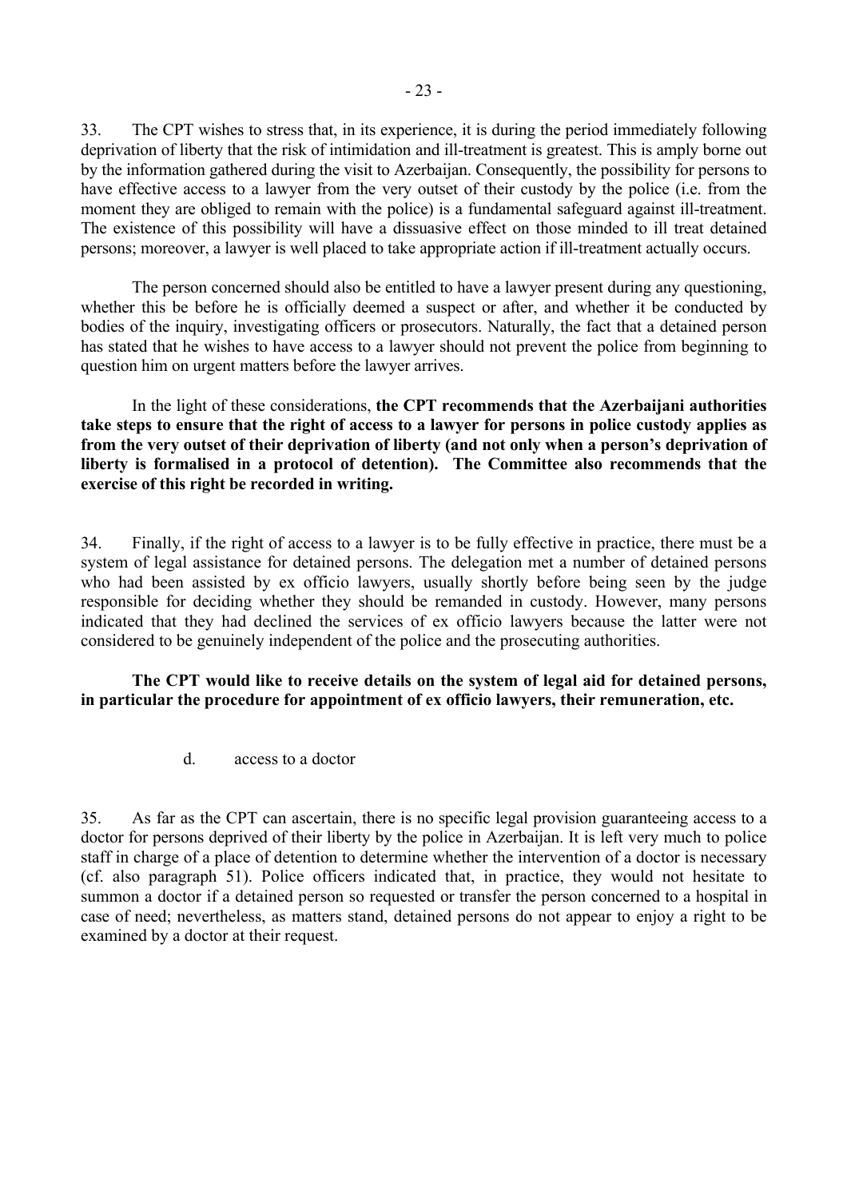33. The CPT wishes to stress that, in its experience, it is during the period immediately following deprivation of liberty that the risk of intimidation and ill-treatment is greatest. This is amply borne out by the information gathered during the visit to Azerbaijan. Consequently, the possibility for persons to have effective access to a lawyer from the very outset of their custody by the police (i.e. from the moment they are obliged to remain with the police) is a fundamental safeguard against ill-treatment. The existence of this possibility will have a dissuasive effect on those minded to ill treat detained persons; moreover, a lawyer is well placed to take appropriate action if ill-treatment actually occurs.

The person concerned should also be entitled to have a lawyer present during any questioning, whether this be before he is officially deemed a suspect or after, and whether it be conducted by bodies of the inquiry, investigating officers or prosecutors. Naturally, the fact that a detained person has stated that he wishes to have access to a lawyer should not prevent the police from beginning to question him on urgent matters before the lawyer arrives.

In the light of these considerations, **the CPT recommends that the Azerbaijani authorities take steps to ensure that the right of access to a lawyer for persons in police custody applies as from the very outset of their deprivation of liberty (and not only when a person's deprivation of liberty is formalised in a protocol of detention). The Committee also recommends that the exercise of this right be recorded in writing.**

34. Finally, if the right of access to a lawyer is to be fully effective in practice, there must be a system of legal assistance for detained persons. The delegation met a number of detained persons who had been assisted by ex officio lawyers, usually shortly before being seen by the judge responsible for deciding whether they should be remanded in custody. However, many persons indicated that they had declined the services of ex officio lawyers because the latter were not considered to be genuinely independent of the police and the prosecuting authorities.

**The CPT would like to receive details on the system of legal aid for detained persons, in particular the procedure for appointment of ex officio lawyers, their remuneration, etc.**

d. access to a doctor

35. As far as the CPT can ascertain, there is no specific legal provision guaranteeing access to a doctor for persons deprived of their liberty by the police in Azerbaijan. It is left very much to police staff in charge of a place of detention to determine whether the intervention of a doctor is necessary (cf. also paragraph 51). Police officers indicated that, in practice, they would not hesitate to summon a doctor if a detained person so requested or transfer the person concerned to a hospital in case of need; nevertheless, as matters stand, detained persons do not appear to enjoy a right to be examined by a doctor at their request.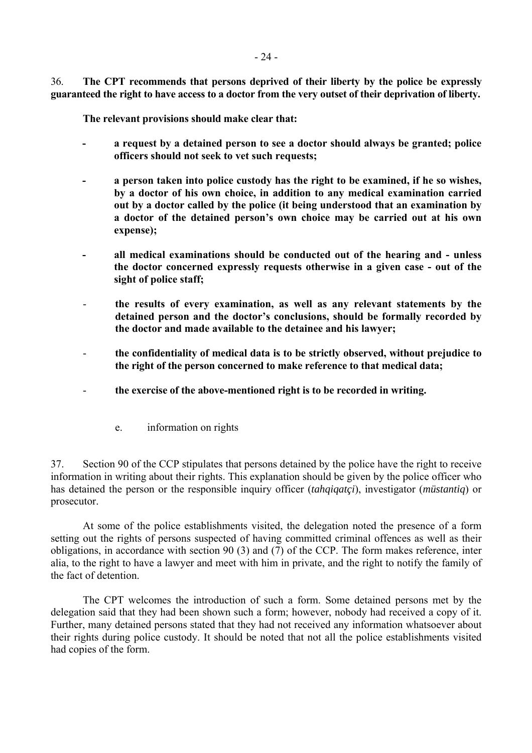36. **The CPT recommends that persons deprived of their liberty by the police be expressly guaranteed the right to have access to a doctor from the very outset of their deprivation of liberty.**

**The relevant provisions should make clear that:**

- **a request by a detained person to see a doctor should always be granted; police officers should not seek to vet such requests;**
- **a person taken into police custody has the right to be examined, if he so wishes, by a doctor of his own choice, in addition to any medical examination carried out by a doctor called by the police (it being understood that an examination by a doctor of the detained person's own choice may be carried out at his own expense);**
- **all medical examinations should be conducted out of the hearing and - unless the doctor concerned expressly requests otherwise in a given case - out of the sight of police staff;**
- **the results of every examination, as well as any relevant statements by the detained person and the doctor's conclusions, should be formally recorded by the doctor and made available to the detainee and his lawyer;**
- **the confidentiality of medical data is to be strictly observed, without prejudice to the right of the person concerned to make reference to that medical data;**
- **the exercise of the above-mentioned right is to be recorded in writing.**

e. information on rights

37. Section 90 of the CCP stipulates that persons detained by the police have the right to receive information in writing about their rights. This explanation should be given by the police officer who has detained the person or the responsible inquiry officer (*tahqiqatçi*), investigator (*müstantiq*) or prosecutor.

At some of the police establishments visited, the delegation noted the presence of a form setting out the rights of persons suspected of having committed criminal offences as well as their obligations, in accordance with section 90 (3) and (7) of the CCP. The form makes reference, inter alia, to the right to have a lawyer and meet with him in private, and the right to notify the family of the fact of detention.

The CPT welcomes the introduction of such a form. Some detained persons met by the delegation said that they had been shown such a form; however, nobody had received a copy of it. Further, many detained persons stated that they had not received any information whatsoever about their rights during police custody. It should be noted that not all the police establishments visited had copies of the form.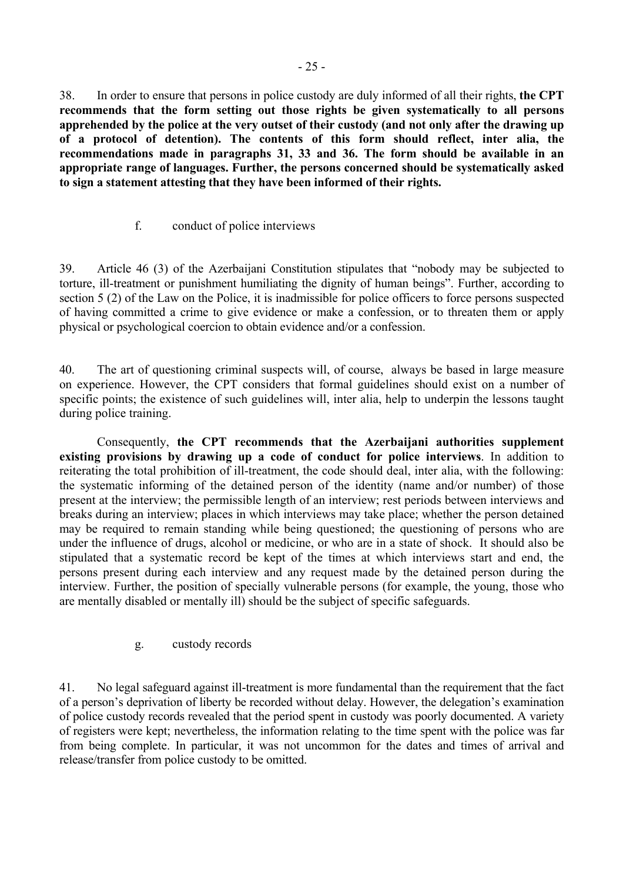38. In order to ensure that persons in police custody are duly informed of all their rights, **the CPT recommends that the form setting out those rights be given systematically to all persons apprehended by the police at the very outset of their custody (and not only after the drawing up of a protocol of detention). The contents of this form should reflect, inter alia, the recommendations made in paragraphs 31, 33 and 36. The form should be available in an appropriate range of languages. Further, the persons concerned should be systematically asked to sign a statement attesting that they have been informed of their rights.**

### f. conduct of police interviews

39. Article 46 (3) of the Azerbaijani Constitution stipulates that "nobody may be subjected to torture, ill-treatment or punishment humiliating the dignity of human beings". Further, according to section 5 (2) of the Law on the Police, it is inadmissible for police officers to force persons suspected of having committed a crime to give evidence or make a confession, or to threaten them or apply physical or psychological coercion to obtain evidence and/or a confession.

40. The art of questioning criminal suspects will, of course, always be based in large measure on experience. However, the CPT considers that formal guidelines should exist on a number of specific points; the existence of such guidelines will, inter alia, help to underpin the lessons taught during police training.

Consequently, **the CPT recommends that the Azerbaijani authorities supplement existing provisions by drawing up a code of conduct for police interviews**. In addition to reiterating the total prohibition of ill-treatment, the code should deal, inter alia, with the following: the systematic informing of the detained person of the identity (name and/or number) of those present at the interview; the permissible length of an interview; rest periods between interviews and breaks during an interview; places in which interviews may take place; whether the person detained may be required to remain standing while being questioned; the questioning of persons who are under the influence of drugs, alcohol or medicine, or who are in a state of shock. It should also be stipulated that a systematic record be kept of the times at which interviews start and end, the persons present during each interview and any request made by the detained person during the interview. Further, the position of specially vulnerable persons (for example, the young, those who are mentally disabled or mentally ill) should be the subject of specific safeguards.

### g. custody records

41. No legal safeguard against ill-treatment is more fundamental than the requirement that the fact of a person's deprivation of liberty be recorded without delay. However, the delegation's examination of police custody records revealed that the period spent in custody was poorly documented. A variety of registers were kept; nevertheless, the information relating to the time spent with the police was far from being complete. In particular, it was not uncommon for the dates and times of arrival and release/transfer from police custody to be omitted.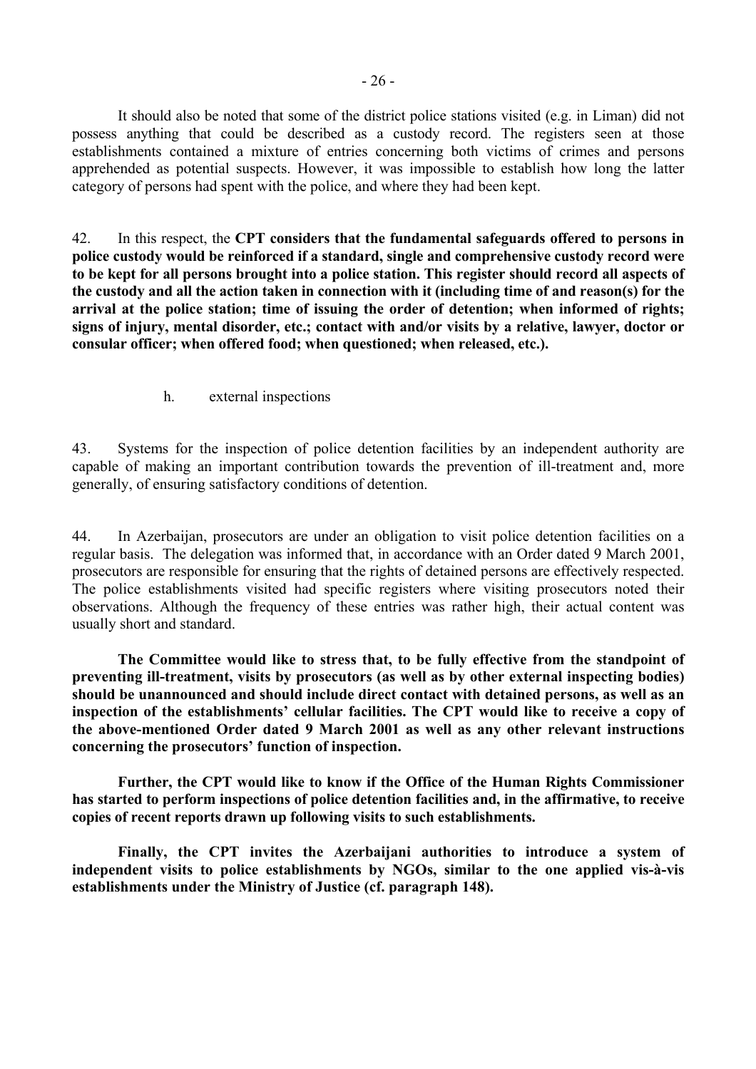It should also be noted that some of the district police stations visited (e.g. in Liman) did not possess anything that could be described as a custody record. The registers seen at those establishments contained a mixture of entries concerning both victims of crimes and persons apprehended as potential suspects. However, it was impossible to establish how long the latter category of persons had spent with the police, and where they had been kept.

42. In this respect, the **CPT considers that the fundamental safeguards offered to persons in police custody would be reinforced if a standard, single and comprehensive custody record were to be kept for all persons brought into a police station. This register should record all aspects of the custody and all the action taken in connection with it (including time of and reason(s) for the arrival at the police station; time of issuing the order of detention; when informed of rights; signs of injury, mental disorder, etc.; contact with and/or visits by a relative, lawyer, doctor or consular officer; when offered food; when questioned; when released, etc.).**

### h. external inspections

43. Systems for the inspection of police detention facilities by an independent authority are capable of making an important contribution towards the prevention of ill-treatment and, more generally, of ensuring satisfactory conditions of detention.

44. In Azerbaijan, prosecutors are under an obligation to visit police detention facilities on a regular basis. The delegation was informed that, in accordance with an Order dated 9 March 2001, prosecutors are responsible for ensuring that the rights of detained persons are effectively respected. The police establishments visited had specific registers where visiting prosecutors noted their observations. Although the frequency of these entries was rather high, their actual content was usually short and standard.

**The Committee would like to stress that, to be fully effective from the standpoint of preventing ill-treatment, visits by prosecutors (as well as by other external inspecting bodies) should be unannounced and should include direct contact with detained persons, as well as an inspection of the establishments' cellular facilities. The CPT would like to receive a copy of the above-mentioned Order dated 9 March 2001 as well as any other relevant instructions concerning the prosecutors' function of inspection.**

**Further, the CPT would like to know if the Office of the Human Rights Commissioner has started to perform inspections of police detention facilities and, in the affirmative, to receive copies of recent reports drawn up following visits to such establishments.**

**Finally, the CPT invites the Azerbaijani authorities to introduce a system of independent visits to police establishments by NGOs, similar to the one applied vis-à-vis establishments under the Ministry of Justice (cf. paragraph 148).**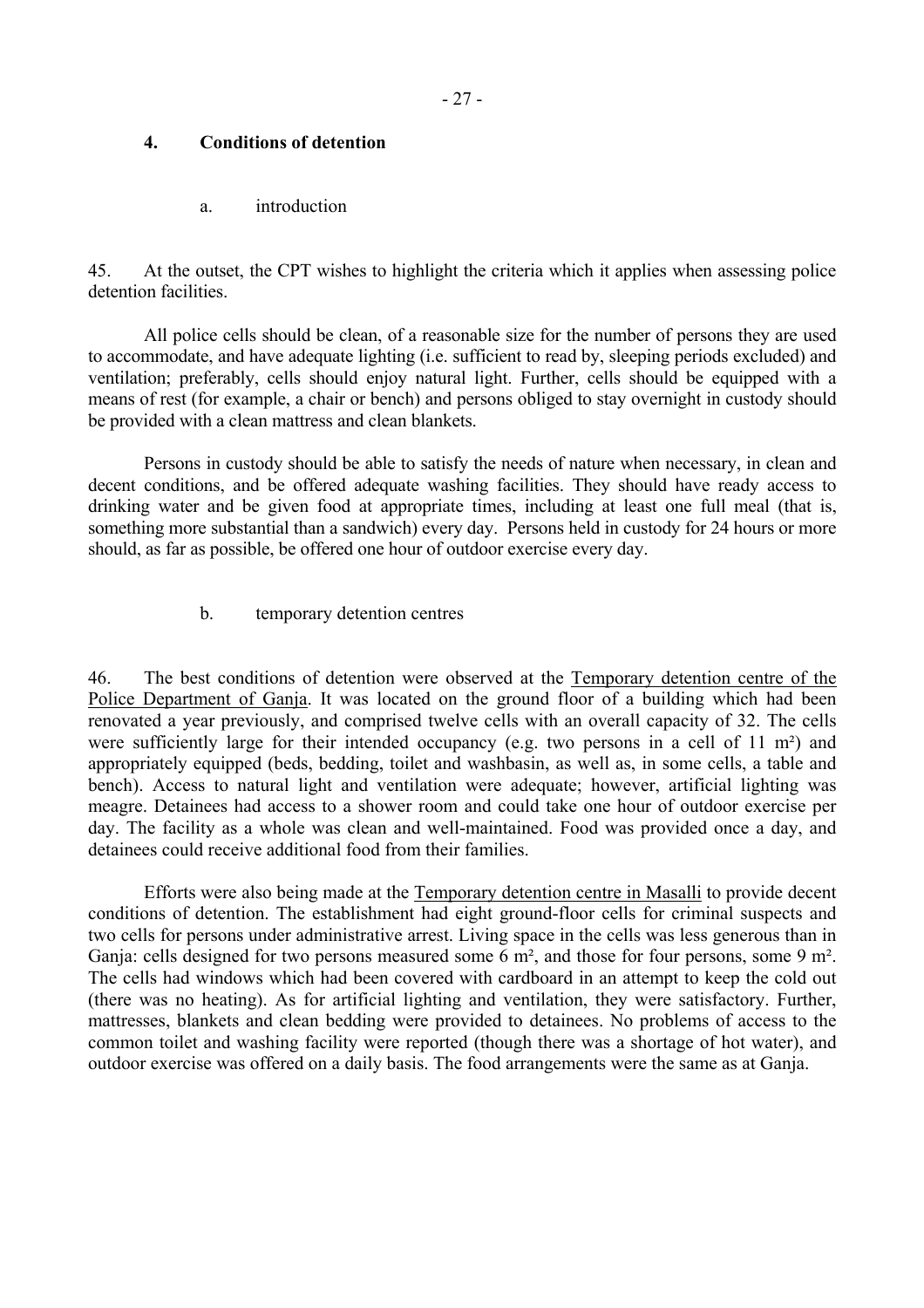## 4. Conditions of detention

### a. introduction

45. At the outset, the CPT wishes to highlight the criteria which it applies when assessing police detention facilities.

All police cells should be clean, of a reasonable size for the number of persons they are used to accommodate, and have adequate lighting (i.e. sufficient to read by, sleeping periods excluded) and ventilation; preferably, cells should enjoy natural light. Further, cells should be equipped with a means of rest (for example, a chair or bench) and persons obliged to stay overnight in custody should be provided with a clean mattress and clean blankets.

Persons in custody should be able to satisfy the needs of nature when necessary, in clean and decent conditions, and be offered adequate washing facilities. They should have ready access to drinking water and be given food at appropriate times, including at least one full meal (that is, something more substantial than a sandwich) every day. Persons held in custody for 24 hours or more should, as far as possible, be offered one hour of outdoor exercise every day.

### b. temporary detention centres

46. The best conditions of detention were observed at the Temporary detention centre of the Police Department of Ganja. It was located on the ground floor of a building which had been renovated a year previously, and comprised twelve cells with an overall capacity of 32. The cells were sufficiently large for their intended occupancy (e.g. two persons in a cell of 11 m²) and appropriately equipped (beds, bedding, toilet and washbasin, as well as, in some cells, a table and bench). Access to natural light and ventilation were adequate; however, artificial lighting was meagre. Detainees had access to a shower room and could take one hour of outdoor exercise per day. The facility as a whole was clean and well-maintained. Food was provided once a day, and detainees could receive additional food from their families.

Efforts were also being made at the Temporary detention centre in Masalli to provide decent conditions of detention. The establishment had eight ground-floor cells for criminal suspects and two cells for persons under administrative arrest. Living space in the cells was less generous than in Ganja: cells designed for two persons measured some 6 m², and those for four persons, some 9 m². The cells had windows which had been covered with cardboard in an attempt to keep the cold out (there was no heating). As for artificial lighting and ventilation, they were satisfactory. Further, mattresses, blankets and clean bedding were provided to detainees. No problems of access to the common toilet and washing facility were reported (though there was a shortage of hot water), and outdoor exercise was offered on a daily basis. The food arrangements were the same as at Ganja.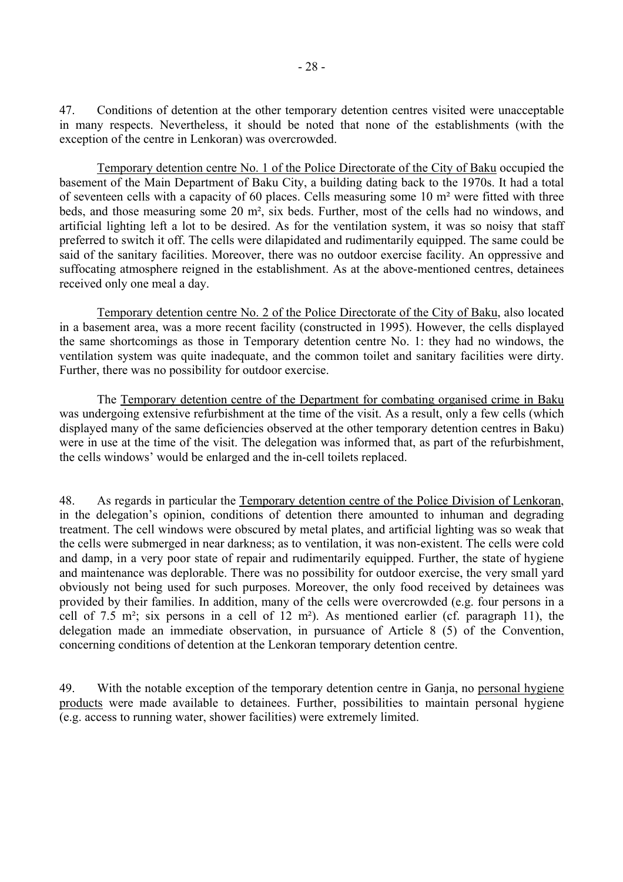47. Conditions of detention at the other temporary detention centres visited were unacceptable in many respects. Nevertheless, it should be noted that none of the establishments (with the exception of the centre in Lenkoran) was overcrowded.

Temporary detention centre No. 1 of the Police Directorate of the City of Baku occupied the basement of the Main Department of Baku City, a building dating back to the 1970s. It had a total of seventeen cells with a capacity of 60 places. Cells measuring some 10 m² were fitted with three beds, and those measuring some 20 m², six beds. Further, most of the cells had no windows, and artificial lighting left a lot to be desired. As for the ventilation system, it was so noisy that staff preferred to switch it off. The cells were dilapidated and rudimentarily equipped. The same could be said of the sanitary facilities. Moreover, there was no outdoor exercise facility. An oppressive and suffocating atmosphere reigned in the establishment. As at the above-mentioned centres, detainees received only one meal a day.

Temporary detention centre No. 2 of the Police Directorate of the City of Baku, also located in a basement area, was a more recent facility (constructed in 1995). However, the cells displayed the same shortcomings as those in Temporary detention centre No. 1: they had no windows, the ventilation system was quite inadequate, and the common toilet and sanitary facilities were dirty. Further, there was no possibility for outdoor exercise.

The Temporary detention centre of the Department for combating organised crime in Baku was undergoing extensive refurbishment at the time of the visit. As a result, only a few cells (which displayed many of the same deficiencies observed at the other temporary detention centres in Baku) were in use at the time of the visit. The delegation was informed that, as part of the refurbishment, the cells windows' would be enlarged and the in-cell toilets replaced.

48. As regards in particular the Temporary detention centre of the Police Division of Lenkoran, in the delegation's opinion, conditions of detention there amounted to inhuman and degrading treatment. The cell windows were obscured by metal plates, and artificial lighting was so weak that the cells were submerged in near darkness; as to ventilation, it was non-existent. The cells were cold and damp, in a very poor state of repair and rudimentarily equipped. Further, the state of hygiene and maintenance was deplorable. There was no possibility for outdoor exercise, the very small yard obviously not being used for such purposes. Moreover, the only food received by detainees was provided by their families. In addition, many of the cells were overcrowded (e.g. four persons in a cell of 7.5 m²; six persons in a cell of 12 m²). As mentioned earlier (cf. paragraph 11), the delegation made an immediate observation, in pursuance of Article 8 (5) of the Convention, concerning conditions of detention at the Lenkoran temporary detention centre.

49. With the notable exception of the temporary detention centre in Ganja, no personal hygiene products were made available to detainees. Further, possibilities to maintain personal hygiene (e.g. access to running water, shower facilities) were extremely limited.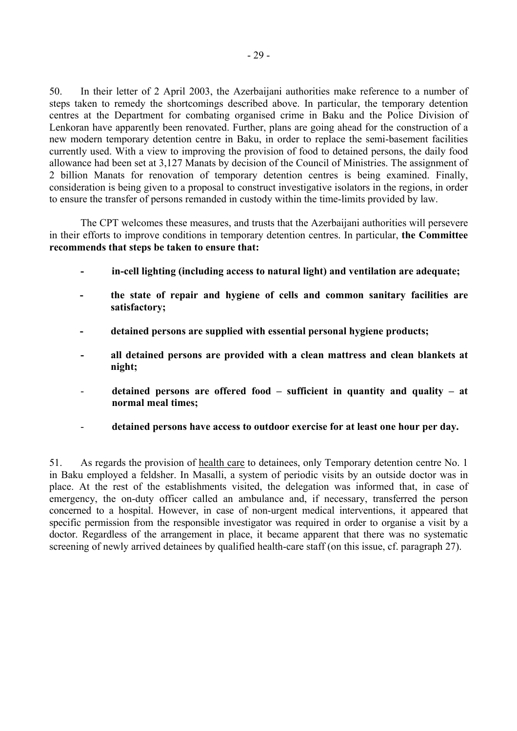50. In their letter of 2 April 2003, the Azerbaijani authorities make reference to a number of steps taken to remedy the shortcomings described above. In particular, the temporary detention centres at the Department for combating organised crime in Baku and the Police Division of Lenkoran have apparently been renovated. Further, plans are going ahead for the construction of a new modern temporary detention centre in Baku, in order to replace the semi-basement facilities currently used. With a view to improving the provision of food to detained persons, the daily food allowance had been set at 3,127 Manats by decision of the Council of Ministries. The assignment of 2 billion Manats for renovation of temporary detention centres is being examined. Finally, consideration is being given to a proposal to construct investigative isolators in the regions, in order to ensure the transfer of persons remanded in custody within the time-limits provided by law.

The CPT welcomes these measures, and trusts that the Azerbaijani authorities will persevere in their efforts to improve conditions in temporary detention centres. In particular, **the Committee recommends that steps be taken to ensure that:**

- **in-cell lighting (including access to natural light) and ventilation are adequate;**
- **the state of repair and hygiene of cells and common sanitary facilities are satisfactory;**
- **detained persons are supplied with essential personal hygiene products;**
- **all detained persons are provided with a clean mattress and clean blankets at night;**
- **detained persons are offered food – sufficient in quantity and quality – at normal meal times;**
- **detained persons have access to outdoor exercise for at least one hour per day.**

51. As regards the provision of health care to detainees, only Temporary detention centre No. 1 in Baku employed a feldsher. In Masalli, a system of periodic visits by an outside doctor was in place. At the rest of the establishments visited, the delegation was informed that, in case of emergency, the on-duty officer called an ambulance and, if necessary, transferred the person concerned to a hospital. However, in case of non-urgent medical interventions, it appeared that specific permission from the responsible investigator was required in order to organise a visit by a doctor. Regardless of the arrangement in place, it became apparent that there was no systematic screening of newly arrived detainees by qualified health-care staff (on this issue, cf. paragraph 27).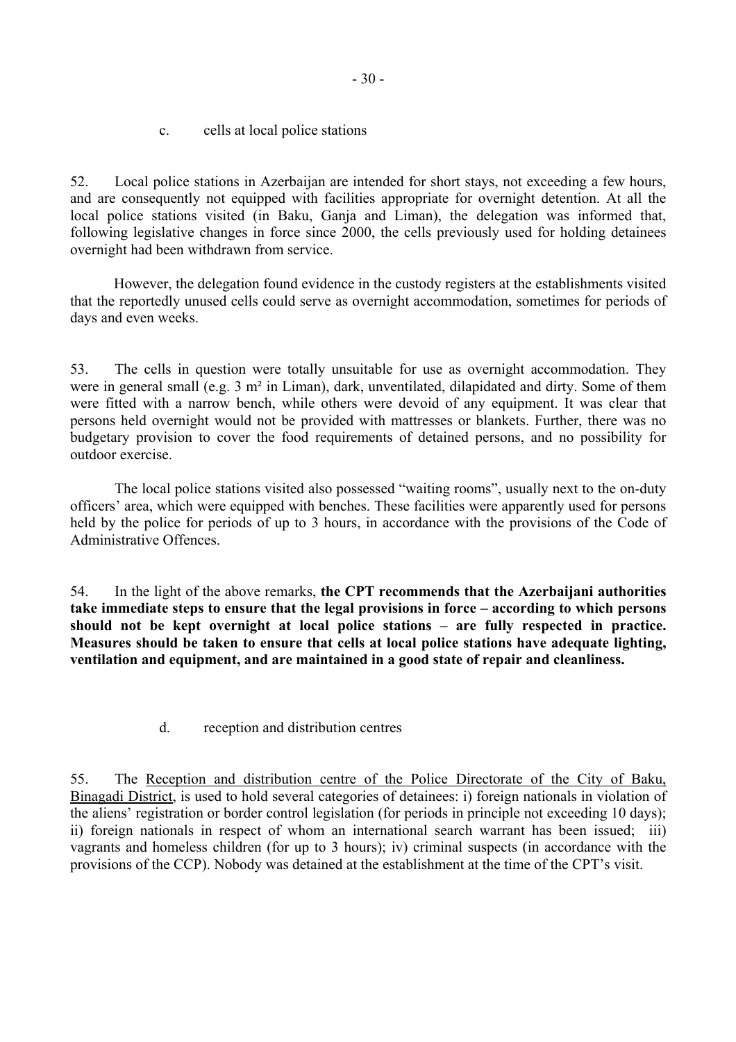### c. cells at local police stations

52. Local police stations in Azerbaijan are intended for short stays, not exceeding a few hours, and are consequently not equipped with facilities appropriate for overnight detention. At all the local police stations visited (in Baku, Ganja and Liman), the delegation was informed that, following legislative changes in force since 2000, the cells previously used for holding detainees overnight had been withdrawn from service.

However, the delegation found evidence in the custody registers at the establishments visited that the reportedly unused cells could serve as overnight accommodation, sometimes for periods of days and even weeks.

53. The cells in question were totally unsuitable for use as overnight accommodation. They were in general small (e.g. 3 m² in Liman), dark, unventilated, dilapidated and dirty. Some of them were fitted with a narrow bench, while others were devoid of any equipment. It was clear that persons held overnight would not be provided with mattresses or blankets. Further, there was no budgetary provision to cover the food requirements of detained persons, and no possibility for outdoor exercise.

The local police stations visited also possessed "waiting rooms", usually next to the on-duty officers' area, which were equipped with benches. These facilities were apparently used for persons held by the police for periods of up to 3 hours, in accordance with the provisions of the Code of Administrative Offences.

54. In the light of the above remarks, **the CPT recommends that the Azerbaijani authorities take immediate steps to ensure that the legal provisions in force – according to which persons should not be kept overnight at local police stations – are fully respected in practice. Measures should be taken to ensure that cells at local police stations have adequate lighting, ventilation and equipment, and are maintained in a good state of repair and cleanliness.**

### d. reception and distribution centres

55. The Reception and distribution centre of the Police Directorate of the City of Baku, Binagadi District, is used to hold several categories of detainees: i) foreign nationals in violation of the aliens' registration or border control legislation (for periods in principle not exceeding 10 days); ii) foreign nationals in respect of whom an international search warrant has been issued; iii) vagrants and homeless children (for up to 3 hours); iv) criminal suspects (in accordance with the provisions of the CCP). Nobody was detained at the establishment at the time of the CPT's visit.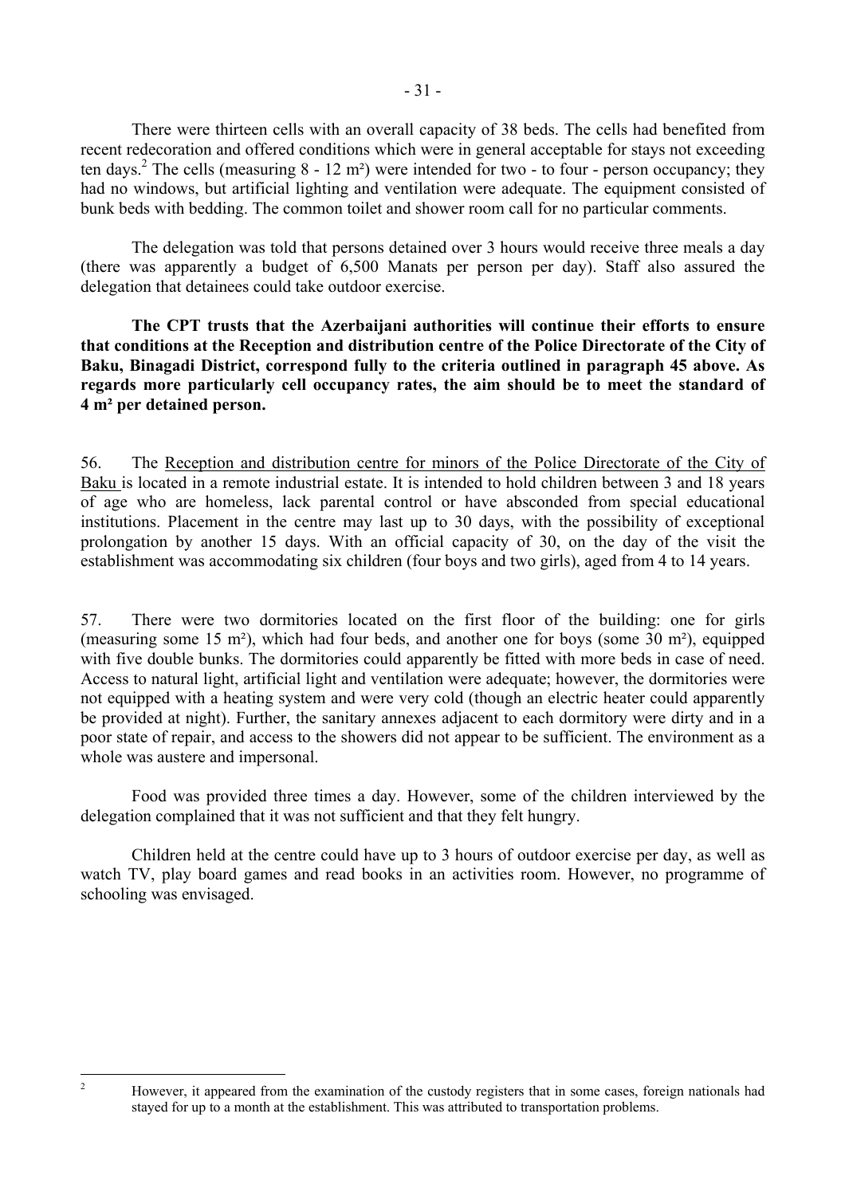There were thirteen cells with an overall capacity of 38 beds. The cells had benefited from recent redecoration and offered conditions which were in general acceptable for stays not exceeding ten days.[2] The cells (measuring 8 - 12 m²) were intended for two - to four - person occupancy; they had no windows, but artificial lighting and ventilation were adequate. The equipment consisted of bunk beds with bedding. The common toilet and shower room call for no particular comments.

The delegation was told that persons detained over 3 hours would receive three meals a day (there was apparently a budget of 6,500 Manats per person per day). Staff also assured the delegation that detainees could take outdoor exercise.

**The CPT trusts that the Azerbaijani authorities will continue their efforts to ensure that conditions at the Reception and distribution centre of the Police Directorate of the City of Baku, Binagadi District, correspond fully to the criteria outlined in paragraph 45 above. As regards more particularly cell occupancy rates, the aim should be to meet the standard of 4 m² per detained person.**

56. The Reception and distribution centre for minors of the Police Directorate of the City of Baku is located in a remote industrial estate. It is intended to hold children between 3 and 18 years of age who are homeless, lack parental control or have absconded from special educational institutions. Placement in the centre may last up to 30 days, with the possibility of exceptional prolongation by another 15 days. With an official capacity of 30, on the day of the visit the establishment was accommodating six children (four boys and two girls), aged from 4 to 14 years.

57. There were two dormitories located on the first floor of the building: one for girls (measuring some 15 m²), which had four beds, and another one for boys (some 30 m²), equipped with five double bunks. The dormitories could apparently be fitted with more beds in case of need. Access to natural light, artificial light and ventilation were adequate; however, the dormitories were not equipped with a heating system and were very cold (though an electric heater could apparently be provided at night). Further, the sanitary annexes adjacent to each dormitory were dirty and in a poor state of repair, and access to the showers did not appear to be sufficient. The environment as a whole was austere and impersonal.

Food was provided three times a day. However, some of the children interviewed by the delegation complained that it was not sufficient and that they felt hungry.

Children held at the centre could have up to 3 hours of outdoor exercise per day, as well as watch TV, play board games and read books in an activities room. However, no programme of schooling was envisaged.

[2] However, it appeared from the examination of the custody registers that in some cases, foreign nationals had stayed for up to a month at the establishment. This was attributed to transportation problems.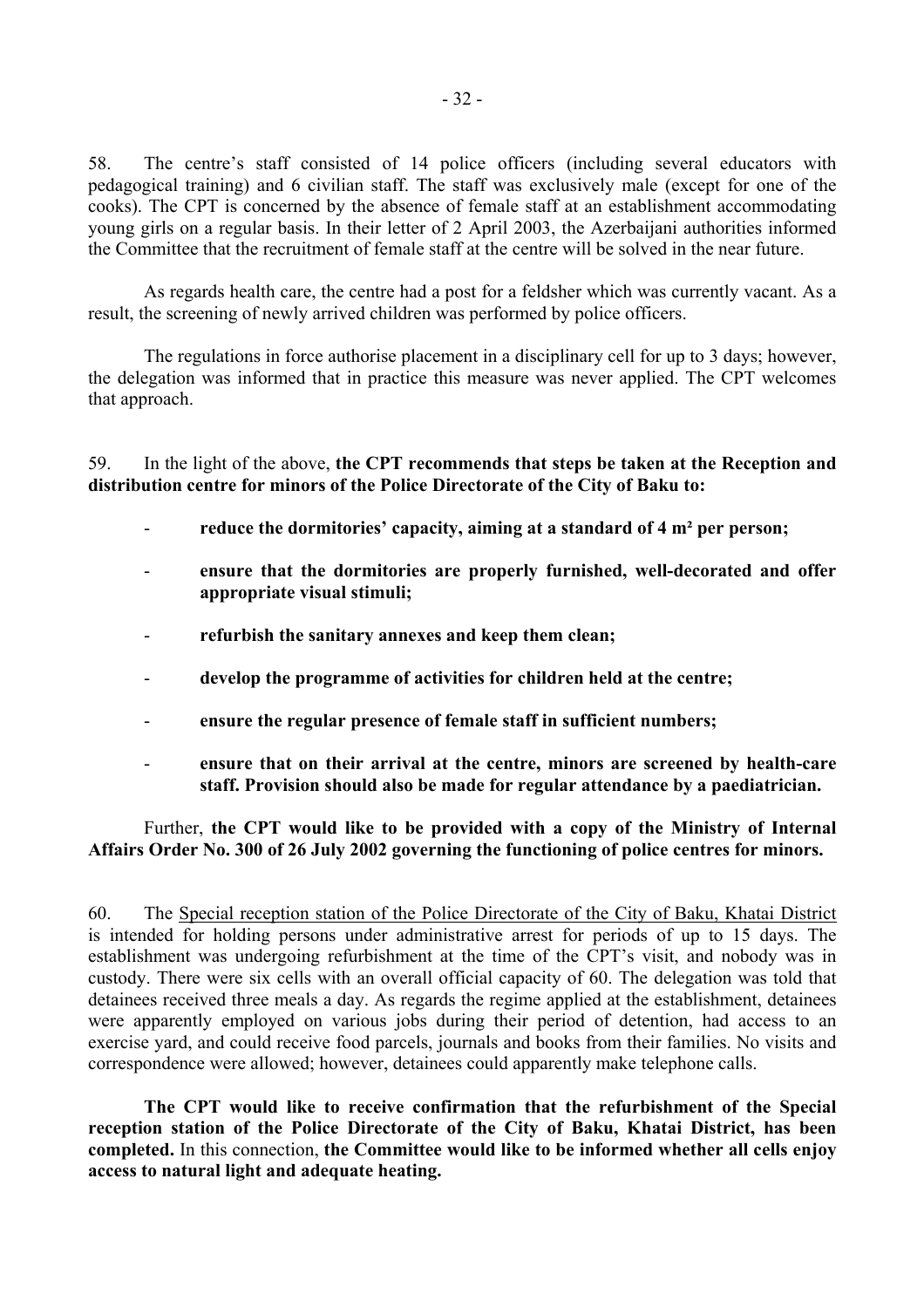58. The centre's staff consisted of 14 police officers (including several educators with pedagogical training) and 6 civilian staff. The staff was exclusively male (except for one of the cooks). The CPT is concerned by the absence of female staff at an establishment accommodating young girls on a regular basis. In their letter of 2 April 2003, the Azerbaijani authorities informed the Committee that the recruitment of female staff at the centre will be solved in the near future.

As regards health care, the centre had a post for a feldsher which was currently vacant. As a result, the screening of newly arrived children was performed by police officers.

The regulations in force authorise placement in a disciplinary cell for up to 3 days; however, the delegation was informed that in practice this measure was never applied. The CPT welcomes that approach.

59. In the light of the above, **the CPT recommends that steps be taken at the Reception and distribution centre for minors of the Police Directorate of the City of Baku to:**

- **reduce the dormitories' capacity, aiming at a standard of 4 m² per person;**
- **ensure that the dormitories are properly furnished, well-decorated and offer appropriate visual stimuli;**
- **refurbish the sanitary annexes and keep them clean;**
- **develop the programme of activities for children held at the centre;**
- **ensure the regular presence of female staff in sufficient numbers;**
- **ensure that on their arrival at the centre, minors are screened by health-care staff. Provision should also be made for regular attendance by a paediatrician.**

Further, **the CPT would like to be provided with a copy of the Ministry of Internal Affairs Order No. 300 of 26 July 2002 governing the functioning of police centres for minors.**

60. The Special reception station of the Police Directorate of the City of Baku, Khatai District is intended for holding persons under administrative arrest for periods of up to 15 days. The establishment was undergoing refurbishment at the time of the CPT's visit, and nobody was in custody. There were six cells with an overall official capacity of 60. The delegation was told that detainees received three meals a day. As regards the regime applied at the establishment, detainees were apparently employed on various jobs during their period of detention, had access to an exercise yard, and could receive food parcels, journals and books from their families. No visits and correspondence were allowed; however, detainees could apparently make telephone calls.

**The CPT would like to receive confirmation that the refurbishment of the Special reception station of the Police Directorate of the City of Baku, Khatai District, has been completed.** In this connection, **the Committee would like to be informed whether all cells enjoy access to natural light and adequate heating.**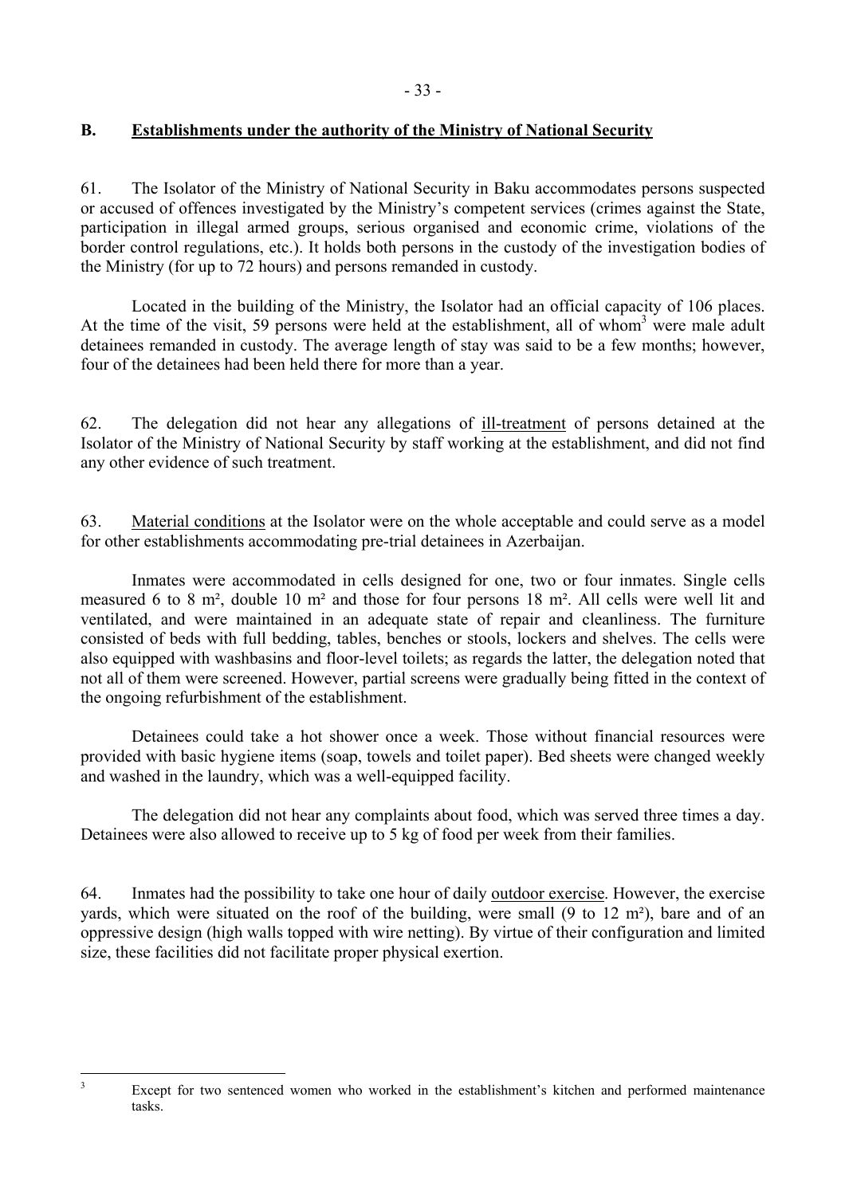## B. Establishments under the authority of the Ministry of National Security

61. The Isolator of the Ministry of National Security in Baku accommodates persons suspected or accused of offences investigated by the Ministry's competent services (crimes against the State, participation in illegal armed groups, serious organised and economic crime, violations of the border control regulations, etc.). It holds both persons in the custody of the investigation bodies of the Ministry (for up to 72 hours) and persons remanded in custody.

Located in the building of the Ministry, the Isolator had an official capacity of 106 places. At the time of the visit, 59 persons were held at the establishment, all of whom[3] were male adult detainees remanded in custody. The average length of stay was said to be a few months; however, four of the detainees had been held there for more than a year.

62. The delegation did not hear any allegations of ill-treatment of persons detained at the Isolator of the Ministry of National Security by staff working at the establishment, and did not find any other evidence of such treatment.

63. Material conditions at the Isolator were on the whole acceptable and could serve as a model for other establishments accommodating pre-trial detainees in Azerbaijan.

Inmates were accommodated in cells designed for one, two or four inmates. Single cells measured 6 to 8 m², double 10 m² and those for four persons 18 m². All cells were well lit and ventilated, and were maintained in an adequate state of repair and cleanliness. The furniture consisted of beds with full bedding, tables, benches or stools, lockers and shelves. The cells were also equipped with washbasins and floor-level toilets; as regards the latter, the delegation noted that not all of them were screened. However, partial screens were gradually being fitted in the context of the ongoing refurbishment of the establishment.

Detainees could take a hot shower once a week. Those without financial resources were provided with basic hygiene items (soap, towels and toilet paper). Bed sheets were changed weekly and washed in the laundry, which was a well-equipped facility.

The delegation did not hear any complaints about food, which was served three times a day. Detainees were also allowed to receive up to 5 kg of food per week from their families.

64. Inmates had the possibility to take one hour of daily outdoor exercise. However, the exercise yards, which were situated on the roof of the building, were small (9 to 12 m²), bare and of an oppressive design (high walls topped with wire netting). By virtue of their configuration and limited size, these facilities did not facilitate proper physical exertion.

---

[3] Except for two sentenced women who worked in the establishment's kitchen and performed maintenance tasks.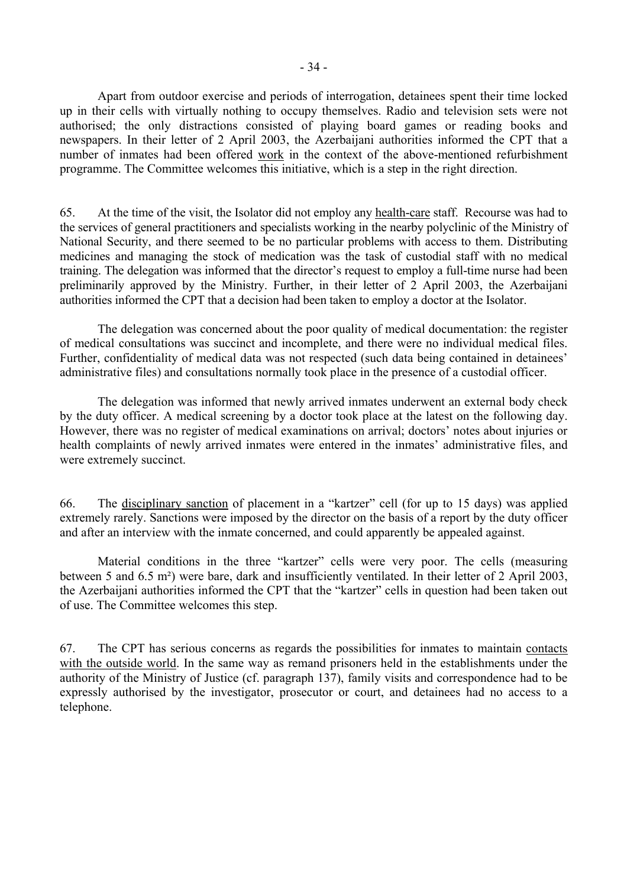Apart from outdoor exercise and periods of interrogation, detainees spent their time locked up in their cells with virtually nothing to occupy themselves. Radio and television sets were not authorised; the only distractions consisted of playing board games or reading books and newspapers. In their letter of 2 April 2003, the Azerbaijani authorities informed the CPT that a number of inmates had been offered <u>work</u> in the context of the above-mentioned refurbishment programme. The Committee welcomes this initiative, which is a step in the right direction.

65. At the time of the visit, the Isolator did not employ any <u>health-care</u> staff. Recourse was had to the services of general practitioners and specialists working in the nearby polyclinic of the Ministry of National Security, and there seemed to be no particular problems with access to them. Distributing medicines and managing the stock of medication was the task of custodial staff with no medical training. The delegation was informed that the director's request to employ a full-time nurse had been preliminarily approved by the Ministry. Further, in their letter of 2 April 2003, the Azerbaijani authorities informed the CPT that a decision had been taken to employ a doctor at the Isolator.

The delegation was concerned about the poor quality of medical documentation: the register of medical consultations was succinct and incomplete, and there were no individual medical files. Further, confidentiality of medical data was not respected (such data being contained in detainees' administrative files) and consultations normally took place in the presence of a custodial officer.

The delegation was informed that newly arrived inmates underwent an external body check by the duty officer. A medical screening by a doctor took place at the latest on the following day. However, there was no register of medical examinations on arrival; doctors' notes about injuries or health complaints of newly arrived inmates were entered in the inmates' administrative files, and were extremely succinct.

66. The <u>disciplinary sanction</u> of placement in a "kartzer" cell (for up to 15 days) was applied extremely rarely. Sanctions were imposed by the director on the basis of a report by the duty officer and after an interview with the inmate concerned, and could apparently be appealed against.

Material conditions in the three "kartzer" cells were very poor. The cells (measuring between 5 and 6.5 m²) were bare, dark and insufficiently ventilated. In their letter of 2 April 2003, the Azerbaijani authorities informed the CPT that the "kartzer" cells in question had been taken out of use. The Committee welcomes this step.

67. The CPT has serious concerns as regards the possibilities for inmates to maintain <u>contacts with the outside world</u>. In the same way as remand prisoners held in the establishments under the authority of the Ministry of Justice (cf. paragraph 137), family visits and correspondence had to be expressly authorised by the investigator, prosecutor or court, and detainees had no access to a telephone.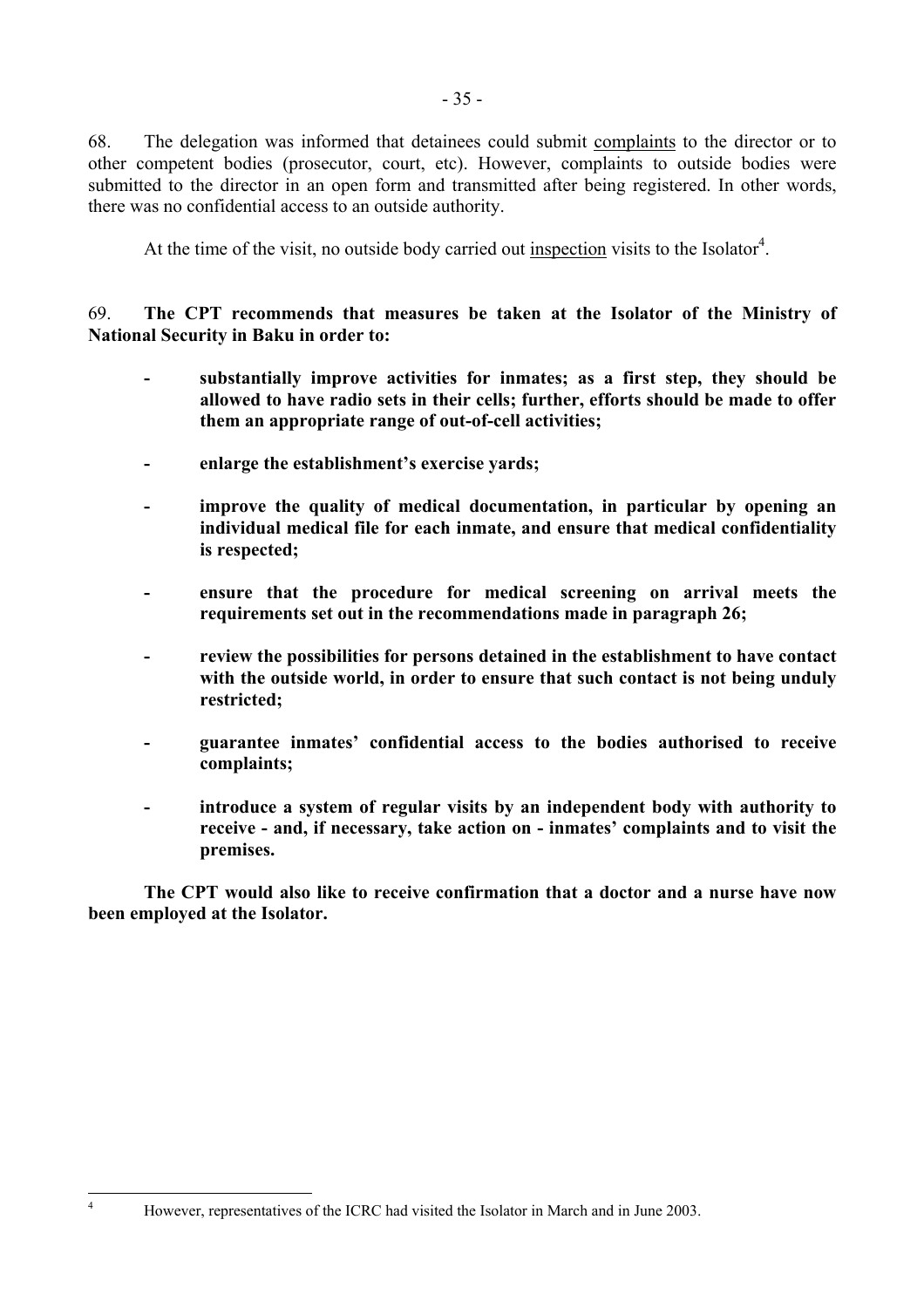68. The delegation was informed that detainees could submit complaints to the director or to other competent bodies (prosecutor, court, etc). However, complaints to outside bodies were submitted to the director in an open form and transmitted after being registered. In other words, there was no confidential access to an outside authority.

At the time of the visit, no outside body carried out inspection visits to the Isolator[4].

69. **The CPT recommends that measures be taken at the Isolator of the Ministry of National Security in Baku in order to:**

- **substantially improve activities for inmates; as a first step, they should be allowed to have radio sets in their cells; further, efforts should be made to offer them an appropriate range of out-of-cell activities;**

- **enlarge the establishment's exercise yards;**

- **improve the quality of medical documentation, in particular by opening an individual medical file for each inmate, and ensure that medical confidentiality is respected;**

- **ensure that the procedure for medical screening on arrival meets the requirements set out in the recommendations made in paragraph 26;**

- **review the possibilities for persons detained in the establishment to have contact with the outside world, in order to ensure that such contact is not being unduly restricted;**

- **guarantee inmates' confidential access to the bodies authorised to receive complaints;**

- **introduce a system of regular visits by an independent body with authority to receive - and, if necessary, take action on - inmates' complaints and to visit the premises.**

**The CPT would also like to receive confirmation that a doctor and a nurse have now been employed at the Isolator.**

---

[4] However, representatives of the ICRC had visited the Isolator in March and in June 2003.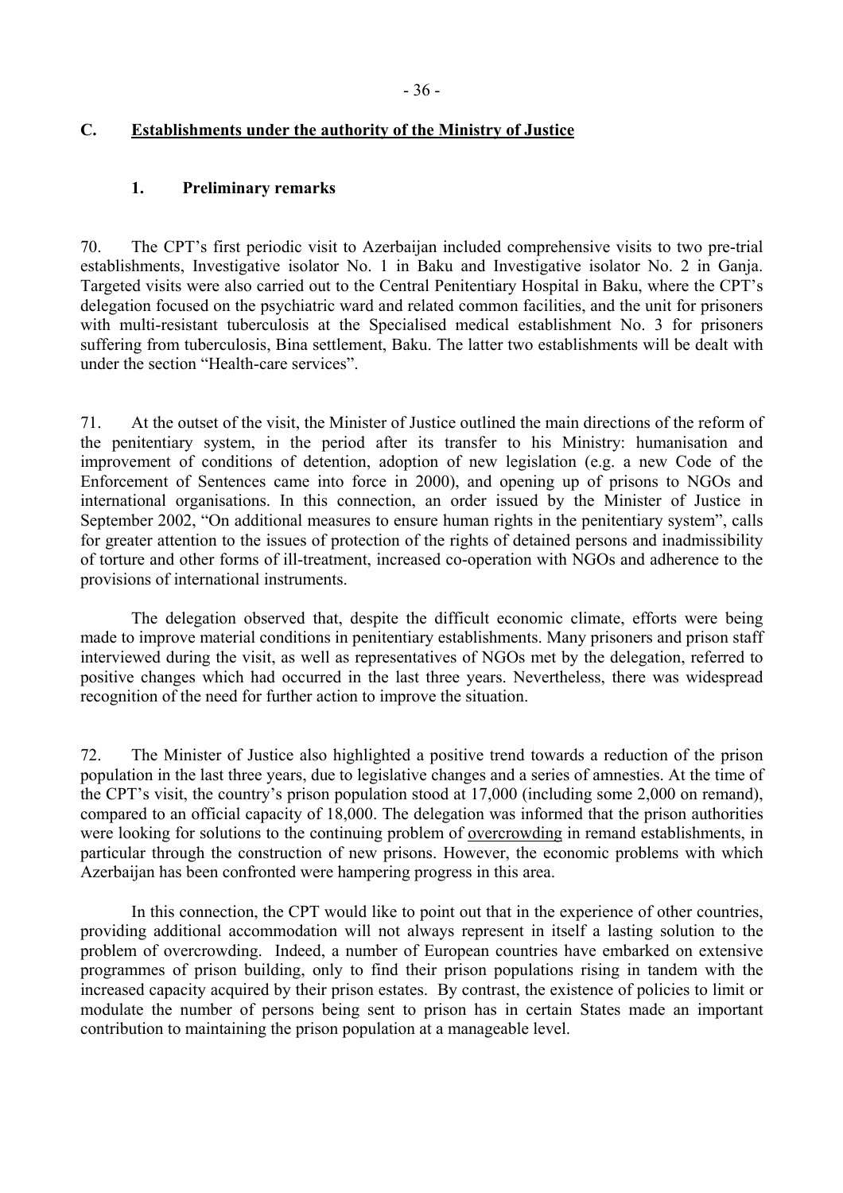## C. Establishments under the authority of the Ministry of Justice

### 1. Preliminary remarks

70. The CPT's first periodic visit to Azerbaijan included comprehensive visits to two pre-trial establishments, Investigative isolator No. 1 in Baku and Investigative isolator No. 2 in Ganja. Targeted visits were also carried out to the Central Penitentiary Hospital in Baku, where the CPT's delegation focused on the psychiatric ward and related common facilities, and the unit for prisoners with multi-resistant tuberculosis at the Specialised medical establishment No. 3 for prisoners suffering from tuberculosis, Bina settlement, Baku. The latter two establishments will be dealt with under the section "Health-care services".

71. At the outset of the visit, the Minister of Justice outlined the main directions of the reform of the penitentiary system, in the period after its transfer to his Ministry: humanisation and improvement of conditions of detention, adoption of new legislation (e.g. a new Code of the Enforcement of Sentences came into force in 2000), and opening up of prisons to NGOs and international organisations. In this connection, an order issued by the Minister of Justice in September 2002, "On additional measures to ensure human rights in the penitentiary system", calls for greater attention to the issues of protection of the rights of detained persons and inadmissibility of torture and other forms of ill-treatment, increased co-operation with NGOs and adherence to the provisions of international instruments.

The delegation observed that, despite the difficult economic climate, efforts were being made to improve material conditions in penitentiary establishments. Many prisoners and prison staff interviewed during the visit, as well as representatives of NGOs met by the delegation, referred to positive changes which had occurred in the last three years. Nevertheless, there was widespread recognition of the need for further action to improve the situation.

72. The Minister of Justice also highlighted a positive trend towards a reduction of the prison population in the last three years, due to legislative changes and a series of amnesties. At the time of the CPT's visit, the country's prison population stood at 17,000 (including some 2,000 on remand), compared to an official capacity of 18,000. The delegation was informed that the prison authorities were looking for solutions to the continuing problem of overcrowding in remand establishments, in particular through the construction of new prisons. However, the economic problems with which Azerbaijan has been confronted were hampering progress in this area.

In this connection, the CPT would like to point out that in the experience of other countries, providing additional accommodation will not always represent in itself a lasting solution to the problem of overcrowding. Indeed, a number of European countries have embarked on extensive programmes of prison building, only to find their prison populations rising in tandem with the increased capacity acquired by their prison estates. By contrast, the existence of policies to limit or modulate the number of persons being sent to prison has in certain States made an important contribution to maintaining the prison population at a manageable level.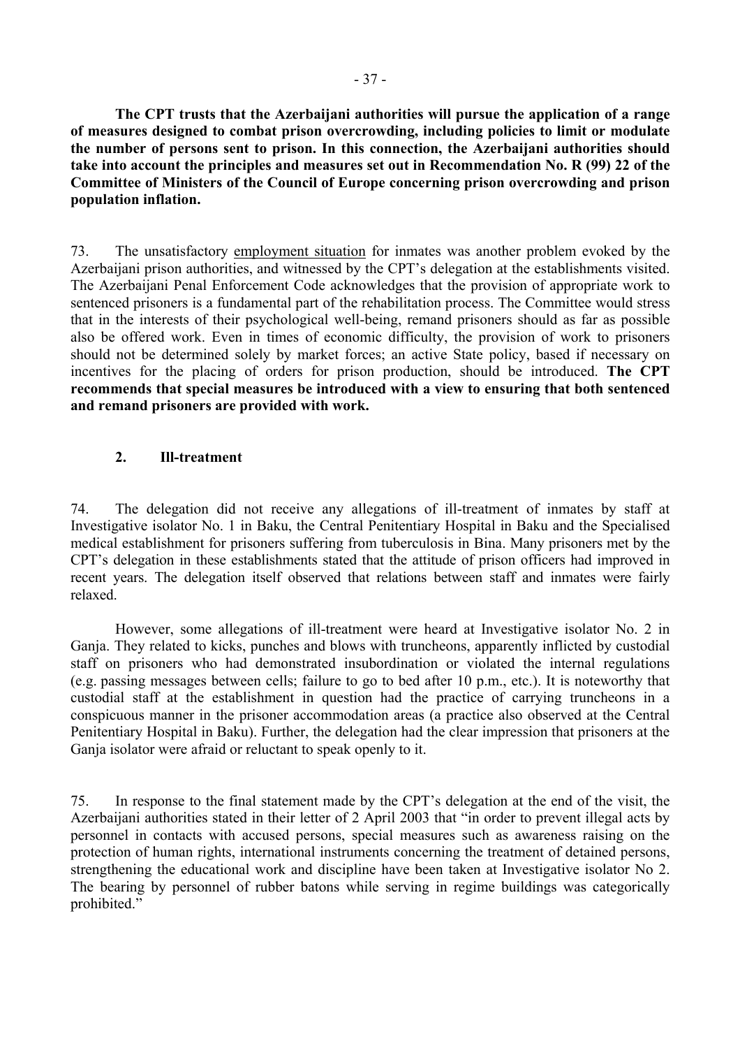**The CPT trusts that the Azerbaijani authorities will pursue the application of a range of measures designed to combat prison overcrowding, including policies to limit or modulate the number of persons sent to prison. In this connection, the Azerbaijani authorities should take into account the principles and measures set out in Recommendation No. R (99) 22 of the Committee of Ministers of the Council of Europe concerning prison overcrowding and prison population inflation.**

73. The unsatisfactory employment situation for inmates was another problem evoked by the Azerbaijani prison authorities, and witnessed by the CPT's delegation at the establishments visited. The Azerbaijani Penal Enforcement Code acknowledges that the provision of appropriate work to sentenced prisoners is a fundamental part of the rehabilitation process. The Committee would stress that in the interests of their psychological well-being, remand prisoners should as far as possible also be offered work. Even in times of economic difficulty, the provision of work to prisoners should not be determined solely by market forces; an active State policy, based if necessary on incentives for the placing of orders for prison production, should be introduced. **The CPT recommends that special measures be introduced with a view to ensuring that both sentenced and remand prisoners are provided with work.**

### 2. Ill-treatment

74. The delegation did not receive any allegations of ill-treatment of inmates by staff at Investigative isolator No. 1 in Baku, the Central Penitentiary Hospital in Baku and the Specialised medical establishment for prisoners suffering from tuberculosis in Bina. Many prisoners met by the CPT's delegation in these establishments stated that the attitude of prison officers had improved in recent years. The delegation itself observed that relations between staff and inmates were fairly relaxed.

However, some allegations of ill-treatment were heard at Investigative isolator No. 2 in Ganja. They related to kicks, punches and blows with truncheons, apparently inflicted by custodial staff on prisoners who had demonstrated insubordination or violated the internal regulations (e.g. passing messages between cells; failure to go to bed after 10 p.m., etc.). It is noteworthy that custodial staff at the establishment in question had the practice of carrying truncheons in a conspicuous manner in the prisoner accommodation areas (a practice also observed at the Central Penitentiary Hospital in Baku). Further, the delegation had the clear impression that prisoners at the Ganja isolator were afraid or reluctant to speak openly to it.

75. In response to the final statement made by the CPT's delegation at the end of the visit, the Azerbaijani authorities stated in their letter of 2 April 2003 that "in order to prevent illegal acts by personnel in contacts with accused persons, special measures such as awareness raising on the protection of human rights, international instruments concerning the treatment of detained persons, strengthening the educational work and discipline have been taken at Investigative isolator No 2. The bearing by personnel of rubber batons while serving in regime buildings was categorically prohibited."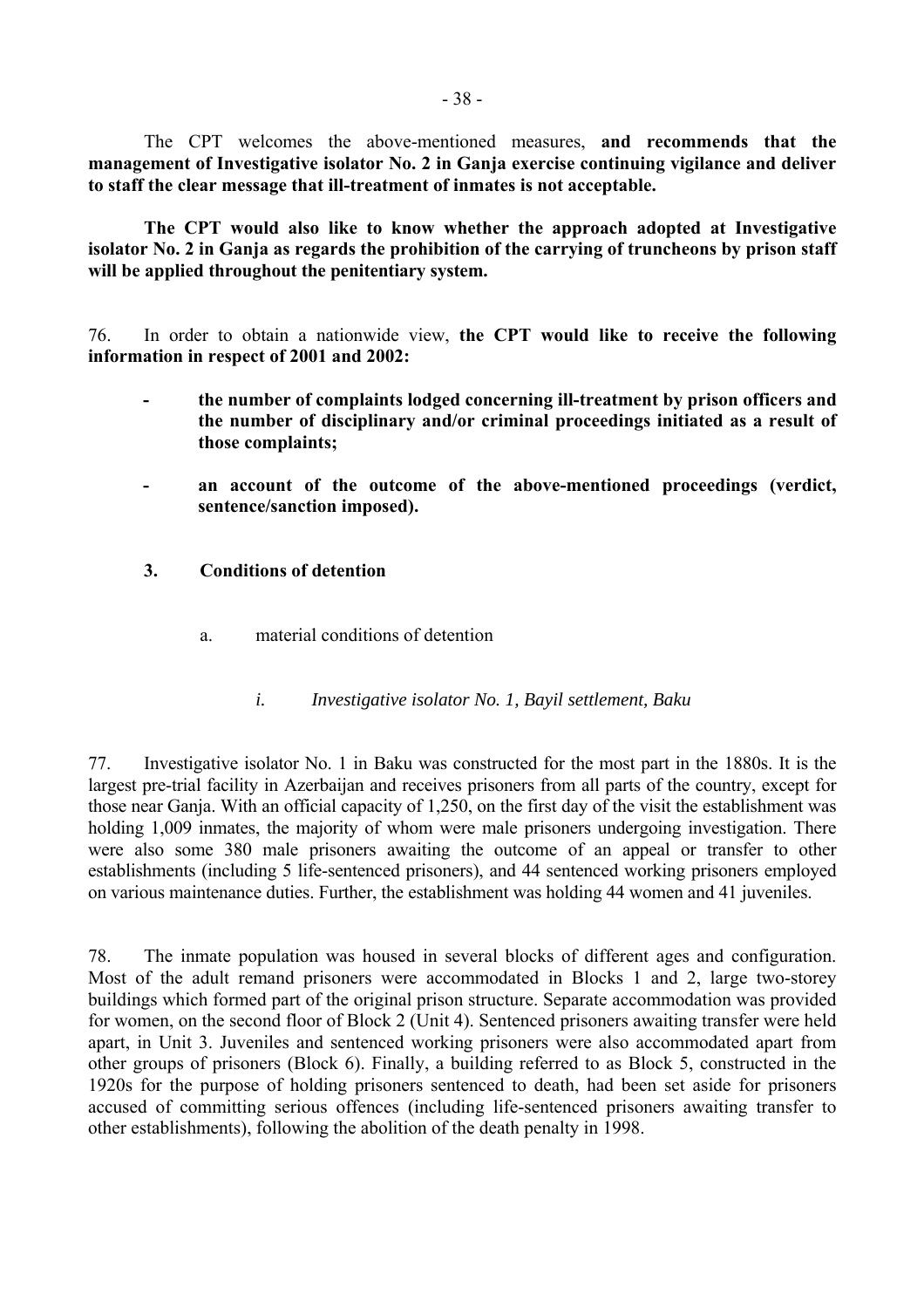The CPT welcomes the above-mentioned measures, **and recommends that the management of Investigative isolator No. 2 in Ganja exercise continuing vigilance and deliver to staff the clear message that ill-treatment of inmates is not acceptable.**

**The CPT would also like to know whether the approach adopted at Investigative isolator No. 2 in Ganja as regards the prohibition of the carrying of truncheons by prison staff will be applied throughout the penitentiary system.**

76. In order to obtain a nationwide view, **the CPT would like to receive the following information in respect of 2001 and 2002:**

- **the number of complaints lodged concerning ill-treatment by prison officers and the number of disciplinary and/or criminal proceedings initiated as a result of those complaints;**
- **an account of the outcome of the above-mentioned proceedings (verdict, sentence/sanction imposed).**

### 3. Conditions of detention

#### a. material conditions of detention

##### *i. Investigative isolator No. 1, Bayil settlement, Baku*

77. Investigative isolator No. 1 in Baku was constructed for the most part in the 1880s. It is the largest pre-trial facility in Azerbaijan and receives prisoners from all parts of the country, except for those near Ganja. With an official capacity of 1,250, on the first day of the visit the establishment was holding 1,009 inmates, the majority of whom were male prisoners undergoing investigation. There were also some 380 male prisoners awaiting the outcome of an appeal or transfer to other establishments (including 5 life-sentenced prisoners), and 44 sentenced working prisoners employed on various maintenance duties. Further, the establishment was holding 44 women and 41 juveniles.

78. The inmate population was housed in several blocks of different ages and configuration. Most of the adult remand prisoners were accommodated in Blocks 1 and 2, large two-storey buildings which formed part of the original prison structure. Separate accommodation was provided for women, on the second floor of Block 2 (Unit 4). Sentenced prisoners awaiting transfer were held apart, in Unit 3. Juveniles and sentenced working prisoners were also accommodated apart from other groups of prisoners (Block 6). Finally, a building referred to as Block 5, constructed in the 1920s for the purpose of holding prisoners sentenced to death, had been set aside for prisoners accused of committing serious offences (including life-sentenced prisoners awaiting transfer to other establishments), following the abolition of the death penalty in 1998.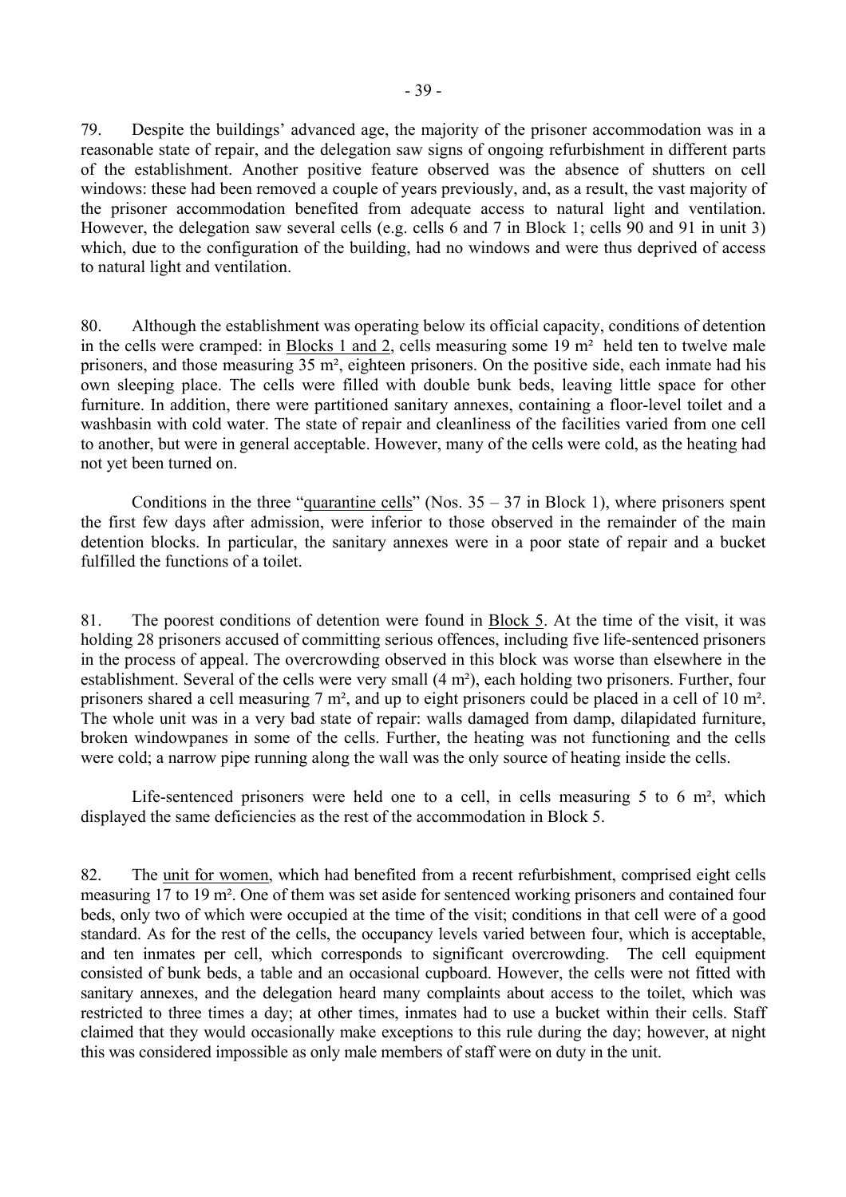79. Despite the buildings' advanced age, the majority of the prisoner accommodation was in a reasonable state of repair, and the delegation saw signs of ongoing refurbishment in different parts of the establishment. Another positive feature observed was the absence of shutters on cell windows: these had been removed a couple of years previously, and, as a result, the vast majority of the prisoner accommodation benefited from adequate access to natural light and ventilation. However, the delegation saw several cells (e.g. cells 6 and 7 in Block 1; cells 90 and 91 in unit 3) which, due to the configuration of the building, had no windows and were thus deprived of access to natural light and ventilation.

80. Although the establishment was operating below its official capacity, conditions of detention in the cells were cramped: in Blocks 1 and 2, cells measuring some 19 m² held ten to twelve male prisoners, and those measuring 35 m², eighteen prisoners. On the positive side, each inmate had his own sleeping place. The cells were filled with double bunk beds, leaving little space for other furniture. In addition, there were partitioned sanitary annexes, containing a floor-level toilet and a washbasin with cold water. The state of repair and cleanliness of the facilities varied from one cell to another, but were in general acceptable. However, many of the cells were cold, as the heating had not yet been turned on.

Conditions in the three "quarantine cells" (Nos. 35 – 37 in Block 1), where prisoners spent the first few days after admission, were inferior to those observed in the remainder of the main detention blocks. In particular, the sanitary annexes were in a poor state of repair and a bucket fulfilled the functions of a toilet.

81. The poorest conditions of detention were found in Block 5. At the time of the visit, it was holding 28 prisoners accused of committing serious offences, including five life-sentenced prisoners in the process of appeal. The overcrowding observed in this block was worse than elsewhere in the establishment. Several of the cells were very small (4 m²), each holding two prisoners. Further, four prisoners shared a cell measuring 7 m², and up to eight prisoners could be placed in a cell of 10 m². The whole unit was in a very bad state of repair: walls damaged from damp, dilapidated furniture, broken windowpanes in some of the cells. Further, the heating was not functioning and the cells were cold; a narrow pipe running along the wall was the only source of heating inside the cells.

Life-sentenced prisoners were held one to a cell, in cells measuring 5 to 6 m², which displayed the same deficiencies as the rest of the accommodation in Block 5.

82. The unit for women, which had benefited from a recent refurbishment, comprised eight cells measuring 17 to 19 m². One of them was set aside for sentenced working prisoners and contained four beds, only two of which were occupied at the time of the visit; conditions in that cell were of a good standard. As for the rest of the cells, the occupancy levels varied between four, which is acceptable, and ten inmates per cell, which corresponds to significant overcrowding. The cell equipment consisted of bunk beds, a table and an occasional cupboard. However, the cells were not fitted with sanitary annexes, and the delegation heard many complaints about access to the toilet, which was restricted to three times a day; at other times, inmates had to use a bucket within their cells. Staff claimed that they would occasionally make exceptions to this rule during the day; however, at night this was considered impossible as only male members of staff were on duty in the unit.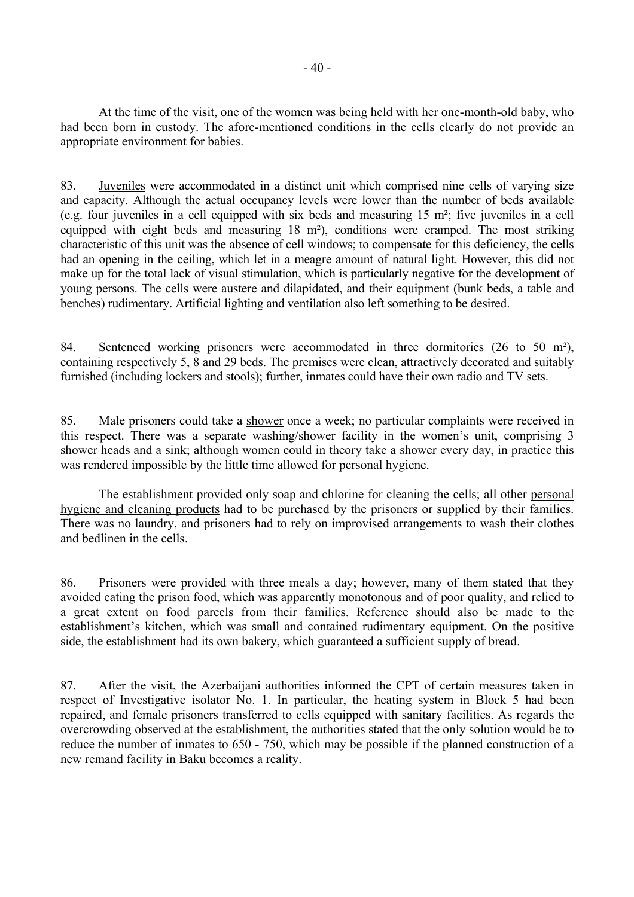At the time of the visit, one of the women was being held with her one-month-old baby, who had been born in custody. The afore-mentioned conditions in the cells clearly do not provide an appropriate environment for babies.

83. Juveniles were accommodated in a distinct unit which comprised nine cells of varying size and capacity. Although the actual occupancy levels were lower than the number of beds available (e.g. four juveniles in a cell equipped with six beds and measuring 15 m²; five juveniles in a cell equipped with eight beds and measuring 18 m²), conditions were cramped. The most striking characteristic of this unit was the absence of cell windows; to compensate for this deficiency, the cells had an opening in the ceiling, which let in a meagre amount of natural light. However, this did not make up for the total lack of visual stimulation, which is particularly negative for the development of young persons. The cells were austere and dilapidated, and their equipment (bunk beds, a table and benches) rudimentary. Artificial lighting and ventilation also left something to be desired.

84. Sentenced working prisoners were accommodated in three dormitories (26 to 50 m²), containing respectively 5, 8 and 29 beds. The premises were clean, attractively decorated and suitably furnished (including lockers and stools); further, inmates could have their own radio and TV sets.

85. Male prisoners could take a shower once a week; no particular complaints were received in this respect. There was a separate washing/shower facility in the women's unit, comprising 3 shower heads and a sink; although women could in theory take a shower every day, in practice this was rendered impossible by the little time allowed for personal hygiene.

The establishment provided only soap and chlorine for cleaning the cells; all other personal hygiene and cleaning products had to be purchased by the prisoners or supplied by their families. There was no laundry, and prisoners had to rely on improvised arrangements to wash their clothes and bedlinen in the cells.

86. Prisoners were provided with three meals a day; however, many of them stated that they avoided eating the prison food, which was apparently monotonous and of poor quality, and relied to a great extent on food parcels from their families. Reference should also be made to the establishment's kitchen, which was small and contained rudimentary equipment. On the positive side, the establishment had its own bakery, which guaranteed a sufficient supply of bread.

87. After the visit, the Azerbaijani authorities informed the CPT of certain measures taken in respect of Investigative isolator No. 1. In particular, the heating system in Block 5 had been repaired, and female prisoners transferred to cells equipped with sanitary facilities. As regards the overcrowding observed at the establishment, the authorities stated that the only solution would be to reduce the number of inmates to 650 - 750, which may be possible if the planned construction of a new remand facility in Baku becomes a reality.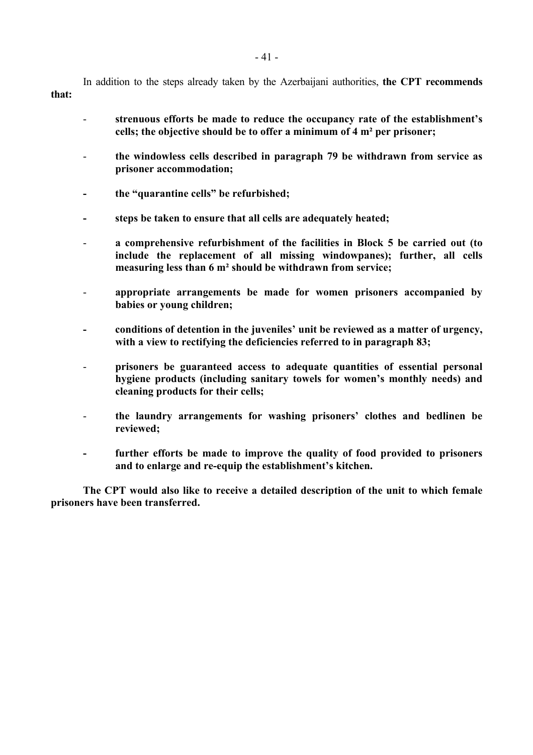In addition to the steps already taken by the Azerbaijani authorities, **the CPT recommends that:**

- **strenuous efforts be made to reduce the occupancy rate of the establishment's cells; the objective should be to offer a minimum of 4 m² per prisoner;**

- **the windowless cells described in paragraph 79 be withdrawn from service as prisoner accommodation;**

- **the "quarantine cells" be refurbished;**

- **steps be taken to ensure that all cells are adequately heated;**

- **a comprehensive refurbishment of the facilities in Block 5 be carried out (to include the replacement of all missing windowpanes); further, all cells measuring less than 6 m² should be withdrawn from service;**

- **appropriate arrangements be made for women prisoners accompanied by babies or young children;**

- **conditions of detention in the juveniles' unit be reviewed as a matter of urgency, with a view to rectifying the deficiencies referred to in paragraph 83;**

- **prisoners be guaranteed access to adequate quantities of essential personal hygiene products (including sanitary towels for women's monthly needs) and cleaning products for their cells;**

- **the laundry arrangements for washing prisoners' clothes and bedlinen be reviewed;**

- **further efforts be made to improve the quality of food provided to prisoners and to enlarge and re-equip the establishment's kitchen.**

**The CPT would also like to receive a detailed description of the unit to which female prisoners have been transferred.**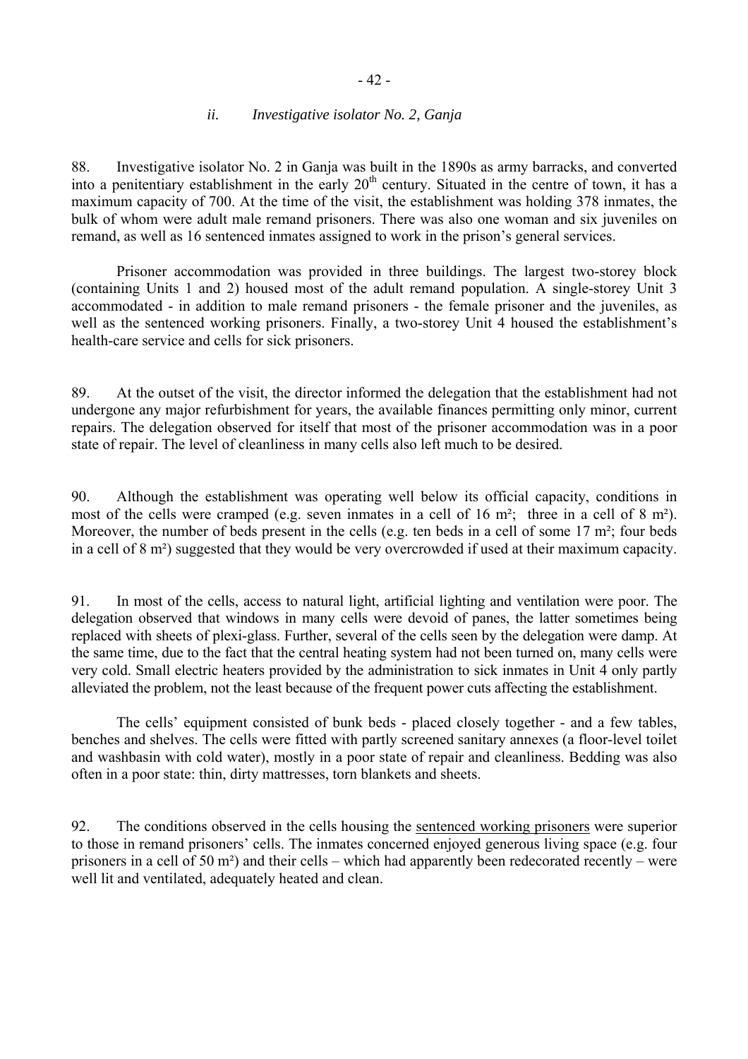### *ii. Investigative isolator No. 2, Ganja*

88. Investigative isolator No. 2 in Ganja was built in the 1890s as army barracks, and converted into a penitentiary establishment in the early 20th century. Situated in the centre of town, it has a maximum capacity of 700. At the time of the visit, the establishment was holding 378 inmates, the bulk of whom were adult male remand prisoners. There was also one woman and six juveniles on remand, as well as 16 sentenced inmates assigned to work in the prison's general services.

Prisoner accommodation was provided in three buildings. The largest two-storey block (containing Units 1 and 2) housed most of the adult remand population. A single-storey Unit 3 accommodated - in addition to male remand prisoners - the female prisoner and the juveniles, as well as the sentenced working prisoners. Finally, a two-storey Unit 4 housed the establishment's health-care service and cells for sick prisoners.

89. At the outset of the visit, the director informed the delegation that the establishment had not undergone any major refurbishment for years, the available finances permitting only minor, current repairs. The delegation observed for itself that most of the prisoner accommodation was in a poor state of repair. The level of cleanliness in many cells also left much to be desired.

90. Although the establishment was operating well below its official capacity, conditions in most of the cells were cramped (e.g. seven inmates in a cell of 16 m²; three in a cell of 8 m²). Moreover, the number of beds present in the cells (e.g. ten beds in a cell of some 17 m²; four beds in a cell of 8 m²) suggested that they would be very overcrowded if used at their maximum capacity.

91. In most of the cells, access to natural light, artificial lighting and ventilation were poor. The delegation observed that windows in many cells were devoid of panes, the latter sometimes being replaced with sheets of plexi-glass. Further, several of the cells seen by the delegation were damp. At the same time, due to the fact that the central heating system had not been turned on, many cells were very cold. Small electric heaters provided by the administration to sick inmates in Unit 4 only partly alleviated the problem, not the least because of the frequent power cuts affecting the establishment.

The cells' equipment consisted of bunk beds - placed closely together - and a few tables, benches and shelves. The cells were fitted with partly screened sanitary annexes (a floor-level toilet and washbasin with cold water), mostly in a poor state of repair and cleanliness. Bedding was also often in a poor state: thin, dirty mattresses, torn blankets and sheets.

92. The conditions observed in the cells housing the sentenced working prisoners were superior to those in remand prisoners' cells. The inmates concerned enjoyed generous living space (e.g. four prisoners in a cell of 50 m²) and their cells – which had apparently been redecorated recently – were well lit and ventilated, adequately heated and clean.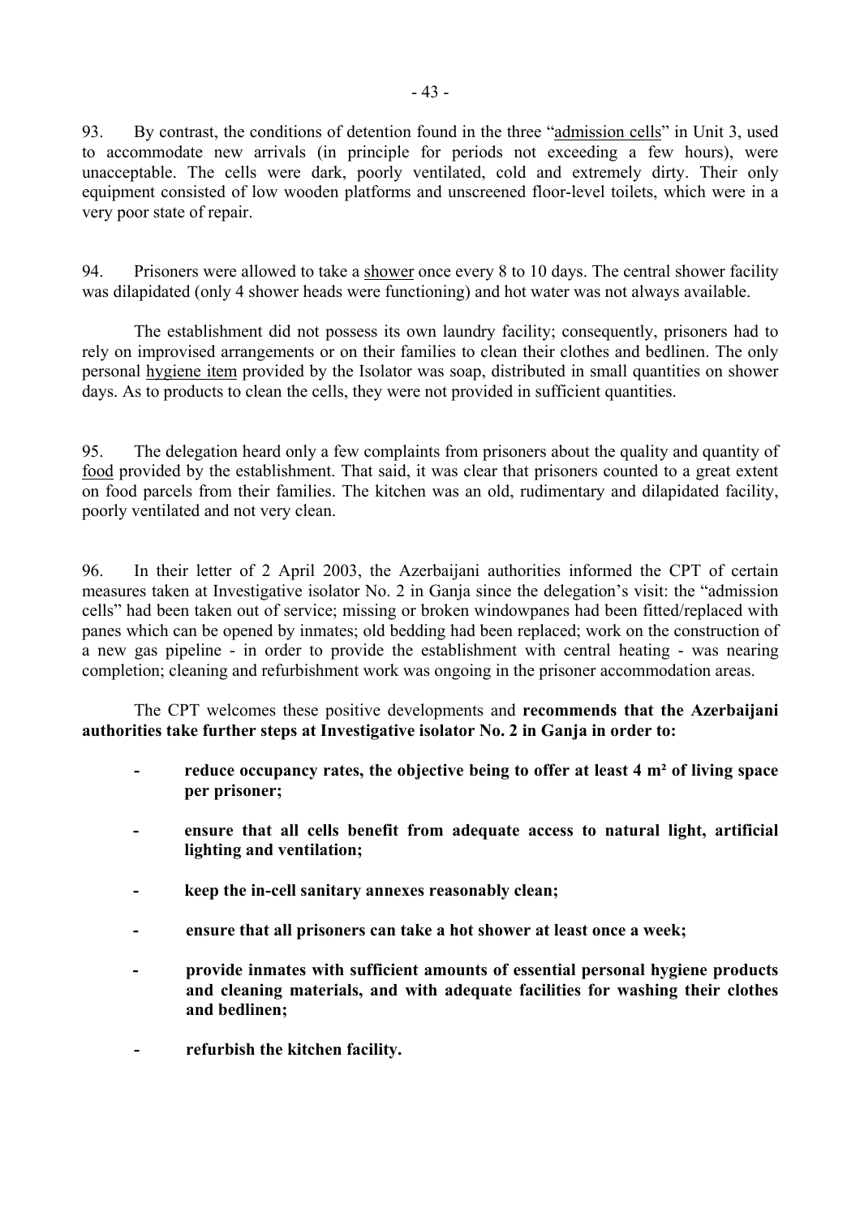93. By contrast, the conditions of detention found in the three "admission cells" in Unit 3, used to accommodate new arrivals (in principle for periods not exceeding a few hours), were unacceptable. The cells were dark, poorly ventilated, cold and extremely dirty. Their only equipment consisted of low wooden platforms and unscreened floor-level toilets, which were in a very poor state of repair.

94. Prisoners were allowed to take a shower once every 8 to 10 days. The central shower facility was dilapidated (only 4 shower heads were functioning) and hot water was not always available.

The establishment did not possess its own laundry facility; consequently, prisoners had to rely on improvised arrangements or on their families to clean their clothes and bedlinen. The only personal hygiene item provided by the Isolator was soap, distributed in small quantities on shower days. As to products to clean the cells, they were not provided in sufficient quantities.

95. The delegation heard only a few complaints from prisoners about the quality and quantity of food provided by the establishment. That said, it was clear that prisoners counted to a great extent on food parcels from their families. The kitchen was an old, rudimentary and dilapidated facility, poorly ventilated and not very clean.

96. In their letter of 2 April 2003, the Azerbaijani authorities informed the CPT of certain measures taken at Investigative isolator No. 2 in Ganja since the delegation's visit: the "admission cells" had been taken out of service; missing or broken windowpanes had been fitted/replaced with panes which can be opened by inmates; old bedding had been replaced; work on the construction of a new gas pipeline - in order to provide the establishment with central heating - was nearing completion; cleaning and refurbishment work was ongoing in the prisoner accommodation areas.

The CPT welcomes these positive developments and **recommends that the Azerbaijani authorities take further steps at Investigative isolator No. 2 in Ganja in order to:**

- **reduce occupancy rates, the objective being to offer at least 4 m² of living space per prisoner;**
- **ensure that all cells benefit from adequate access to natural light, artificial lighting and ventilation;**
- **keep the in-cell sanitary annexes reasonably clean;**
- **ensure that all prisoners can take a hot shower at least once a week;**
- **provide inmates with sufficient amounts of essential personal hygiene products and cleaning materials, and with adequate facilities for washing their clothes and bedlinen;**
- **refurbish the kitchen facility.**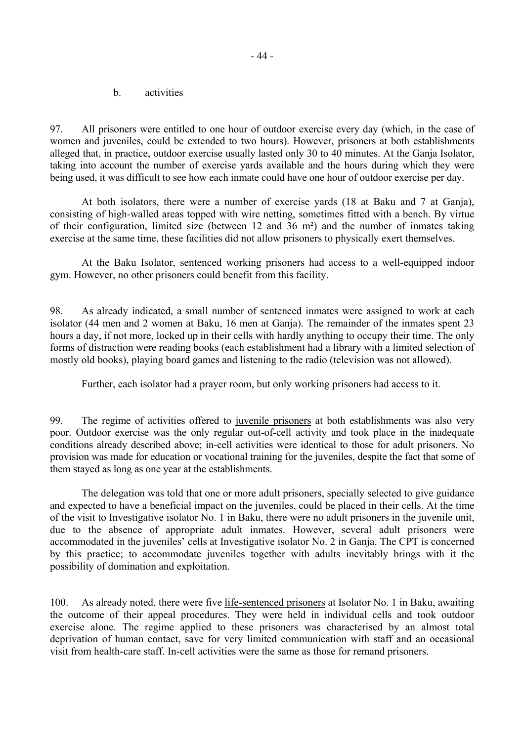b. activities

97. All prisoners were entitled to one hour of outdoor exercise every day (which, in the case of women and juveniles, could be extended to two hours). However, prisoners at both establishments alleged that, in practice, outdoor exercise usually lasted only 30 to 40 minutes. At the Ganja Isolator, taking into account the number of exercise yards available and the hours during which they were being used, it was difficult to see how each inmate could have one hour of outdoor exercise per day.

At both isolators, there were a number of exercise yards (18 at Baku and 7 at Ganja), consisting of high-walled areas topped with wire netting, sometimes fitted with a bench. By virtue of their configuration, limited size (between 12 and 36 m²) and the number of inmates taking exercise at the same time, these facilities did not allow prisoners to physically exert themselves.

At the Baku Isolator, sentenced working prisoners had access to a well-equipped indoor gym. However, no other prisoners could benefit from this facility.

98. As already indicated, a small number of sentenced inmates were assigned to work at each isolator (44 men and 2 women at Baku, 16 men at Ganja). The remainder of the inmates spent 23 hours a day, if not more, locked up in their cells with hardly anything to occupy their time. The only forms of distraction were reading books (each establishment had a library with a limited selection of mostly old books), playing board games and listening to the radio (television was not allowed).

Further, each isolator had a prayer room, but only working prisoners had access to it.

99. The regime of activities offered to juvenile prisoners at both establishments was also very poor. Outdoor exercise was the only regular out-of-cell activity and took place in the inadequate conditions already described above; in-cell activities were identical to those for adult prisoners. No provision was made for education or vocational training for the juveniles, despite the fact that some of them stayed as long as one year at the establishments.

The delegation was told that one or more adult prisoners, specially selected to give guidance and expected to have a beneficial impact on the juveniles, could be placed in their cells. At the time of the visit to Investigative isolator No. 1 in Baku, there were no adult prisoners in the juvenile unit, due to the absence of appropriate adult inmates. However, several adult prisoners were accommodated in the juveniles' cells at Investigative isolator No. 2 in Ganja. The CPT is concerned by this practice; to accommodate juveniles together with adults inevitably brings with it the possibility of domination and exploitation.

100. As already noted, there were five life-sentenced prisoners at Isolator No. 1 in Baku, awaiting the outcome of their appeal procedures. They were held in individual cells and took outdoor exercise alone. The regime applied to these prisoners was characterised by an almost total deprivation of human contact, save for very limited communication with staff and an occasional visit from health-care staff. In-cell activities were the same as those for remand prisoners.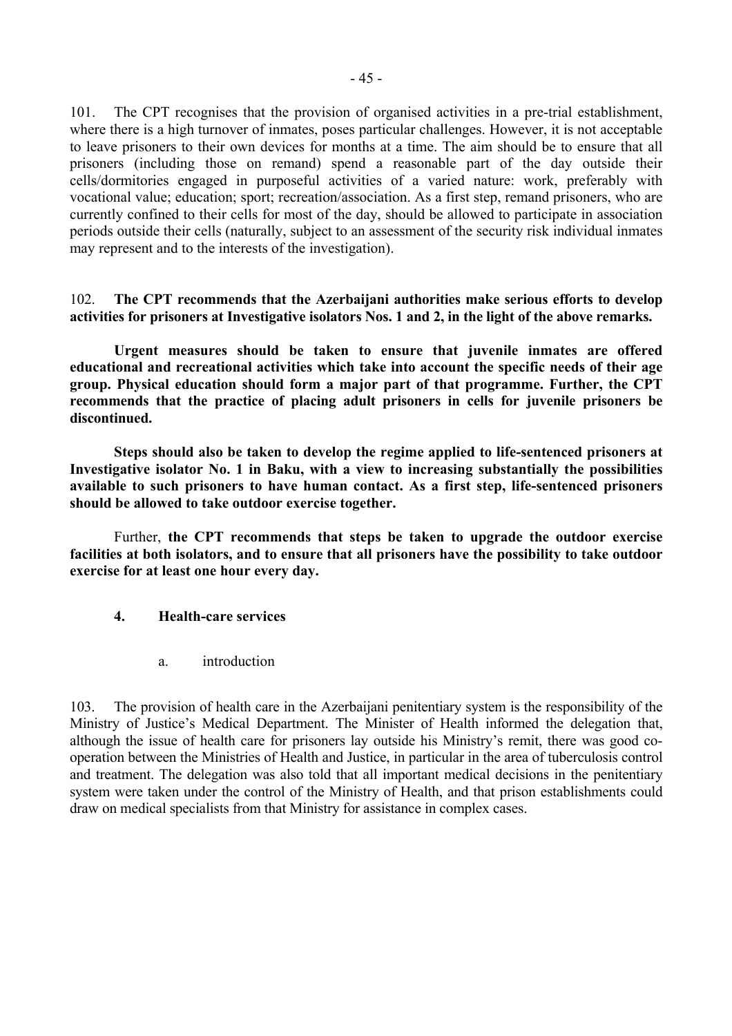101. The CPT recognises that the provision of organised activities in a pre-trial establishment, where there is a high turnover of inmates, poses particular challenges. However, it is not acceptable to leave prisoners to their own devices for months at a time. The aim should be to ensure that all prisoners (including those on remand) spend a reasonable part of the day outside their cells/dormitories engaged in purposeful activities of a varied nature: work, preferably with vocational value; education; sport; recreation/association. As a first step, remand prisoners, who are currently confined to their cells for most of the day, should be allowed to participate in association periods outside their cells (naturally, subject to an assessment of the security risk individual inmates may represent and to the interests of the investigation).

102. **The CPT recommends that the Azerbaijani authorities make serious efforts to develop activities for prisoners at Investigative isolators Nos. 1 and 2, in the light of the above remarks.**

**Urgent measures should be taken to ensure that juvenile inmates are offered educational and recreational activities which take into account the specific needs of their age group. Physical education should form a major part of that programme. Further, the CPT recommends that the practice of placing adult prisoners in cells for juvenile prisoners be discontinued.**

**Steps should also be taken to develop the regime applied to life-sentenced prisoners at Investigative isolator No. 1 in Baku, with a view to increasing substantially the possibilities available to such prisoners to have human contact. As a first step, life-sentenced prisoners should be allowed to take outdoor exercise together.**

Further, **the CPT recommends that steps be taken to upgrade the outdoor exercise facilities at both isolators, and to ensure that all prisoners have the possibility to take outdoor exercise for at least one hour every day.**

### 4. Health-care services

#### a. introduction

103. The provision of health care in the Azerbaijani penitentiary system is the responsibility of the Ministry of Justice's Medical Department. The Minister of Health informed the delegation that, although the issue of health care for prisoners lay outside his Ministry's remit, there was good co-operation between the Ministries of Health and Justice, in particular in the area of tuberculosis control and treatment. The delegation was also told that all important medical decisions in the penitentiary system were taken under the control of the Ministry of Health, and that prison establishments could draw on medical specialists from that Ministry for assistance in complex cases.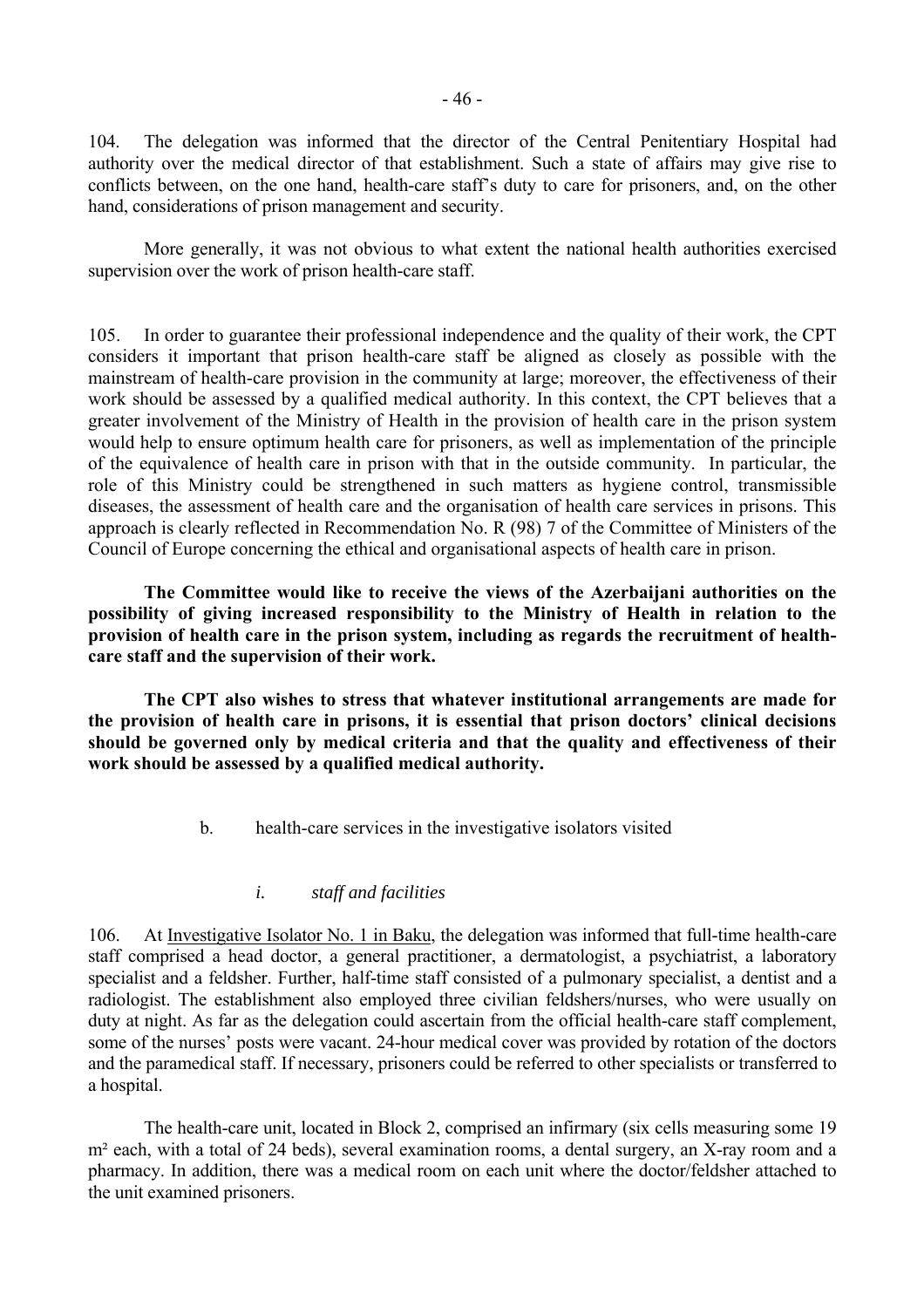104. The delegation was informed that the director of the Central Penitentiary Hospital had authority over the medical director of that establishment. Such a state of affairs may give rise to conflicts between, on the one hand, health-care staff's duty to care for prisoners, and, on the other hand, considerations of prison management and security.

More generally, it was not obvious to what extent the national health authorities exercised supervision over the work of prison health-care staff.

105. In order to guarantee their professional independence and the quality of their work, the CPT considers it important that prison health-care staff be aligned as closely as possible with the mainstream of health-care provision in the community at large; moreover, the effectiveness of their work should be assessed by a qualified medical authority. In this context, the CPT believes that a greater involvement of the Ministry of Health in the provision of health care in the prison system would help to ensure optimum health care for prisoners, as well as implementation of the principle of the equivalence of health care in prison with that in the outside community. In particular, the role of this Ministry could be strengthened in such matters as hygiene control, transmissible diseases, the assessment of health care and the organisation of health care services in prisons. This approach is clearly reflected in Recommendation No. R (98) 7 of the Committee of Ministers of the Council of Europe concerning the ethical and organisational aspects of health care in prison.

**The Committee would like to receive the views of the Azerbaijani authorities on the possibility of giving increased responsibility to the Ministry of Health in relation to the provision of health care in the prison system, including as regards the recruitment of health-care staff and the supervision of their work.**

**The CPT also wishes to stress that whatever institutional arrangements are made for the provision of health care in prisons, it is essential that prison doctors' clinical decisions should be governed only by medical criteria and that the quality and effectiveness of their work should be assessed by a qualified medical authority.**

b. health-care services in the investigative isolators visited

*i. staff and facilities*

106. At Investigative Isolator No. 1 in Baku, the delegation was informed that full-time health-care staff comprised a head doctor, a general practitioner, a dermatologist, a psychiatrist, a laboratory specialist and a feldsher. Further, half-time staff consisted of a pulmonary specialist, a dentist and a radiologist. The establishment also employed three civilian feldshers/nurses, who were usually on duty at night. As far as the delegation could ascertain from the official health-care staff complement, some of the nurses' posts were vacant. 24-hour medical cover was provided by rotation of the doctors and the paramedical staff. If necessary, prisoners could be referred to other specialists or transferred to a hospital.

The health-care unit, located in Block 2, comprised an infirmary (six cells measuring some 19 m² each, with a total of 24 beds), several examination rooms, a dental surgery, an X-ray room and a pharmacy. In addition, there was a medical room on each unit where the doctor/feldsher attached to the unit examined prisoners.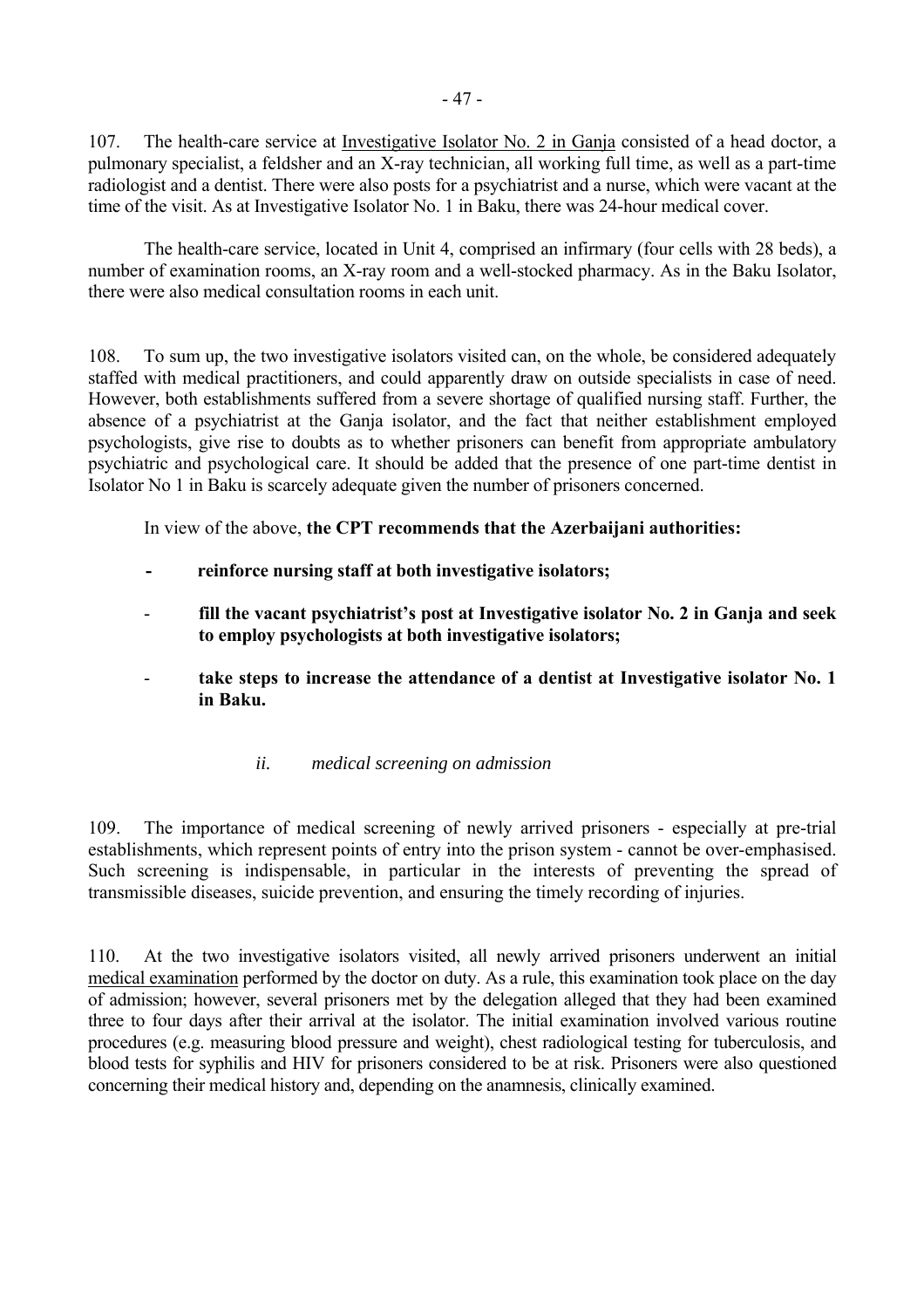107. The health-care service at Investigative Isolator No. 2 in Ganja consisted of a head doctor, a pulmonary specialist, a feldsher and an X-ray technician, all working full time, as well as a part-time radiologist and a dentist. There were also posts for a psychiatrist and a nurse, which were vacant at the time of the visit. As at Investigative Isolator No. 1 in Baku, there was 24-hour medical cover.

The health-care service, located in Unit 4, comprised an infirmary (four cells with 28 beds), a number of examination rooms, an X-ray room and a well-stocked pharmacy. As in the Baku Isolator, there were also medical consultation rooms in each unit.

108. To sum up, the two investigative isolators visited can, on the whole, be considered adequately staffed with medical practitioners, and could apparently draw on outside specialists in case of need. However, both establishments suffered from a severe shortage of qualified nursing staff. Further, the absence of a psychiatrist at the Ganja isolator, and the fact that neither establishment employed psychologists, give rise to doubts as to whether prisoners can benefit from appropriate ambulatory psychiatric and psychological care. It should be added that the presence of one part-time dentist in Isolator No 1 in Baku is scarcely adequate given the number of prisoners concerned.

In view of the above, **the CPT recommends that the Azerbaijani authorities:**

- **reinforce nursing staff at both investigative isolators;**
- **fill the vacant psychiatrist's post at Investigative isolator No. 2 in Ganja and seek to employ psychologists at both investigative isolators;**
- **take steps to increase the attendance of a dentist at Investigative isolator No. 1 in Baku.**

*ii. medical screening on admission*

109. The importance of medical screening of newly arrived prisoners - especially at pre-trial establishments, which represent points of entry into the prison system - cannot be over-emphasised. Such screening is indispensable, in particular in the interests of preventing the spread of transmissible diseases, suicide prevention, and ensuring the timely recording of injuries.

110. At the two investigative isolators visited, all newly arrived prisoners underwent an initial medical examination performed by the doctor on duty. As a rule, this examination took place on the day of admission; however, several prisoners met by the delegation alleged that they had been examined three to four days after their arrival at the isolator. The initial examination involved various routine procedures (e.g. measuring blood pressure and weight), chest radiological testing for tuberculosis, and blood tests for syphilis and HIV for prisoners considered to be at risk. Prisoners were also questioned concerning their medical history and, depending on the anamnesis, clinically examined.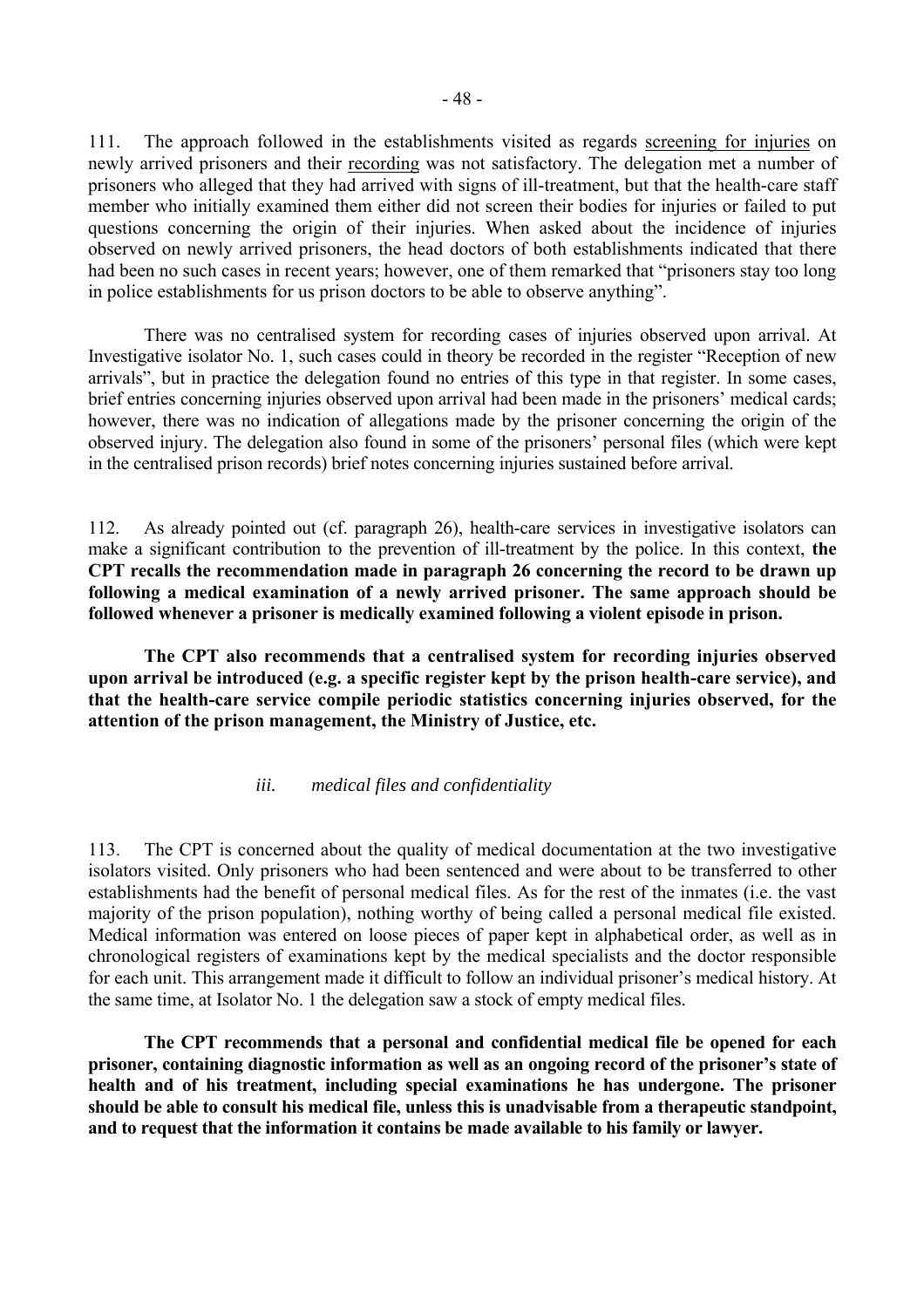111. The approach followed in the establishments visited as regards screening for injuries on newly arrived prisoners and their recording was not satisfactory. The delegation met a number of prisoners who alleged that they had arrived with signs of ill-treatment, but that the health-care staff member who initially examined them either did not screen their bodies for injuries or failed to put questions concerning the origin of their injuries. When asked about the incidence of injuries observed on newly arrived prisoners, the head doctors of both establishments indicated that there had been no such cases in recent years; however, one of them remarked that "prisoners stay too long in police establishments for us prison doctors to be able to observe anything".

There was no centralised system for recording cases of injuries observed upon arrival. At Investigative isolator No. 1, such cases could in theory be recorded in the register "Reception of new arrivals", but in practice the delegation found no entries of this type in that register. In some cases, brief entries concerning injuries observed upon arrival had been made in the prisoners' medical cards; however, there was no indication of allegations made by the prisoner concerning the origin of the observed injury. The delegation also found in some of the prisoners' personal files (which were kept in the centralised prison records) brief notes concerning injuries sustained before arrival.

112. As already pointed out (cf. paragraph 26), health-care services in investigative isolators can make a significant contribution to the prevention of ill-treatment by the police. In this context, **the CPT recalls the recommendation made in paragraph 26 concerning the record to be drawn up following a medical examination of a newly arrived prisoner. The same approach should be followed whenever a prisoner is medically examined following a violent episode in prison.**

**The CPT also recommends that a centralised system for recording injuries observed upon arrival be introduced (e.g. a specific register kept by the prison health-care service), and that the health-care service compile periodic statistics concerning injuries observed, for the attention of the prison management, the Ministry of Justice, etc.**

*iii. medical files and confidentiality*

113. The CPT is concerned about the quality of medical documentation at the two investigative isolators visited. Only prisoners who had been sentenced and were about to be transferred to other establishments had the benefit of personal medical files. As for the rest of the inmates (i.e. the vast majority of the prison population), nothing worthy of being called a personal medical file existed. Medical information was entered on loose pieces of paper kept in alphabetical order, as well as in chronological registers of examinations kept by the medical specialists and the doctor responsible for each unit. This arrangement made it difficult to follow an individual prisoner's medical history. At the same time, at Isolator No. 1 the delegation saw a stock of empty medical files.

**The CPT recommends that a personal and confidential medical file be opened for each prisoner, containing diagnostic information as well as an ongoing record of the prisoner's state of health and of his treatment, including special examinations he has undergone. The prisoner should be able to consult his medical file, unless this is unadvisable from a therapeutic standpoint, and to request that the information it contains be made available to his family or lawyer.**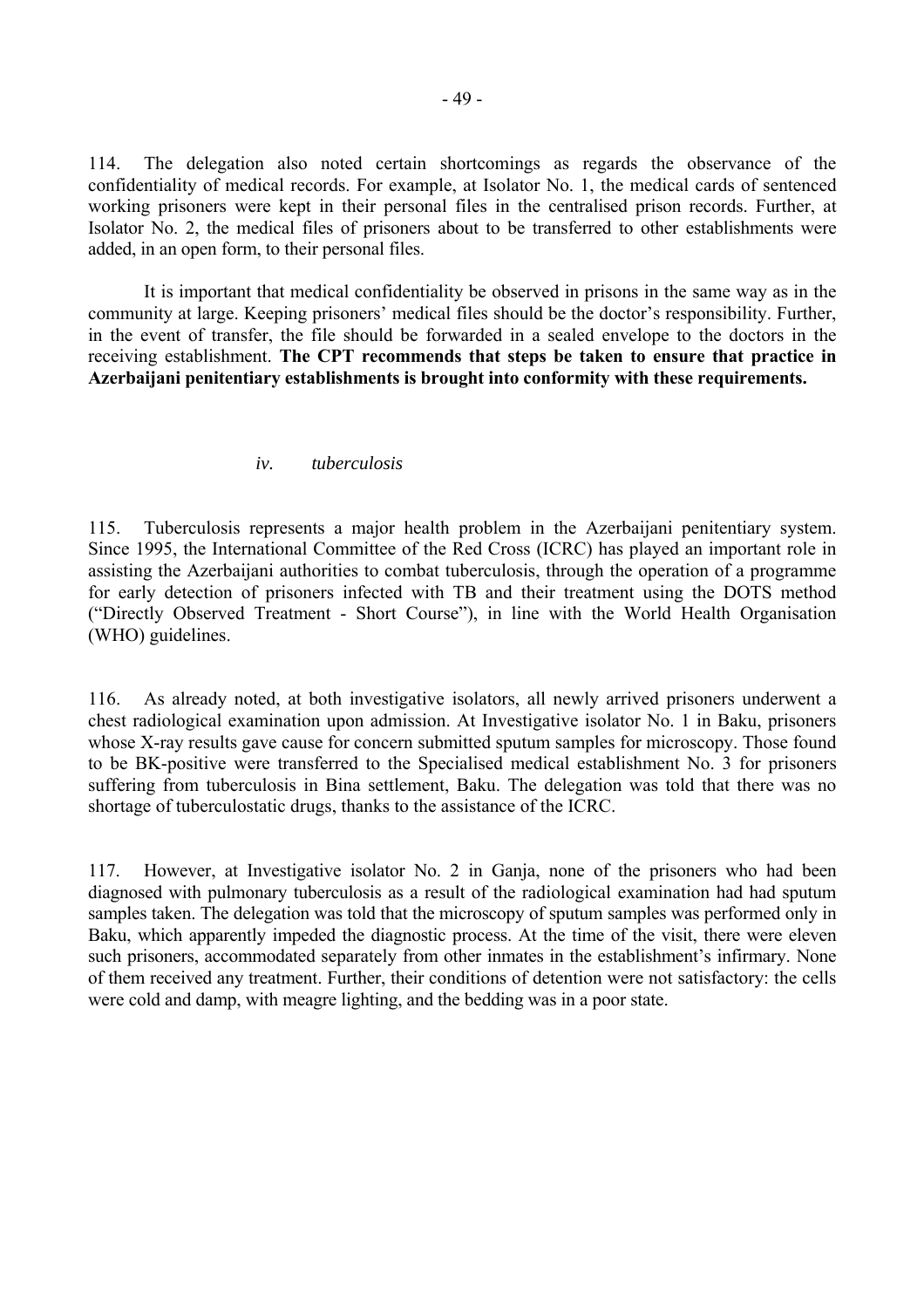114. The delegation also noted certain shortcomings as regards the observance of the confidentiality of medical records. For example, at Isolator No. 1, the medical cards of sentenced working prisoners were kept in their personal files in the centralised prison records. Further, at Isolator No. 2, the medical files of prisoners about to be transferred to other establishments were added, in an open form, to their personal files.

It is important that medical confidentiality be observed in prisons in the same way as in the community at large. Keeping prisoners' medical files should be the doctor's responsibility. Further, in the event of transfer, the file should be forwarded in a sealed envelope to the doctors in the receiving establishment. **The CPT recommends that steps be taken to ensure that practice in Azerbaijani penitentiary establishments is brought into conformity with these requirements.**

*iv. tuberculosis*

115. Tuberculosis represents a major health problem in the Azerbaijani penitentiary system. Since 1995, the International Committee of the Red Cross (ICRC) has played an important role in assisting the Azerbaijani authorities to combat tuberculosis, through the operation of a programme for early detection of prisoners infected with TB and their treatment using the DOTS method ("Directly Observed Treatment - Short Course"), in line with the World Health Organisation (WHO) guidelines.

116. As already noted, at both investigative isolators, all newly arrived prisoners underwent a chest radiological examination upon admission. At Investigative isolator No. 1 in Baku, prisoners whose X-ray results gave cause for concern submitted sputum samples for microscopy. Those found to be BK-positive were transferred to the Specialised medical establishment No. 3 for prisoners suffering from tuberculosis in Bina settlement, Baku. The delegation was told that there was no shortage of tuberculostatic drugs, thanks to the assistance of the ICRC.

117. However, at Investigative isolator No. 2 in Ganja, none of the prisoners who had been diagnosed with pulmonary tuberculosis as a result of the radiological examination had had sputum samples taken. The delegation was told that the microscopy of sputum samples was performed only in Baku, which apparently impeded the diagnostic process. At the time of the visit, there were eleven such prisoners, accommodated separately from other inmates in the establishment's infirmary. None of them received any treatment. Further, their conditions of detention were not satisfactory: the cells were cold and damp, with meagre lighting, and the bedding was in a poor state.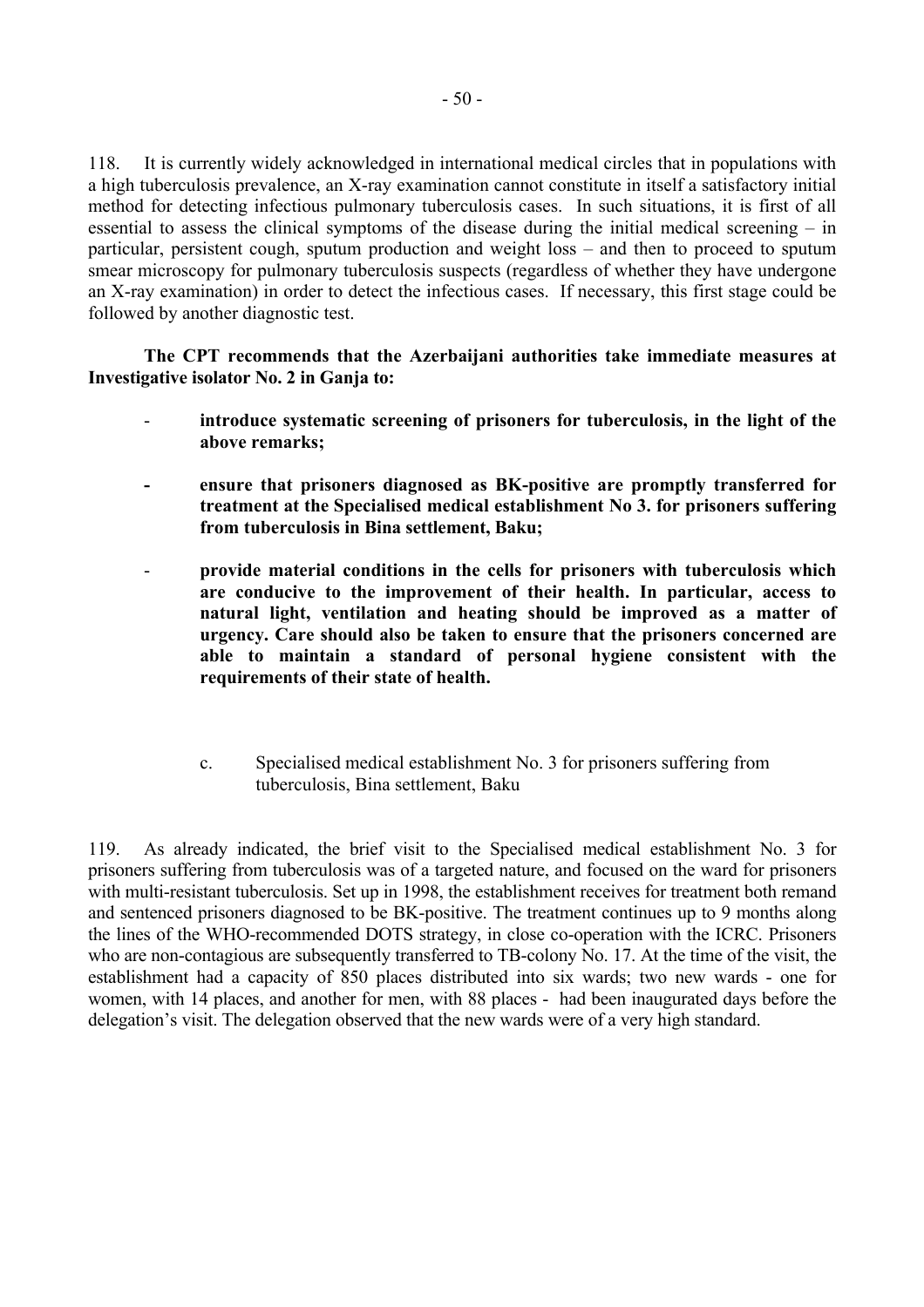118. It is currently widely acknowledged in international medical circles that in populations with a high tuberculosis prevalence, an X-ray examination cannot constitute in itself a satisfactory initial method for detecting infectious pulmonary tuberculosis cases. In such situations, it is first of all essential to assess the clinical symptoms of the disease during the initial medical screening – in particular, persistent cough, sputum production and weight loss – and then to proceed to sputum smear microscopy for pulmonary tuberculosis suspects (regardless of whether they have undergone an X-ray examination) in order to detect the infectious cases. If necessary, this first stage could be followed by another diagnostic test.

**The CPT recommends that the Azerbaijani authorities take immediate measures at Investigative isolator No. 2 in Ganja to:**

- **introduce systematic screening of prisoners for tuberculosis, in the light of the above remarks;**
- **ensure that prisoners diagnosed as BK-positive are promptly transferred for treatment at the Specialised medical establishment No 3. for prisoners suffering from tuberculosis in Bina settlement, Baku;**
- **provide material conditions in the cells for prisoners with tuberculosis which are conducive to the improvement of their health. In particular, access to natural light, ventilation and heating should be improved as a matter of urgency. Care should also be taken to ensure that the prisoners concerned are able to maintain a standard of personal hygiene consistent with the requirements of their state of health.**

c. Specialised medical establishment No. 3 for prisoners suffering from tuberculosis, Bina settlement, Baku

119. As already indicated, the brief visit to the Specialised medical establishment No. 3 for prisoners suffering from tuberculosis was of a targeted nature, and focused on the ward for prisoners with multi-resistant tuberculosis. Set up in 1998, the establishment receives for treatment both remand and sentenced prisoners diagnosed to be BK-positive. The treatment continues up to 9 months along the lines of the WHO-recommended DOTS strategy, in close co-operation with the ICRC. Prisoners who are non-contagious are subsequently transferred to TB-colony No. 17. At the time of the visit, the establishment had a capacity of 850 places distributed into six wards; two new wards - one for women, with 14 places, and another for men, with 88 places - had been inaugurated days before the delegation's visit. The delegation observed that the new wards were of a very high standard.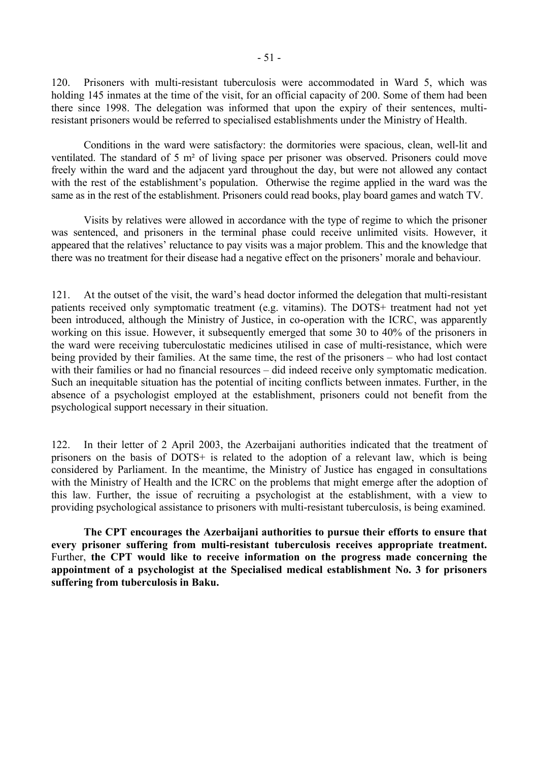120. Prisoners with multi-resistant tuberculosis were accommodated in Ward 5, which was holding 145 inmates at the time of the visit, for an official capacity of 200. Some of them had been there since 1998. The delegation was informed that upon the expiry of their sentences, multi-resistant prisoners would be referred to specialised establishments under the Ministry of Health.

Conditions in the ward were satisfactory: the dormitories were spacious, clean, well-lit and ventilated. The standard of 5 m² of living space per prisoner was observed. Prisoners could move freely within the ward and the adjacent yard throughout the day, but were not allowed any contact with the rest of the establishment's population. Otherwise the regime applied in the ward was the same as in the rest of the establishment. Prisoners could read books, play board games and watch TV.

Visits by relatives were allowed in accordance with the type of regime to which the prisoner was sentenced, and prisoners in the terminal phase could receive unlimited visits. However, it appeared that the relatives' reluctance to pay visits was a major problem. This and the knowledge that there was no treatment for their disease had a negative effect on the prisoners' morale and behaviour.

121. At the outset of the visit, the ward's head doctor informed the delegation that multi-resistant patients received only symptomatic treatment (e.g. vitamins). The DOTS+ treatment had not yet been introduced, although the Ministry of Justice, in co-operation with the ICRC, was apparently working on this issue. However, it subsequently emerged that some 30 to 40% of the prisoners in the ward were receiving tuberculostatic medicines utilised in case of multi-resistance, which were being provided by their families. At the same time, the rest of the prisoners – who had lost contact with their families or had no financial resources – did indeed receive only symptomatic medication. Such an inequitable situation has the potential of inciting conflicts between inmates. Further, in the absence of a psychologist employed at the establishment, prisoners could not benefit from the psychological support necessary in their situation.

122. In their letter of 2 April 2003, the Azerbaijani authorities indicated that the treatment of prisoners on the basis of DOTS+ is related to the adoption of a relevant law, which is being considered by Parliament. In the meantime, the Ministry of Justice has engaged in consultations with the Ministry of Health and the ICRC on the problems that might emerge after the adoption of this law. Further, the issue of recruiting a psychologist at the establishment, with a view to providing psychological assistance to prisoners with multi-resistant tuberculosis, is being examined.

**The CPT encourages the Azerbaijani authorities to pursue their efforts to ensure that every prisoner suffering from multi-resistant tuberculosis receives appropriate treatment.** Further, **the CPT would like to receive information on the progress made concerning the appointment of a psychologist at the Specialised medical establishment No. 3 for prisoners suffering from tuberculosis in Baku.**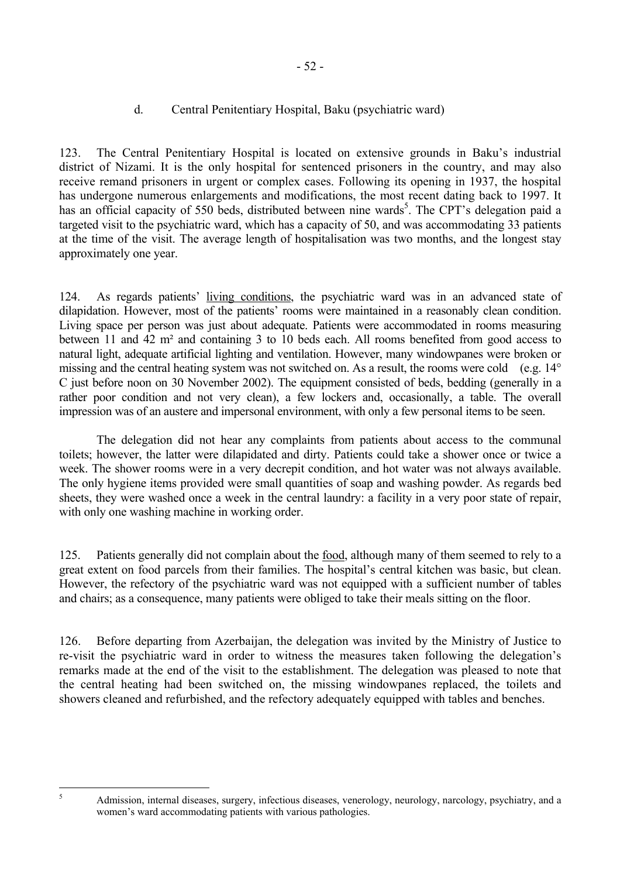### d. Central Penitentiary Hospital, Baku (psychiatric ward)

123. The Central Penitentiary Hospital is located on extensive grounds in Baku's industrial district of Nizami. It is the only hospital for sentenced prisoners in the country, and may also receive remand prisoners in urgent or complex cases. Following its opening in 1937, the hospital has undergone numerous enlargements and modifications, the most recent dating back to 1997. It has an official capacity of 550 beds, distributed between nine wards[5]. The CPT's delegation paid a targeted visit to the psychiatric ward, which has a capacity of 50, and was accommodating 33 patients at the time of the visit. The average length of hospitalisation was two months, and the longest stay approximately one year.

124. As regards patients' living conditions, the psychiatric ward was in an advanced state of dilapidation. However, most of the patients' rooms were maintained in a reasonably clean condition. Living space per person was just about adequate. Patients were accommodated in rooms measuring between 11 and 42 m² and containing 3 to 10 beds each. All rooms benefited from good access to natural light, adequate artificial lighting and ventilation. However, many windowpanes were broken or missing and the central heating system was not switched on. As a result, the rooms were cold (e.g. 14° C just before noon on 30 November 2002). The equipment consisted of beds, bedding (generally in a rather poor condition and not very clean), a few lockers and, occasionally, a table. The overall impression was of an austere and impersonal environment, with only a few personal items to be seen.

The delegation did not hear any complaints from patients about access to the communal toilets; however, the latter were dilapidated and dirty. Patients could take a shower once or twice a week. The shower rooms were in a very decrepit condition, and hot water was not always available. The only hygiene items provided were small quantities of soap and washing powder. As regards bed sheets, they were washed once a week in the central laundry: a facility in a very poor state of repair, with only one washing machine in working order.

125. Patients generally did not complain about the food, although many of them seemed to rely to a great extent on food parcels from their families. The hospital's central kitchen was basic, but clean. However, the refectory of the psychiatric ward was not equipped with a sufficient number of tables and chairs; as a consequence, many patients were obliged to take their meals sitting on the floor.

126. Before departing from Azerbaijan, the delegation was invited by the Ministry of Justice to re-visit the psychiatric ward in order to witness the measures taken following the delegation's remarks made at the end of the visit to the establishment. The delegation was pleased to note that the central heating had been switched on, the missing windowpanes replaced, the toilets and showers cleaned and refurbished, and the refectory adequately equipped with tables and benches.

---

[5] Admission, internal diseases, surgery, infectious diseases, venerology, neurology, narcology, psychiatry, and a women's ward accommodating patients with various pathologies.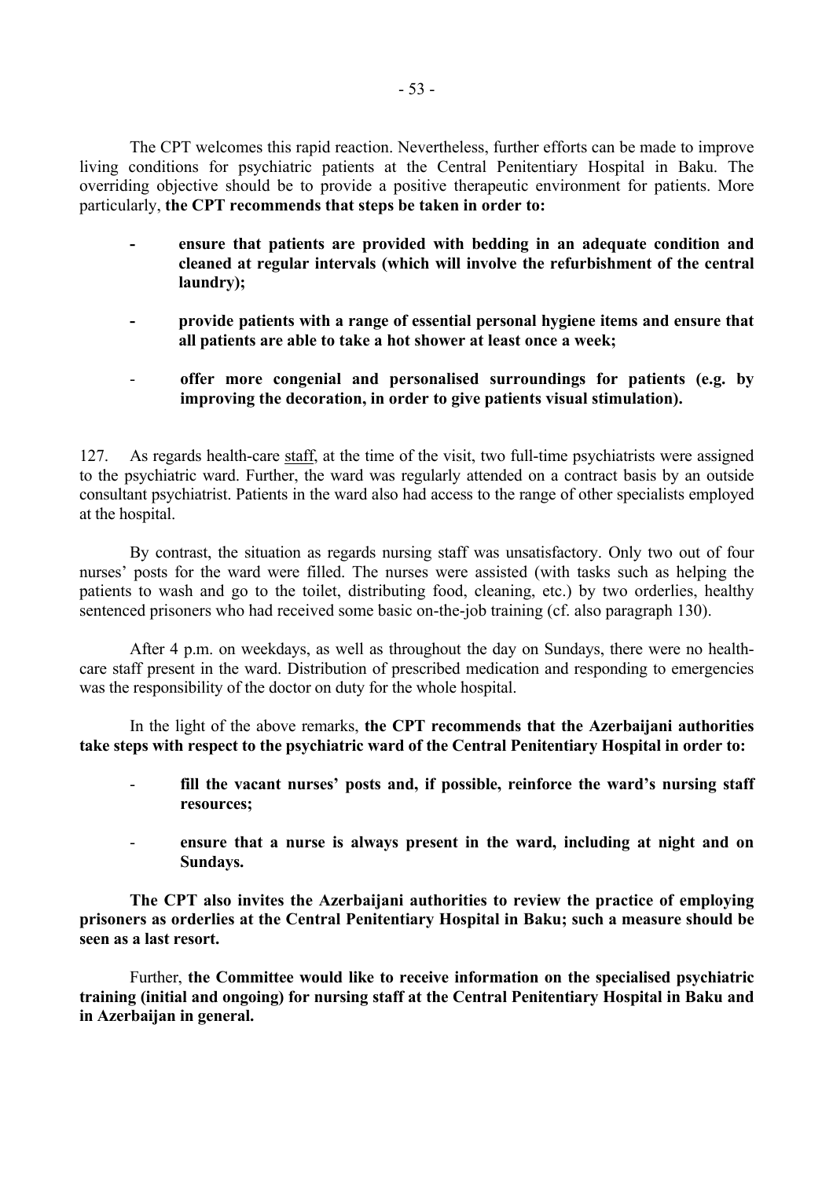The CPT welcomes this rapid reaction. Nevertheless, further efforts can be made to improve living conditions for psychiatric patients at the Central Penitentiary Hospital in Baku. The overriding objective should be to provide a positive therapeutic environment for patients. More particularly, **the CPT recommends that steps be taken in order to:**

- **ensure that patients are provided with bedding in an adequate condition and cleaned at regular intervals (which will involve the refurbishment of the central laundry);**
- **provide patients with a range of essential personal hygiene items and ensure that all patients are able to take a hot shower at least once a week;**
- **offer more congenial and personalised surroundings for patients (e.g. by improving the decoration, in order to give patients visual stimulation).**

127. As regards health-care staff, at the time of the visit, two full-time psychiatrists were assigned to the psychiatric ward. Further, the ward was regularly attended on a contract basis by an outside consultant psychiatrist. Patients in the ward also had access to the range of other specialists employed at the hospital.

By contrast, the situation as regards nursing staff was unsatisfactory. Only two out of four nurses' posts for the ward were filled. The nurses were assisted (with tasks such as helping the patients to wash and go to the toilet, distributing food, cleaning, etc.) by two orderlies, healthy sentenced prisoners who had received some basic on-the-job training (cf. also paragraph 130).

After 4 p.m. on weekdays, as well as throughout the day on Sundays, there were no health-care staff present in the ward. Distribution of prescribed medication and responding to emergencies was the responsibility of the doctor on duty for the whole hospital.

In the light of the above remarks, **the CPT recommends that the Azerbaijani authorities take steps with respect to the psychiatric ward of the Central Penitentiary Hospital in order to:**

- **fill the vacant nurses' posts and, if possible, reinforce the ward's nursing staff resources;**
- **ensure that a nurse is always present in the ward, including at night and on Sundays.**

**The CPT also invites the Azerbaijani authorities to review the practice of employing prisoners as orderlies at the Central Penitentiary Hospital in Baku; such a measure should be seen as a last resort.**

Further, **the Committee would like to receive information on the specialised psychiatric training (initial and ongoing) for nursing staff at the Central Penitentiary Hospital in Baku and in Azerbaijan in general.**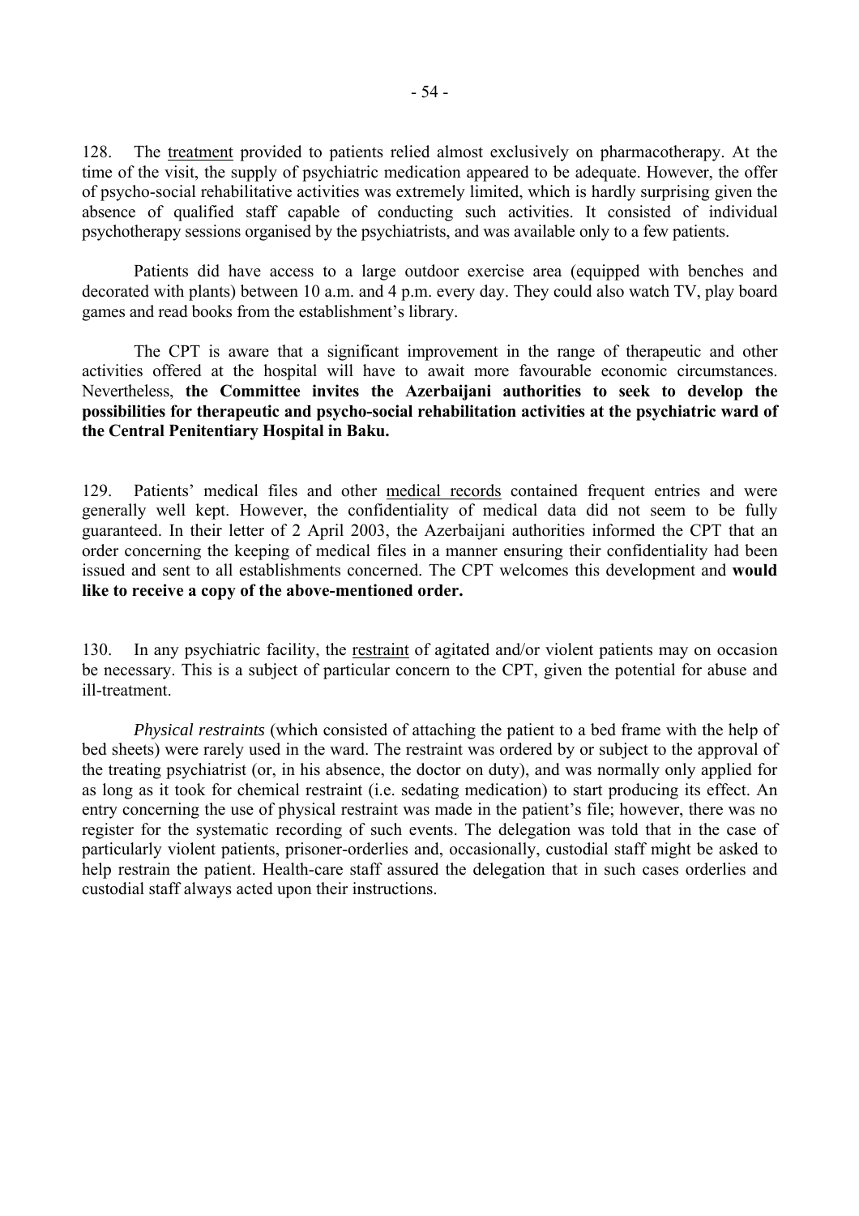128. The treatment provided to patients relied almost exclusively on pharmacotherapy. At the time of the visit, the supply of psychiatric medication appeared to be adequate. However, the offer of psycho-social rehabilitative activities was extremely limited, which is hardly surprising given the absence of qualified staff capable of conducting such activities. It consisted of individual psychotherapy sessions organised by the psychiatrists, and was available only to a few patients.

Patients did have access to a large outdoor exercise area (equipped with benches and decorated with plants) between 10 a.m. and 4 p.m. every day. They could also watch TV, play board games and read books from the establishment's library.

The CPT is aware that a significant improvement in the range of therapeutic and other activities offered at the hospital will have to await more favourable economic circumstances. Nevertheless, **the Committee invites the Azerbaijani authorities to seek to develop the possibilities for therapeutic and psycho-social rehabilitation activities at the psychiatric ward of the Central Penitentiary Hospital in Baku.**

129. Patients' medical files and other medical records contained frequent entries and were generally well kept. However, the confidentiality of medical data did not seem to be fully guaranteed. In their letter of 2 April 2003, the Azerbaijani authorities informed the CPT that an order concerning the keeping of medical files in a manner ensuring their confidentiality had been issued and sent to all establishments concerned. The CPT welcomes this development and **would like to receive a copy of the above-mentioned order.**

130. In any psychiatric facility, the restraint of agitated and/or violent patients may on occasion be necessary. This is a subject of particular concern to the CPT, given the potential for abuse and ill-treatment.

*Physical restraints* (which consisted of attaching the patient to a bed frame with the help of bed sheets) were rarely used in the ward. The restraint was ordered by or subject to the approval of the treating psychiatrist (or, in his absence, the doctor on duty), and was normally only applied for as long as it took for chemical restraint (i.e. sedating medication) to start producing its effect. An entry concerning the use of physical restraint was made in the patient's file; however, there was no register for the systematic recording of such events. The delegation was told that in the case of particularly violent patients, prisoner-orderlies and, occasionally, custodial staff might be asked to help restrain the patient. Health-care staff assured the delegation that in such cases orderlies and custodial staff always acted upon their instructions.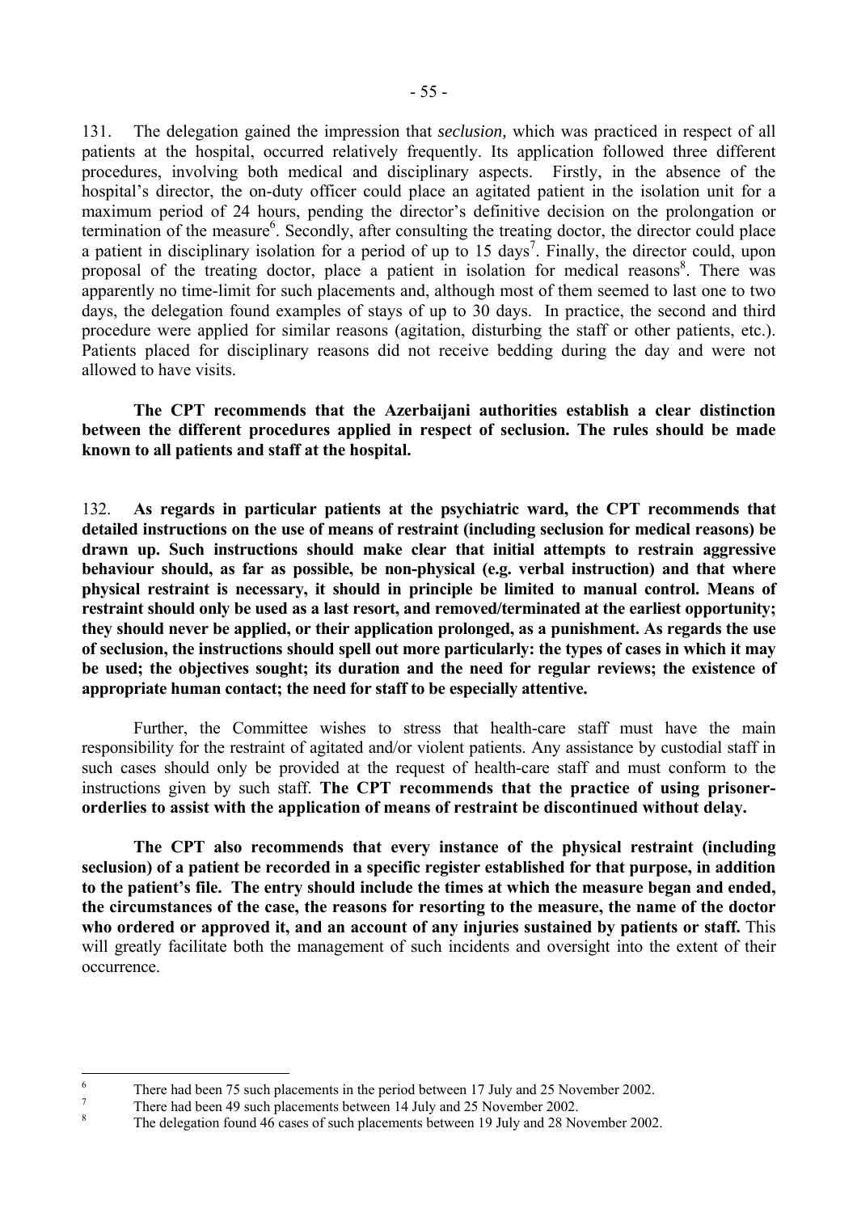131. The delegation gained the impression that *seclusion,* which was practiced in respect of all patients at the hospital, occurred relatively frequently. Its application followed three different procedures, involving both medical and disciplinary aspects. Firstly, in the absence of the hospital's director, the on-duty officer could place an agitated patient in the isolation unit for a maximum period of 24 hours, pending the director's definitive decision on the prolongation or termination of the measure[6]. Secondly, after consulting the treating doctor, the director could place a patient in disciplinary isolation for a period of up to 15 days[7]. Finally, the director could, upon proposal of the treating doctor, place a patient in isolation for medical reasons[8]. There was apparently no time-limit for such placements and, although most of them seemed to last one to two days, the delegation found examples of stays of up to 30 days. In practice, the second and third procedure were applied for similar reasons (agitation, disturbing the staff or other patients, etc.). Patients placed for disciplinary reasons did not receive bedding during the day and were not allowed to have visits.

**The CPT recommends that the Azerbaijani authorities establish a clear distinction between the different procedures applied in respect of seclusion. The rules should be made known to all patients and staff at the hospital.**

132. **As regards in particular patients at the psychiatric ward, the CPT recommends that detailed instructions on the use of means of restraint (including seclusion for medical reasons) be drawn up. Such instructions should make clear that initial attempts to restrain aggressive behaviour should, as far as possible, be non-physical (e.g. verbal instruction) and that where physical restraint is necessary, it should in principle be limited to manual control. Means of restraint should only be used as a last resort, and removed/terminated at the earliest opportunity; they should never be applied, or their application prolonged, as a punishment. As regards the use of seclusion, the instructions should spell out more particularly: the types of cases in which it may be used; the objectives sought; its duration and the need for regular reviews; the existence of appropriate human contact; the need for staff to be especially attentive.**

Further, the Committee wishes to stress that health-care staff must have the main responsibility for the restraint of agitated and/or violent patients. Any assistance by custodial staff in such cases should only be provided at the request of health-care staff and must conform to the instructions given by such staff. **The CPT recommends that the practice of using prisoner-orderlies to assist with the application of means of restraint be discontinued without delay.**

**The CPT also recommends that every instance of the physical restraint (including seclusion) of a patient be recorded in a specific register established for that purpose, in addition to the patient's file. The entry should include the times at which the measure began and ended, the circumstances of the case, the reasons for resorting to the measure, the name of the doctor who ordered or approved it, and an account of any injuries sustained by patients or staff.** This will greatly facilitate both the management of such incidents and oversight into the extent of their occurrence.

---

[6] There had been 75 such placements in the period between 17 July and 25 November 2002.

[7] There had been 49 such placements between 14 July and 25 November 2002.

[8] The delegation found 46 cases of such placements between 19 July and 28 November 2002.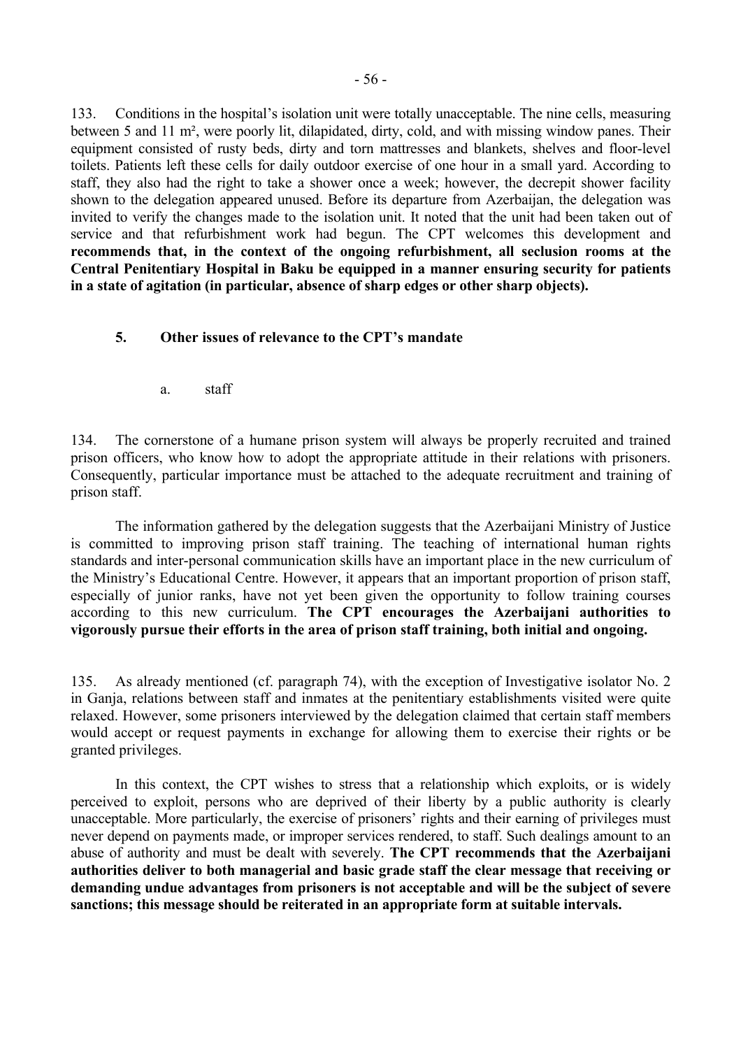133. Conditions in the hospital's isolation unit were totally unacceptable. The nine cells, measuring between 5 and 11 m², were poorly lit, dilapidated, dirty, cold, and with missing window panes. Their equipment consisted of rusty beds, dirty and torn mattresses and blankets, shelves and floor-level toilets. Patients left these cells for daily outdoor exercise of one hour in a small yard. According to staff, they also had the right to take a shower once a week; however, the decrepit shower facility shown to the delegation appeared unused. Before its departure from Azerbaijan, the delegation was invited to verify the changes made to the isolation unit. It noted that the unit had been taken out of service and that refurbishment work had begun. The CPT welcomes this development and **recommends that, in the context of the ongoing refurbishment, all seclusion rooms at the Central Penitentiary Hospital in Baku be equipped in a manner ensuring security for patients in a state of agitation (in particular, absence of sharp edges or other sharp objects).**

### 5. Other issues of relevance to the CPT's mandate

#### a. staff

134. The cornerstone of a humane prison system will always be properly recruited and trained prison officers, who know how to adopt the appropriate attitude in their relations with prisoners. Consequently, particular importance must be attached to the adequate recruitment and training of prison staff.

The information gathered by the delegation suggests that the Azerbaijani Ministry of Justice is committed to improving prison staff training. The teaching of international human rights standards and inter-personal communication skills have an important place in the new curriculum of the Ministry's Educational Centre. However, it appears that an important proportion of prison staff, especially of junior ranks, have not yet been given the opportunity to follow training courses according to this new curriculum. **The CPT encourages the Azerbaijani authorities to vigorously pursue their efforts in the area of prison staff training, both initial and ongoing.**

135. As already mentioned (cf. paragraph 74), with the exception of Investigative isolator No. 2 in Ganja, relations between staff and inmates at the penitentiary establishments visited were quite relaxed. However, some prisoners interviewed by the delegation claimed that certain staff members would accept or request payments in exchange for allowing them to exercise their rights or be granted privileges.

In this context, the CPT wishes to stress that a relationship which exploits, or is widely perceived to exploit, persons who are deprived of their liberty by a public authority is clearly unacceptable. More particularly, the exercise of prisoners' rights and their earning of privileges must never depend on payments made, or improper services rendered, to staff. Such dealings amount to an abuse of authority and must be dealt with severely. **The CPT recommends that the Azerbaijani authorities deliver to both managerial and basic grade staff the clear message that receiving or demanding undue advantages from prisoners is not acceptable and will be the subject of severe sanctions; this message should be reiterated in an appropriate form at suitable intervals.**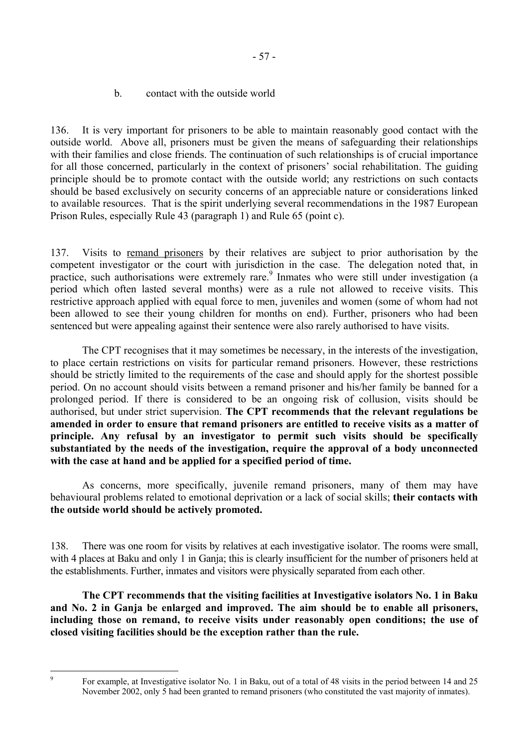b. contact with the outside world

136. It is very important for prisoners to be able to maintain reasonably good contact with the outside world. Above all, prisoners must be given the means of safeguarding their relationships with their families and close friends. The continuation of such relationships is of crucial importance for all those concerned, particularly in the context of prisoners' social rehabilitation. The guiding principle should be to promote contact with the outside world; any restrictions on such contacts should be based exclusively on security concerns of an appreciable nature or considerations linked to available resources. That is the spirit underlying several recommendations in the 1987 European Prison Rules, especially Rule 43 (paragraph 1) and Rule 65 (point c).

137. Visits to remand prisoners by their relatives are subject to prior authorisation by the competent investigator or the court with jurisdiction in the case. The delegation noted that, in practice, such authorisations were extremely rare.[9] Inmates who were still under investigation (a period which often lasted several months) were as a rule not allowed to receive visits. This restrictive approach applied with equal force to men, juveniles and women (some of whom had not been allowed to see their young children for months on end). Further, prisoners who had been sentenced but were appealing against their sentence were also rarely authorised to have visits.

The CPT recognises that it may sometimes be necessary, in the interests of the investigation, to place certain restrictions on visits for particular remand prisoners. However, these restrictions should be strictly limited to the requirements of the case and should apply for the shortest possible period. On no account should visits between a remand prisoner and his/her family be banned for a prolonged period. If there is considered to be an ongoing risk of collusion, visits should be authorised, but under strict supervision. **The CPT recommends that the relevant regulations be amended in order to ensure that remand prisoners are entitled to receive visits as a matter of principle. Any refusal by an investigator to permit such visits should be specifically substantiated by the needs of the investigation, require the approval of a body unconnected with the case at hand and be applied for a specified period of time.**

As concerns, more specifically, juvenile remand prisoners, many of them may have behavioural problems related to emotional deprivation or a lack of social skills; **their contacts with the outside world should be actively promoted.**

138. There was one room for visits by relatives at each investigative isolator. The rooms were small, with 4 places at Baku and only 1 in Ganja; this is clearly insufficient for the number of prisoners held at the establishments. Further, inmates and visitors were physically separated from each other.

**The CPT recommends that the visiting facilities at Investigative isolators No. 1 in Baku and No. 2 in Ganja be enlarged and improved. The aim should be to enable all prisoners, including those on remand, to receive visits under reasonably open conditions; the use of closed visiting facilities should be the exception rather than the rule.**

---

[9] For example, at Investigative isolator No. 1 in Baku, out of a total of 48 visits in the period between 14 and 25 November 2002, only 5 had been granted to remand prisoners (who constituted the vast majority of inmates).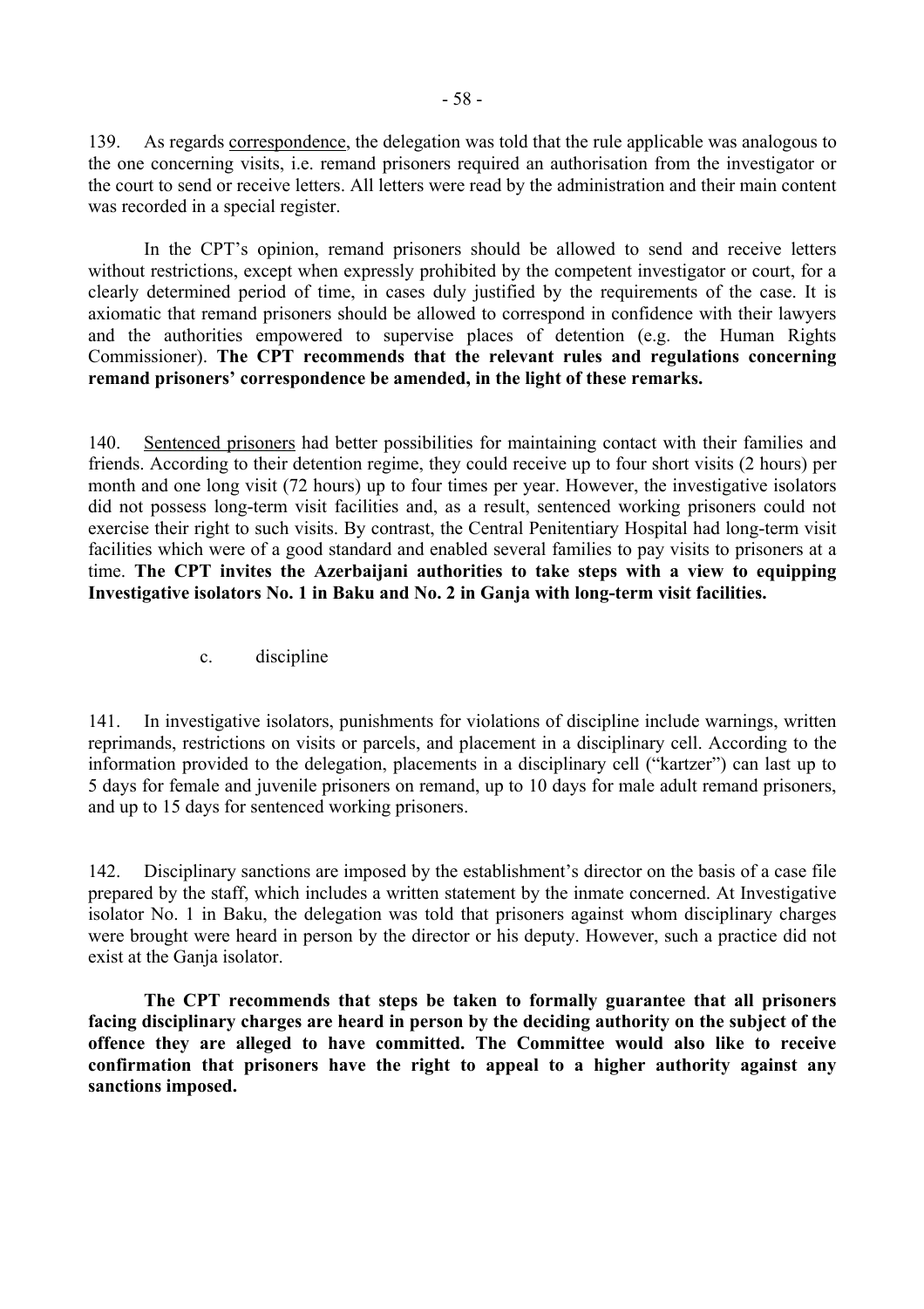139. As regards correspondence, the delegation was told that the rule applicable was analogous to the one concerning visits, i.e. remand prisoners required an authorisation from the investigator or the court to send or receive letters. All letters were read by the administration and their main content was recorded in a special register.

In the CPT's opinion, remand prisoners should be allowed to send and receive letters without restrictions, except when expressly prohibited by the competent investigator or court, for a clearly determined period of time, in cases duly justified by the requirements of the case. It is axiomatic that remand prisoners should be allowed to correspond in confidence with their lawyers and the authorities empowered to supervise places of detention (e.g. the Human Rights Commissioner). **The CPT recommends that the relevant rules and regulations concerning remand prisoners' correspondence be amended, in the light of these remarks.**

140. Sentenced prisoners had better possibilities for maintaining contact with their families and friends. According to their detention regime, they could receive up to four short visits (2 hours) per month and one long visit (72 hours) up to four times per year. However, the investigative isolators did not possess long-term visit facilities and, as a result, sentenced working prisoners could not exercise their right to such visits. By contrast, the Central Penitentiary Hospital had long-term visit facilities which were of a good standard and enabled several families to pay visits to prisoners at a time. **The CPT invites the Azerbaijani authorities to take steps with a view to equipping Investigative isolators No. 1 in Baku and No. 2 in Ganja with long-term visit facilities.**

### c. discipline

141. In investigative isolators, punishments for violations of discipline include warnings, written reprimands, restrictions on visits or parcels, and placement in a disciplinary cell. According to the information provided to the delegation, placements in a disciplinary cell ("kartzer") can last up to 5 days for female and juvenile prisoners on remand, up to 10 days for male adult remand prisoners, and up to 15 days for sentenced working prisoners.

142. Disciplinary sanctions are imposed by the establishment's director on the basis of a case file prepared by the staff, which includes a written statement by the inmate concerned. At Investigative isolator No. 1 in Baku, the delegation was told that prisoners against whom disciplinary charges were brought were heard in person by the director or his deputy. However, such a practice did not exist at the Ganja isolator.

**The CPT recommends that steps be taken to formally guarantee that all prisoners facing disciplinary charges are heard in person by the deciding authority on the subject of the offence they are alleged to have committed. The Committee would also like to receive confirmation that prisoners have the right to appeal to a higher authority against any sanctions imposed.**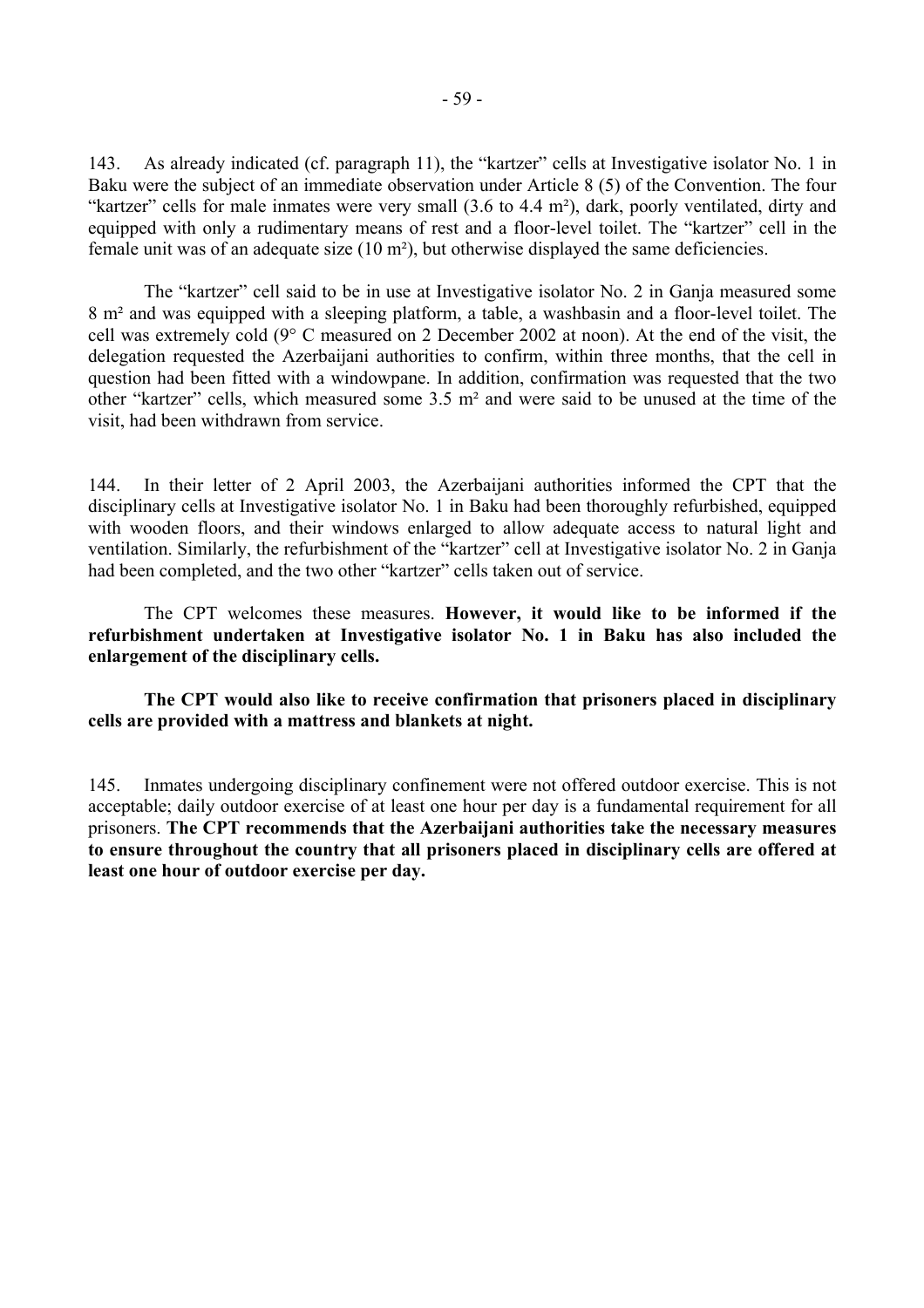143. As already indicated (cf. paragraph 11), the "kartzer" cells at Investigative isolator No. 1 in Baku were the subject of an immediate observation under Article 8 (5) of the Convention. The four "kartzer" cells for male inmates were very small (3.6 to 4.4 m²), dark, poorly ventilated, dirty and equipped with only a rudimentary means of rest and a floor-level toilet. The "kartzer" cell in the female unit was of an adequate size (10 m²), but otherwise displayed the same deficiencies.

The "kartzer" cell said to be in use at Investigative isolator No. 2 in Ganja measured some 8 m² and was equipped with a sleeping platform, a table, a washbasin and a floor-level toilet. The cell was extremely cold (9° C measured on 2 December 2002 at noon). At the end of the visit, the delegation requested the Azerbaijani authorities to confirm, within three months, that the cell in question had been fitted with a windowpane. In addition, confirmation was requested that the two other "kartzer" cells, which measured some 3.5 m² and were said to be unused at the time of the visit, had been withdrawn from service.

144. In their letter of 2 April 2003, the Azerbaijani authorities informed the CPT that the disciplinary cells at Investigative isolator No. 1 in Baku had been thoroughly refurbished, equipped with wooden floors, and their windows enlarged to allow adequate access to natural light and ventilation. Similarly, the refurbishment of the "kartzer" cell at Investigative isolator No. 2 in Ganja had been completed, and the two other "kartzer" cells taken out of service.

The CPT welcomes these measures. **However, it would like to be informed if the refurbishment undertaken at Investigative isolator No. 1 in Baku has also included the enlargement of the disciplinary cells.**

**The CPT would also like to receive confirmation that prisoners placed in disciplinary cells are provided with a mattress and blankets at night.**

145. Inmates undergoing disciplinary confinement were not offered outdoor exercise. This is not acceptable; daily outdoor exercise of at least one hour per day is a fundamental requirement for all prisoners. **The CPT recommends that the Azerbaijani authorities take the necessary measures to ensure throughout the country that all prisoners placed in disciplinary cells are offered at least one hour of outdoor exercise per day.**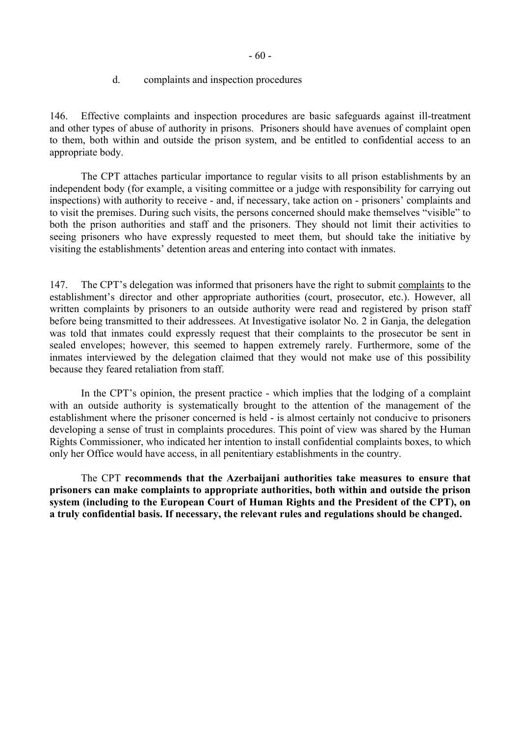### d. complaints and inspection procedures

146. Effective complaints and inspection procedures are basic safeguards against ill-treatment and other types of abuse of authority in prisons. Prisoners should have avenues of complaint open to them, both within and outside the prison system, and be entitled to confidential access to an appropriate body.

The CPT attaches particular importance to regular visits to all prison establishments by an independent body (for example, a visiting committee or a judge with responsibility for carrying out inspections) with authority to receive - and, if necessary, take action on - prisoners' complaints and to visit the premises. During such visits, the persons concerned should make themselves "visible" to both the prison authorities and staff and the prisoners. They should not limit their activities to seeing prisoners who have expressly requested to meet them, but should take the initiative by visiting the establishments' detention areas and entering into contact with inmates.

147. The CPT's delegation was informed that prisoners have the right to submit complaints to the establishment's director and other appropriate authorities (court, prosecutor, etc.). However, all written complaints by prisoners to an outside authority were read and registered by prison staff before being transmitted to their addressees. At Investigative isolator No. 2 in Ganja, the delegation was told that inmates could expressly request that their complaints to the prosecutor be sent in sealed envelopes; however, this seemed to happen extremely rarely. Furthermore, some of the inmates interviewed by the delegation claimed that they would not make use of this possibility because they feared retaliation from staff.

In the CPT's opinion, the present practice - which implies that the lodging of a complaint with an outside authority is systematically brought to the attention of the management of the establishment where the prisoner concerned is held - is almost certainly not conducive to prisoners developing a sense of trust in complaints procedures. This point of view was shared by the Human Rights Commissioner, who indicated her intention to install confidential complaints boxes, to which only her Office would have access, in all penitentiary establishments in the country.

The CPT **recommends that the Azerbaijani authorities take measures to ensure that prisoners can make complaints to appropriate authorities, both within and outside the prison system (including to the European Court of Human Rights and the President of the CPT), on a truly confidential basis. If necessary, the relevant rules and regulations should be changed.**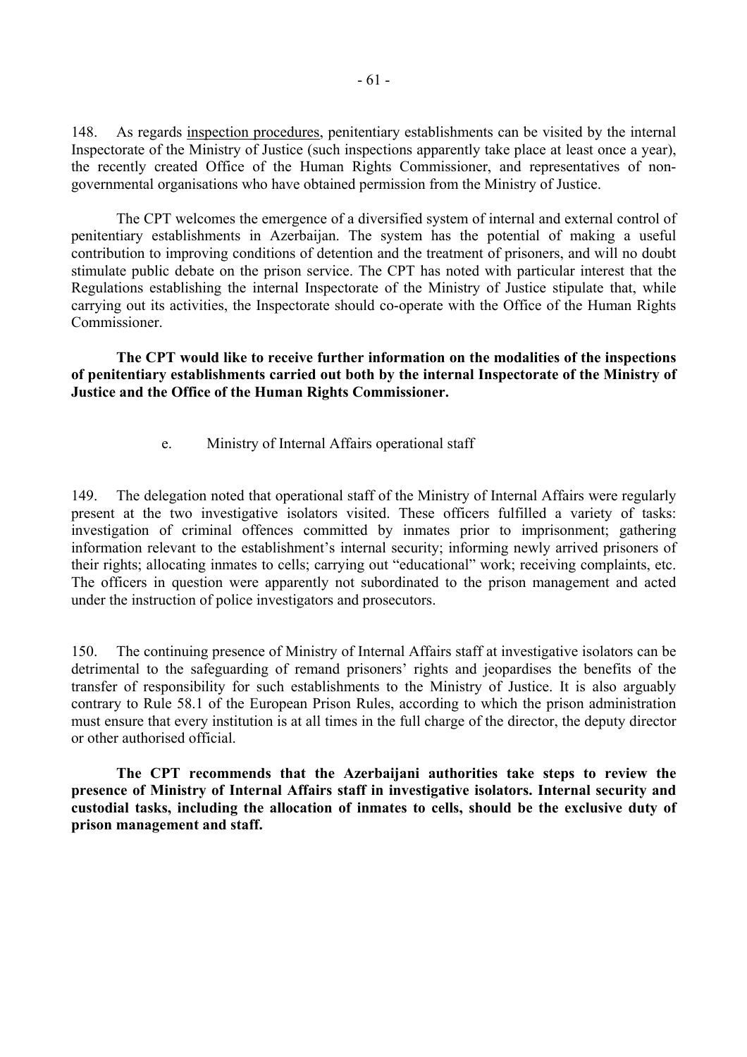148. As regards inspection procedures, penitentiary establishments can be visited by the internal Inspectorate of the Ministry of Justice (such inspections apparently take place at least once a year), the recently created Office of the Human Rights Commissioner, and representatives of non-governmental organisations who have obtained permission from the Ministry of Justice.

The CPT welcomes the emergence of a diversified system of internal and external control of penitentiary establishments in Azerbaijan. The system has the potential of making a useful contribution to improving conditions of detention and the treatment of prisoners, and will no doubt stimulate public debate on the prison service. The CPT has noted with particular interest that the Regulations establishing the internal Inspectorate of the Ministry of Justice stipulate that, while carrying out its activities, the Inspectorate should co-operate with the Office of the Human Rights Commissioner.

**The CPT would like to receive further information on the modalities of the inspections of penitentiary establishments carried out both by the internal Inspectorate of the Ministry of Justice and the Office of the Human Rights Commissioner.**

e. Ministry of Internal Affairs operational staff

149. The delegation noted that operational staff of the Ministry of Internal Affairs were regularly present at the two investigative isolators visited. These officers fulfilled a variety of tasks: investigation of criminal offences committed by inmates prior to imprisonment; gathering information relevant to the establishment's internal security; informing newly arrived prisoners of their rights; allocating inmates to cells; carrying out "educational" work; receiving complaints, etc. The officers in question were apparently not subordinated to the prison management and acted under the instruction of police investigators and prosecutors.

150. The continuing presence of Ministry of Internal Affairs staff at investigative isolators can be detrimental to the safeguarding of remand prisoners' rights and jeopardises the benefits of the transfer of responsibility for such establishments to the Ministry of Justice. It is also arguably contrary to Rule 58.1 of the European Prison Rules, according to which the prison administration must ensure that every institution is at all times in the full charge of the director, the deputy director or other authorised official.

**The CPT recommends that the Azerbaijani authorities take steps to review the presence of Ministry of Internal Affairs staff in investigative isolators. Internal security and custodial tasks, including the allocation of inmates to cells, should be the exclusive duty of prison management and staff.**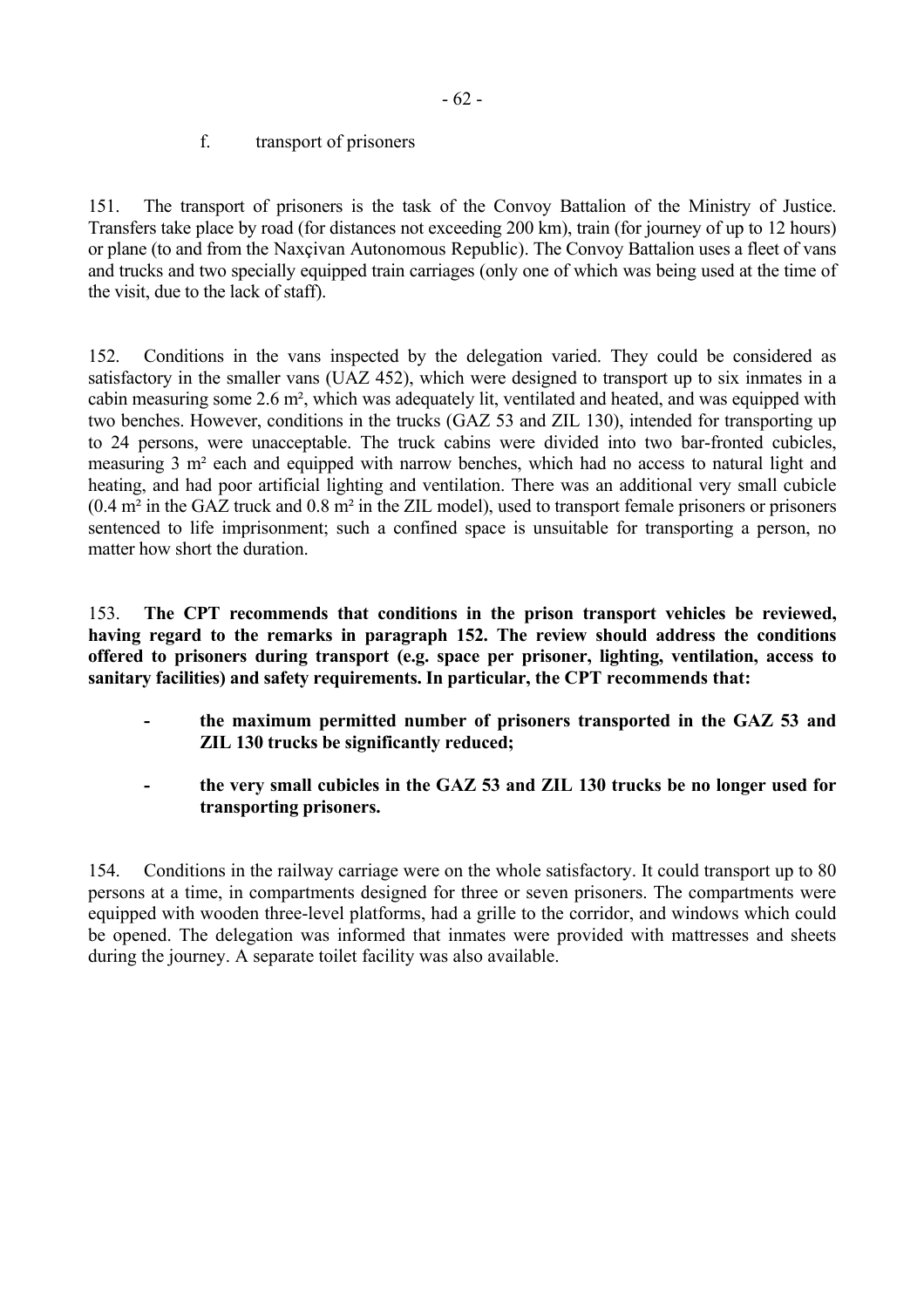f. transport of prisoners

151. The transport of prisoners is the task of the Convoy Battalion of the Ministry of Justice. Transfers take place by road (for distances not exceeding 200 km), train (for journey of up to 12 hours) or plane (to and from the Naxçivan Autonomous Republic). The Convoy Battalion uses a fleet of vans and trucks and two specially equipped train carriages (only one of which was being used at the time of the visit, due to the lack of staff).

152. Conditions in the vans inspected by the delegation varied. They could be considered as satisfactory in the smaller vans (UAZ 452), which were designed to transport up to six inmates in a cabin measuring some 2.6 m², which was adequately lit, ventilated and heated, and was equipped with two benches. However, conditions in the trucks (GAZ 53 and ZIL 130), intended for transporting up to 24 persons, were unacceptable. The truck cabins were divided into two bar-fronted cubicles, measuring 3 m² each and equipped with narrow benches, which had no access to natural light and heating, and had poor artificial lighting and ventilation. There was an additional very small cubicle (0.4 m² in the GAZ truck and 0.8 m² in the ZIL model), used to transport female prisoners or prisoners sentenced to life imprisonment; such a confined space is unsuitable for transporting a person, no matter how short the duration.

153. **The CPT recommends that conditions in the prison transport vehicles be reviewed, having regard to the remarks in paragraph 152. The review should address the conditions offered to prisoners during transport (e.g. space per prisoner, lighting, ventilation, access to sanitary facilities) and safety requirements. In particular, the CPT recommends that:**

- **the maximum permitted number of prisoners transported in the GAZ 53 and ZIL 130 trucks be significantly reduced;**
- **the very small cubicles in the GAZ 53 and ZIL 130 trucks be no longer used for transporting prisoners.**

154. Conditions in the railway carriage were on the whole satisfactory. It could transport up to 80 persons at a time, in compartments designed for three or seven prisoners. The compartments were equipped with wooden three-level platforms, had a grille to the corridor, and windows which could be opened. The delegation was informed that inmates were provided with mattresses and sheets during the journey. A separate toilet facility was also available.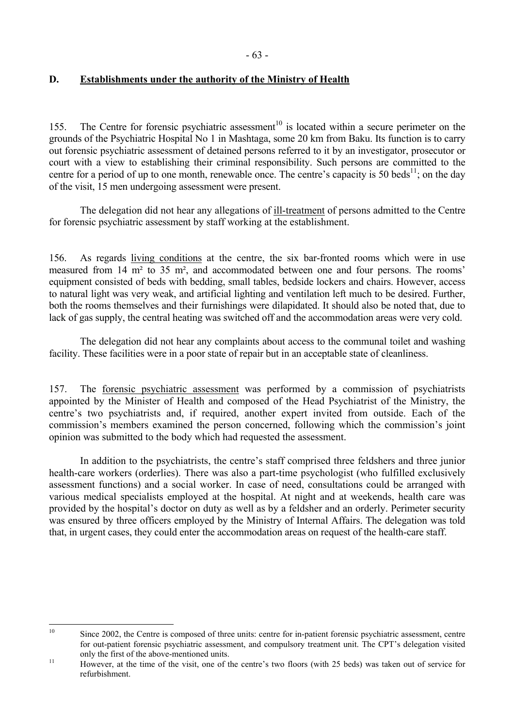## D. Establishments under the authority of the Ministry of Health

155. The Centre for forensic psychiatric assessment[10] is located within a secure perimeter on the grounds of the Psychiatric Hospital No 1 in Mashtaga, some 20 km from Baku. Its function is to carry out forensic psychiatric assessment of detained persons referred to it by an investigator, prosecutor or court with a view to establishing their criminal responsibility. Such persons are committed to the centre for a period of up to one month, renewable once. The centre's capacity is 50 beds[11]; on the day of the visit, 15 men undergoing assessment were present.

The delegation did not hear any allegations of ill-treatment of persons admitted to the Centre for forensic psychiatric assessment by staff working at the establishment.

156. As regards living conditions at the centre, the six bar-fronted rooms which were in use measured from 14 m² to 35 m², and accommodated between one and four persons. The rooms' equipment consisted of beds with bedding, small tables, bedside lockers and chairs. However, access to natural light was very weak, and artificial lighting and ventilation left much to be desired. Further, both the rooms themselves and their furnishings were dilapidated. It should also be noted that, due to lack of gas supply, the central heating was switched off and the accommodation areas were very cold.

The delegation did not hear any complaints about access to the communal toilet and washing facility. These facilities were in a poor state of repair but in an acceptable state of cleanliness.

157. The forensic psychiatric assessment was performed by a commission of psychiatrists appointed by the Minister of Health and composed of the Head Psychiatrist of the Ministry, the centre's two psychiatrists and, if required, another expert invited from outside. Each of the commission's members examined the person concerned, following which the commission's joint opinion was submitted to the body which had requested the assessment.

In addition to the psychiatrists, the centre's staff comprised three feldshers and three junior health-care workers (orderlies). There was also a part-time psychologist (who fulfilled exclusively assessment functions) and a social worker. In case of need, consultations could be arranged with various medical specialists employed at the hospital. At night and at weekends, health care was provided by the hospital's doctor on duty as well as by a feldsher and an orderly. Perimeter security was ensured by three officers employed by the Ministry of Internal Affairs. The delegation was told that, in urgent cases, they could enter the accommodation areas on request of the health-care staff.

---

[10] Since 2002, the Centre is composed of three units: centre for in-patient forensic psychiatric assessment, centre for out-patient forensic psychiatric assessment, and compulsory treatment unit. The CPT's delegation visited only the first of the above-mentioned units.

[11] However, at the time of the visit, one of the centre's two floors (with 25 beds) was taken out of service for refurbishment.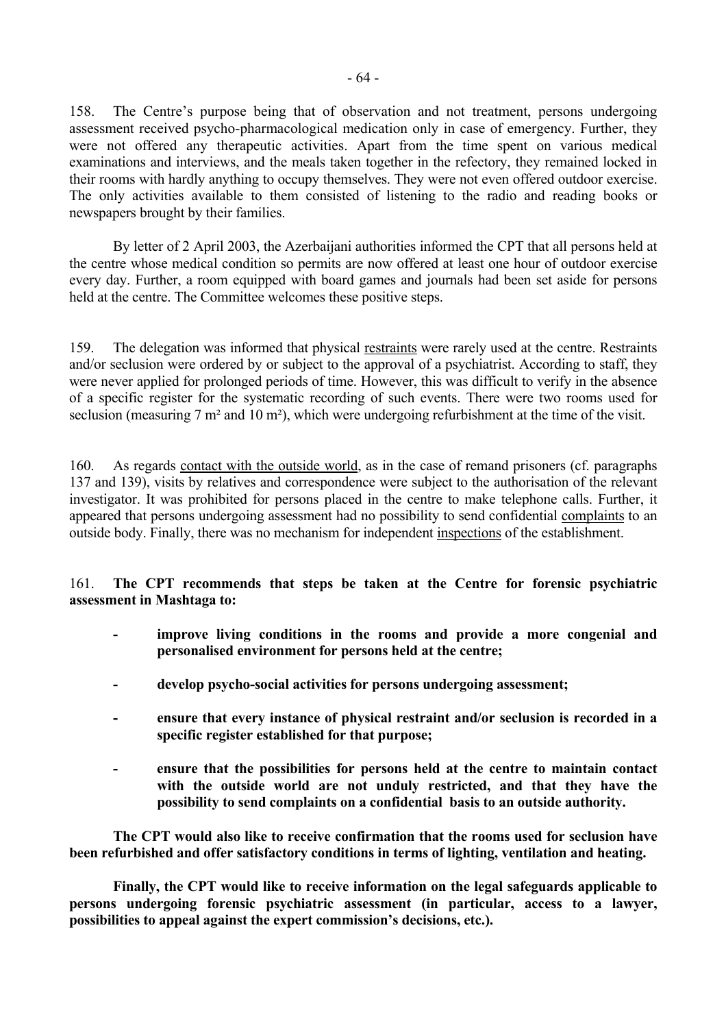158. The Centre's purpose being that of observation and not treatment, persons undergoing assessment received psycho-pharmacological medication only in case of emergency. Further, they were not offered any therapeutic activities. Apart from the time spent on various medical examinations and interviews, and the meals taken together in the refectory, they remained locked in their rooms with hardly anything to occupy themselves. They were not even offered outdoor exercise. The only activities available to them consisted of listening to the radio and reading books or newspapers brought by their families.

By letter of 2 April 2003, the Azerbaijani authorities informed the CPT that all persons held at the centre whose medical condition so permits are now offered at least one hour of outdoor exercise every day. Further, a room equipped with board games and journals had been set aside for persons held at the centre. The Committee welcomes these positive steps.

159. The delegation was informed that physical restraints were rarely used at the centre. Restraints and/or seclusion were ordered by or subject to the approval of a psychiatrist. According to staff, they were never applied for prolonged periods of time. However, this was difficult to verify in the absence of a specific register for the systematic recording of such events. There were two rooms used for seclusion (measuring 7 m² and 10 m²), which were undergoing refurbishment at the time of the visit.

160. As regards contact with the outside world, as in the case of remand prisoners (cf. paragraphs 137 and 139), visits by relatives and correspondence were subject to the authorisation of the relevant investigator. It was prohibited for persons placed in the centre to make telephone calls. Further, it appeared that persons undergoing assessment had no possibility to send confidential complaints to an outside body. Finally, there was no mechanism for independent inspections of the establishment.

161. **The CPT recommends that steps be taken at the Centre for forensic psychiatric assessment in Mashtaga to:**

- **improve living conditions in the rooms and provide a more congenial and personalised environment for persons held at the centre;**
- **develop psycho-social activities for persons undergoing assessment;**
- **ensure that every instance of physical restraint and/or seclusion is recorded in a specific register established for that purpose;**
- **ensure that the possibilities for persons held at the centre to maintain contact with the outside world are not unduly restricted, and that they have the possibility to send complaints on a confidential basis to an outside authority.**

**The CPT would also like to receive confirmation that the rooms used for seclusion have been refurbished and offer satisfactory conditions in terms of lighting, ventilation and heating.**

**Finally, the CPT would like to receive information on the legal safeguards applicable to persons undergoing forensic psychiatric assessment (in particular, access to a lawyer, possibilities to appeal against the expert commission's decisions, etc.).**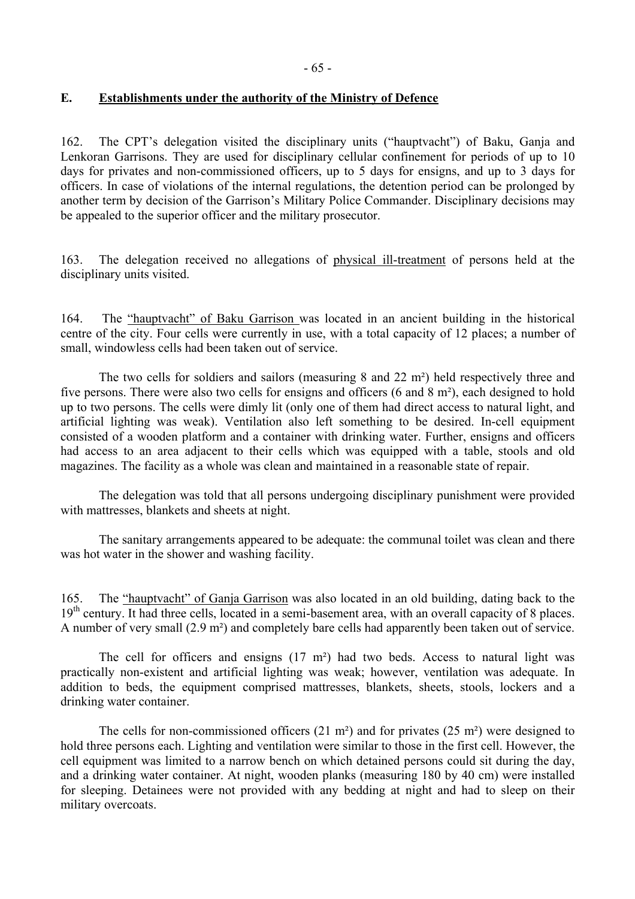## E. Establishments under the authority of the Ministry of Defence

162. The CPT's delegation visited the disciplinary units ("hauptvacht") of Baku, Ganja and Lenkoran Garrisons. They are used for disciplinary cellular confinement for periods of up to 10 days for privates and non-commissioned officers, up to 5 days for ensigns, and up to 3 days for officers. In case of violations of the internal regulations, the detention period can be prolonged by another term by decision of the Garrison's Military Police Commander. Disciplinary decisions may be appealed to the superior officer and the military prosecutor.

163. The delegation received no allegations of physical ill-treatment of persons held at the disciplinary units visited.

164. The "hauptvacht" of Baku Garrison was located in an ancient building in the historical centre of the city. Four cells were currently in use, with a total capacity of 12 places; a number of small, windowless cells had been taken out of service.

The two cells for soldiers and sailors (measuring 8 and 22 m²) held respectively three and five persons. There were also two cells for ensigns and officers (6 and 8 m²), each designed to hold up to two persons. The cells were dimly lit (only one of them had direct access to natural light, and artificial lighting was weak). Ventilation also left something to be desired. In-cell equipment consisted of a wooden platform and a container with drinking water. Further, ensigns and officers had access to an area adjacent to their cells which was equipped with a table, stools and old magazines. The facility as a whole was clean and maintained in a reasonable state of repair.

The delegation was told that all persons undergoing disciplinary punishment were provided with mattresses, blankets and sheets at night.

The sanitary arrangements appeared to be adequate: the communal toilet was clean and there was hot water in the shower and washing facility.

165. The "hauptvacht" of Ganja Garrison was also located in an old building, dating back to the 19th century. It had three cells, located in a semi-basement area, with an overall capacity of 8 places. A number of very small (2.9 m²) and completely bare cells had apparently been taken out of service.

The cell for officers and ensigns (17 m²) had two beds. Access to natural light was practically non-existent and artificial lighting was weak; however, ventilation was adequate. In addition to beds, the equipment comprised mattresses, blankets, sheets, stools, lockers and a drinking water container.

The cells for non-commissioned officers (21 m²) and for privates (25 m²) were designed to hold three persons each. Lighting and ventilation were similar to those in the first cell. However, the cell equipment was limited to a narrow bench on which detained persons could sit during the day, and a drinking water container. At night, wooden planks (measuring 180 by 40 cm) were installed for sleeping. Detainees were not provided with any bedding at night and had to sleep on their military overcoats.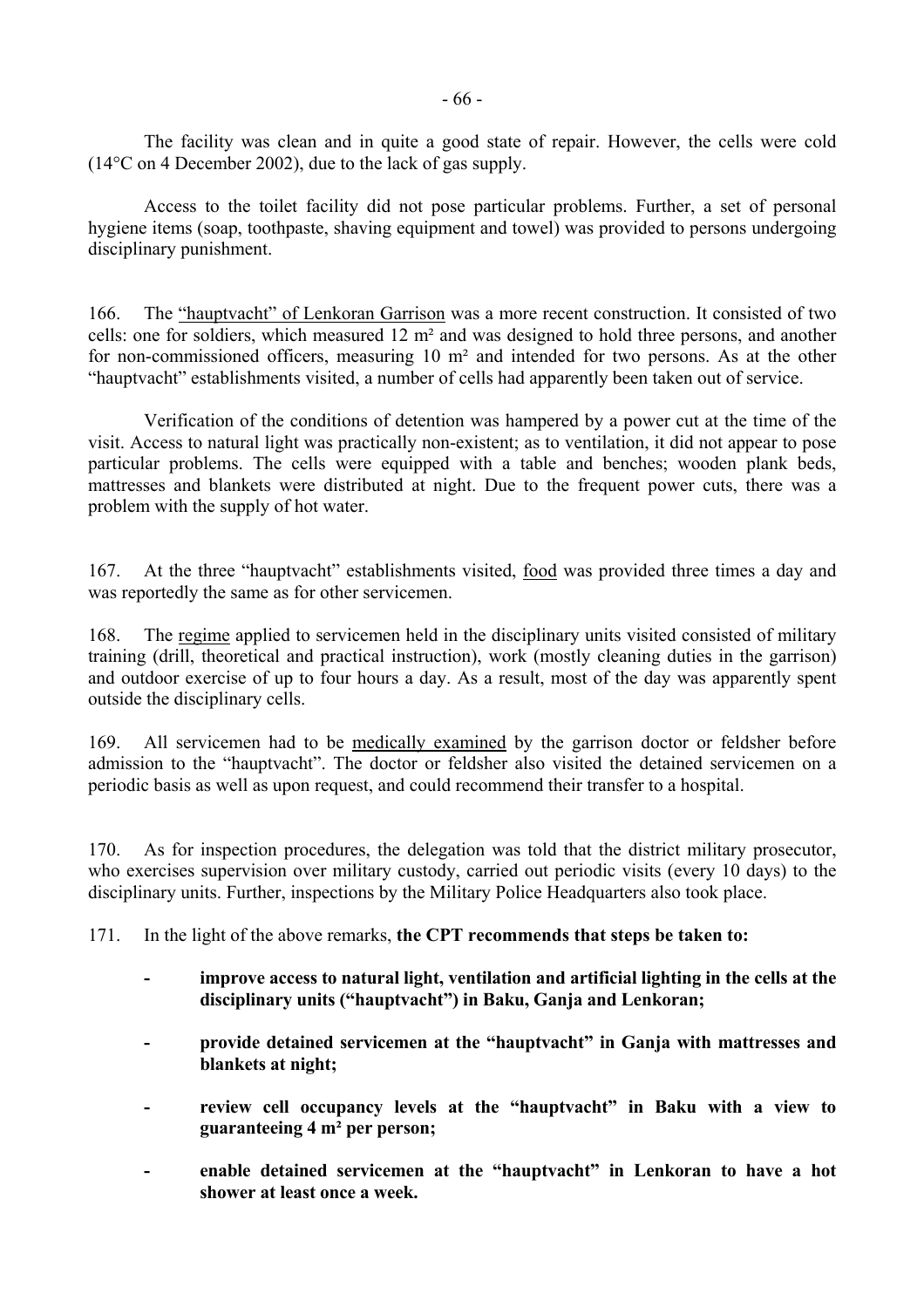The facility was clean and in quite a good state of repair. However, the cells were cold (14°C on 4 December 2002), due to the lack of gas supply.

Access to the toilet facility did not pose particular problems. Further, a set of personal hygiene items (soap, toothpaste, shaving equipment and towel) was provided to persons undergoing disciplinary punishment.

166. The "hauptvacht" of Lenkoran Garrison was a more recent construction. It consisted of two cells: one for soldiers, which measured 12 m² and was designed to hold three persons, and another for non-commissioned officers, measuring 10 m² and intended for two persons. As at the other "hauptvacht" establishments visited, a number of cells had apparently been taken out of service.

Verification of the conditions of detention was hampered by a power cut at the time of the visit. Access to natural light was practically non-existent; as to ventilation, it did not appear to pose particular problems. The cells were equipped with a table and benches; wooden plank beds, mattresses and blankets were distributed at night. Due to the frequent power cuts, there was a problem with the supply of hot water.

167. At the three "hauptvacht" establishments visited, food was provided three times a day and was reportedly the same as for other servicemen.

168. The regime applied to servicemen held in the disciplinary units visited consisted of military training (drill, theoretical and practical instruction), work (mostly cleaning duties in the garrison) and outdoor exercise of up to four hours a day. As a result, most of the day was apparently spent outside the disciplinary cells.

169. All servicemen had to be medically examined by the garrison doctor or feldsher before admission to the "hauptvacht". The doctor or feldsher also visited the detained servicemen on a periodic basis as well as upon request, and could recommend their transfer to a hospital.

170. As for inspection procedures, the delegation was told that the district military prosecutor, who exercises supervision over military custody, carried out periodic visits (every 10 days) to the disciplinary units. Further, inspections by the Military Police Headquarters also took place.

171. In the light of the above remarks, **the CPT recommends that steps be taken to:**

- **improve access to natural light, ventilation and artificial lighting in the cells at the disciplinary units ("hauptvacht") in Baku, Ganja and Lenkoran;**

- **provide detained servicemen at the "hauptvacht" in Ganja with mattresses and blankets at night;**

- **review cell occupancy levels at the "hauptvacht" in Baku with a view to guaranteeing 4 m² per person;**

- **enable detained servicemen at the "hauptvacht" in Lenkoran to have a hot shower at least once a week.**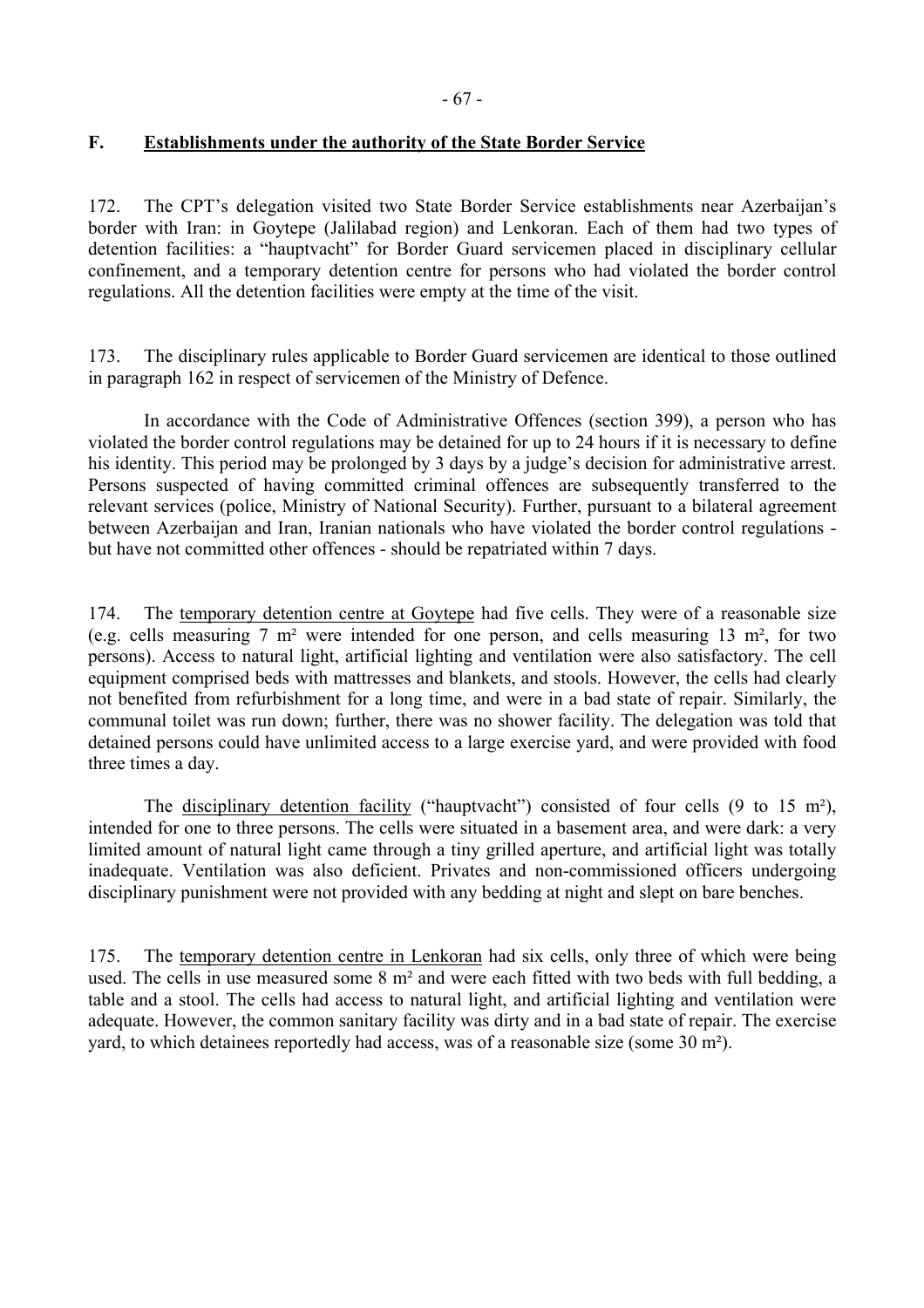## F. Establishments under the authority of the State Border Service

172. The CPT's delegation visited two State Border Service establishments near Azerbaijan's border with Iran: in Goytepe (Jalilabad region) and Lenkoran. Each of them had two types of detention facilities: a "hauptvacht" for Border Guard servicemen placed in disciplinary cellular confinement, and a temporary detention centre for persons who had violated the border control regulations. All the detention facilities were empty at the time of the visit.

173. The disciplinary rules applicable to Border Guard servicemen are identical to those outlined in paragraph 162 in respect of servicemen of the Ministry of Defence.

In accordance with the Code of Administrative Offences (section 399), a person who has violated the border control regulations may be detained for up to 24 hours if it is necessary to define his identity. This period may be prolonged by 3 days by a judge's decision for administrative arrest. Persons suspected of having committed criminal offences are subsequently transferred to the relevant services (police, Ministry of National Security). Further, pursuant to a bilateral agreement between Azerbaijan and Iran, Iranian nationals who have violated the border control regulations - but have not committed other offences - should be repatriated within 7 days.

174. The temporary detention centre at Goytepe had five cells. They were of a reasonable size (e.g. cells measuring 7 m² were intended for one person, and cells measuring 13 m², for two persons). Access to natural light, artificial lighting and ventilation were also satisfactory. The cell equipment comprised beds with mattresses and blankets, and stools. However, the cells had clearly not benefited from refurbishment for a long time, and were in a bad state of repair. Similarly, the communal toilet was run down; further, there was no shower facility. The delegation was told that detained persons could have unlimited access to a large exercise yard, and were provided with food three times a day.

The disciplinary detention facility ("hauptvacht") consisted of four cells (9 to 15 m²), intended for one to three persons. The cells were situated in a basement area, and were dark: a very limited amount of natural light came through a tiny grilled aperture, and artificial light was totally inadequate. Ventilation was also deficient. Privates and non-commissioned officers undergoing disciplinary punishment were not provided with any bedding at night and slept on bare benches.

175. The temporary detention centre in Lenkoran had six cells, only three of which were being used. The cells in use measured some 8 m² and were each fitted with two beds with full bedding, a table and a stool. The cells had access to natural light, and artificial lighting and ventilation were adequate. However, the common sanitary facility was dirty and in a bad state of repair. The exercise yard, to which detainees reportedly had access, was of a reasonable size (some 30 m²).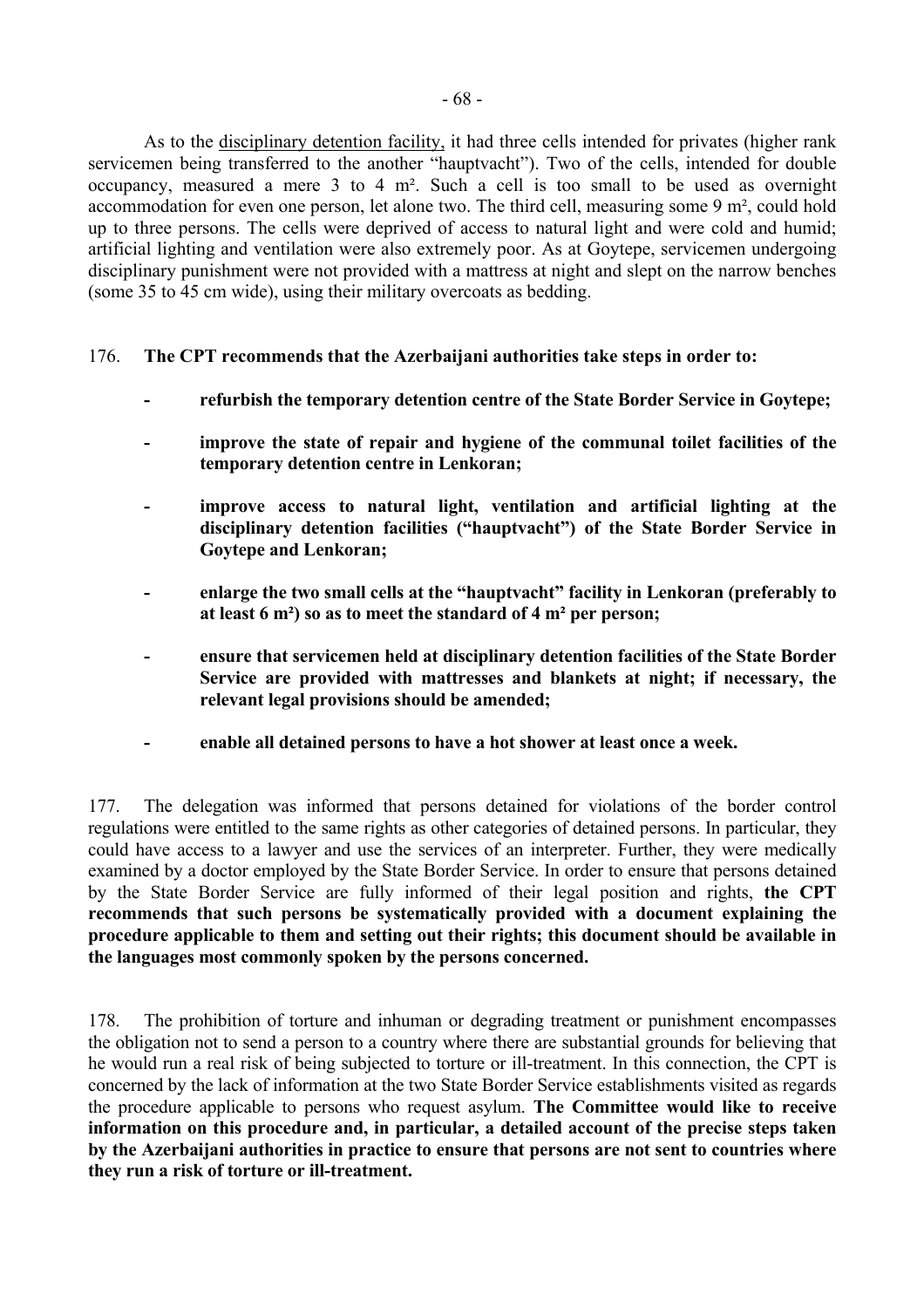As to the <u>disciplinary detention facility,</u> it had three cells intended for privates (higher rank servicemen being transferred to the another "hauptvacht"). Two of the cells, intended for double occupancy, measured a mere 3 to 4 m². Such a cell is too small to be used as overnight accommodation for even one person, let alone two. The third cell, measuring some 9 m², could hold up to three persons. The cells were deprived of access to natural light and were cold and humid; artificial lighting and ventilation were also extremely poor. As at Goytepe, servicemen undergoing disciplinary punishment were not provided with a mattress at night and slept on the narrow benches (some 35 to 45 cm wide), using their military overcoats as bedding.

176. **The CPT recommends that the Azerbaijani authorities take steps in order to:**

- **refurbish the temporary detention centre of the State Border Service in Goytepe;**
- **improve the state of repair and hygiene of the communal toilet facilities of the temporary detention centre in Lenkoran;**
- **improve access to natural light, ventilation and artificial lighting at the disciplinary detention facilities ("hauptvacht") of the State Border Service in Goytepe and Lenkoran;**
- **enlarge the two small cells at the "hauptvacht" facility in Lenkoran (preferably to at least 6 m²) so as to meet the standard of 4 m² per person;**
- **ensure that servicemen held at disciplinary detention facilities of the State Border Service are provided with mattresses and blankets at night; if necessary, the relevant legal provisions should be amended;**
- **enable all detained persons to have a hot shower at least once a week.**

177. The delegation was informed that persons detained for violations of the border control regulations were entitled to the same rights as other categories of detained persons. In particular, they could have access to a lawyer and use the services of an interpreter. Further, they were medically examined by a doctor employed by the State Border Service. In order to ensure that persons detained by the State Border Service are fully informed of their legal position and rights, **the CPT recommends that such persons be systematically provided with a document explaining the procedure applicable to them and setting out their rights; this document should be available in the languages most commonly spoken by the persons concerned.**

178. The prohibition of torture and inhuman or degrading treatment or punishment encompasses the obligation not to send a person to a country where there are substantial grounds for believing that he would run a real risk of being subjected to torture or ill-treatment. In this connection, the CPT is concerned by the lack of information at the two State Border Service establishments visited as regards the procedure applicable to persons who request asylum. **The Committee would like to receive information on this procedure and, in particular, a detailed account of the precise steps taken by the Azerbaijani authorities in practice to ensure that persons are not sent to countries where they run a risk of torture or ill-treatment.**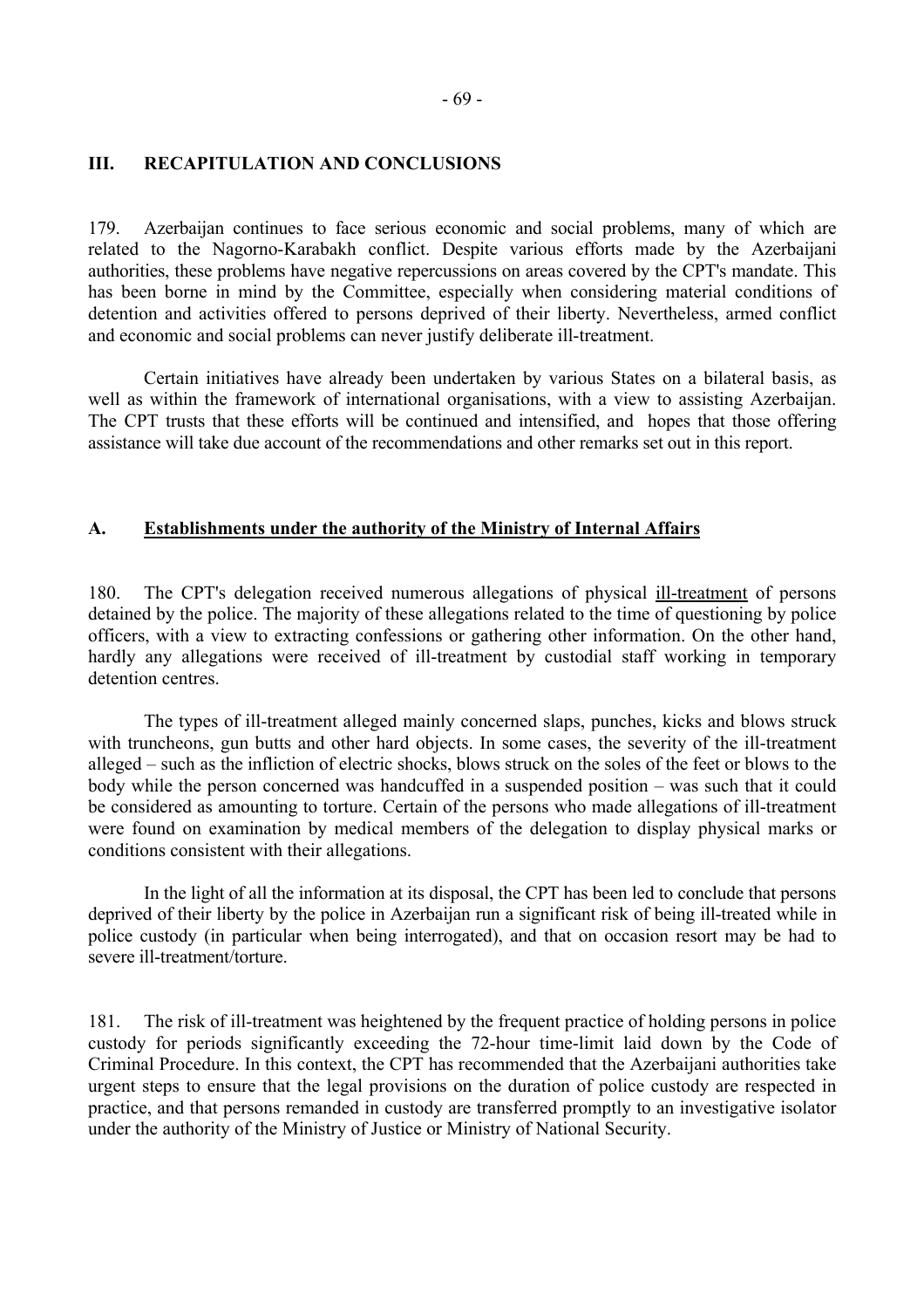## III. RECAPITULATION AND CONCLUSIONS

179. Azerbaijan continues to face serious economic and social problems, many of which are related to the Nagorno-Karabakh conflict. Despite various efforts made by the Azerbaijani authorities, these problems have negative repercussions on areas covered by the CPT's mandate. This has been borne in mind by the Committee, especially when considering material conditions of detention and activities offered to persons deprived of their liberty. Nevertheless, armed conflict and economic and social problems can never justify deliberate ill-treatment.

Certain initiatives have already been undertaken by various States on a bilateral basis, as well as within the framework of international organisations, with a view to assisting Azerbaijan. The CPT trusts that these efforts will be continued and intensified, and hopes that those offering assistance will take due account of the recommendations and other remarks set out in this report.

### A. Establishments under the authority of the Ministry of Internal Affairs

180. The CPT's delegation received numerous allegations of physical ill-treatment of persons detained by the police. The majority of these allegations related to the time of questioning by police officers, with a view to extracting confessions or gathering other information. On the other hand, hardly any allegations were received of ill-treatment by custodial staff working in temporary detention centres.

The types of ill-treatment alleged mainly concerned slaps, punches, kicks and blows struck with truncheons, gun butts and other hard objects. In some cases, the severity of the ill-treatment alleged – such as the infliction of electric shocks, blows struck on the soles of the feet or blows to the body while the person concerned was handcuffed in a suspended position – was such that it could be considered as amounting to torture. Certain of the persons who made allegations of ill-treatment were found on examination by medical members of the delegation to display physical marks or conditions consistent with their allegations.

In the light of all the information at its disposal, the CPT has been led to conclude that persons deprived of their liberty by the police in Azerbaijan run a significant risk of being ill-treated while in police custody (in particular when being interrogated), and that on occasion resort may be had to severe ill-treatment/torture.

181. The risk of ill-treatment was heightened by the frequent practice of holding persons in police custody for periods significantly exceeding the 72-hour time-limit laid down by the Code of Criminal Procedure. In this context, the CPT has recommended that the Azerbaijani authorities take urgent steps to ensure that the legal provisions on the duration of police custody are respected in practice, and that persons remanded in custody are transferred promptly to an investigative isolator under the authority of the Ministry of Justice or Ministry of National Security.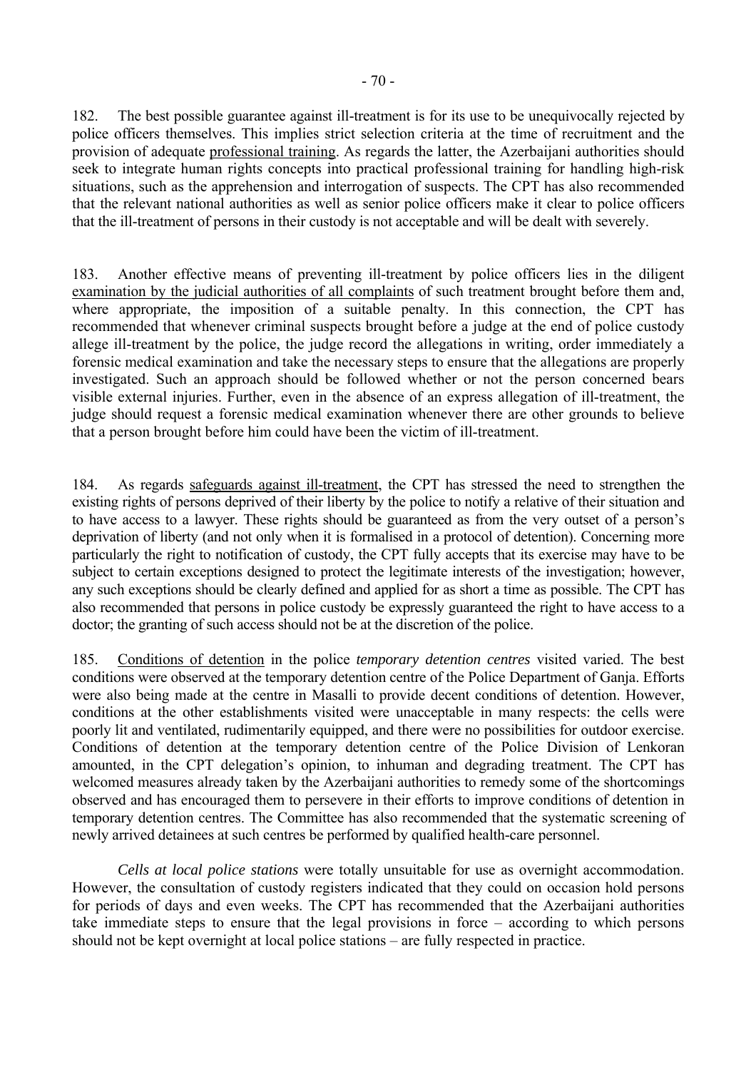182. The best possible guarantee against ill-treatment is for its use to be unequivocally rejected by police officers themselves. This implies strict selection criteria at the time of recruitment and the provision of adequate professional training. As regards the latter, the Azerbaijani authorities should seek to integrate human rights concepts into practical professional training for handling high-risk situations, such as the apprehension and interrogation of suspects. The CPT has also recommended that the relevant national authorities as well as senior police officers make it clear to police officers that the ill-treatment of persons in their custody is not acceptable and will be dealt with severely.

183. Another effective means of preventing ill-treatment by police officers lies in the diligent examination by the judicial authorities of all complaints of such treatment brought before them and, where appropriate, the imposition of a suitable penalty. In this connection, the CPT has recommended that whenever criminal suspects brought before a judge at the end of police custody allege ill-treatment by the police, the judge record the allegations in writing, order immediately a forensic medical examination and take the necessary steps to ensure that the allegations are properly investigated. Such an approach should be followed whether or not the person concerned bears visible external injuries. Further, even in the absence of an express allegation of ill-treatment, the judge should request a forensic medical examination whenever there are other grounds to believe that a person brought before him could have been the victim of ill-treatment.

184. As regards safeguards against ill-treatment, the CPT has stressed the need to strengthen the existing rights of persons deprived of their liberty by the police to notify a relative of their situation and to have access to a lawyer. These rights should be guaranteed as from the very outset of a person's deprivation of liberty (and not only when it is formalised in a protocol of detention). Concerning more particularly the right to notification of custody, the CPT fully accepts that its exercise may have to be subject to certain exceptions designed to protect the legitimate interests of the investigation; however, any such exceptions should be clearly defined and applied for as short a time as possible. The CPT has also recommended that persons in police custody be expressly guaranteed the right to have access to a doctor; the granting of such access should not be at the discretion of the police.

185. Conditions of detention in the police *temporary detention centres* visited varied. The best conditions were observed at the temporary detention centre of the Police Department of Ganja. Efforts were also being made at the centre in Masalli to provide decent conditions of detention. However, conditions at the other establishments visited were unacceptable in many respects: the cells were poorly lit and ventilated, rudimentarily equipped, and there were no possibilities for outdoor exercise. Conditions of detention at the temporary detention centre of the Police Division of Lenkoran amounted, in the CPT delegation's opinion, to inhuman and degrading treatment. The CPT has welcomed measures already taken by the Azerbaijani authorities to remedy some of the shortcomings observed and has encouraged them to persevere in their efforts to improve conditions of detention in temporary detention centres. The Committee has also recommended that the systematic screening of newly arrived detainees at such centres be performed by qualified health-care personnel.

*Cells at local police stations* were totally unsuitable for use as overnight accommodation. However, the consultation of custody registers indicated that they could on occasion hold persons for periods of days and even weeks. The CPT has recommended that the Azerbaijani authorities take immediate steps to ensure that the legal provisions in force – according to which persons should not be kept overnight at local police stations – are fully respected in practice.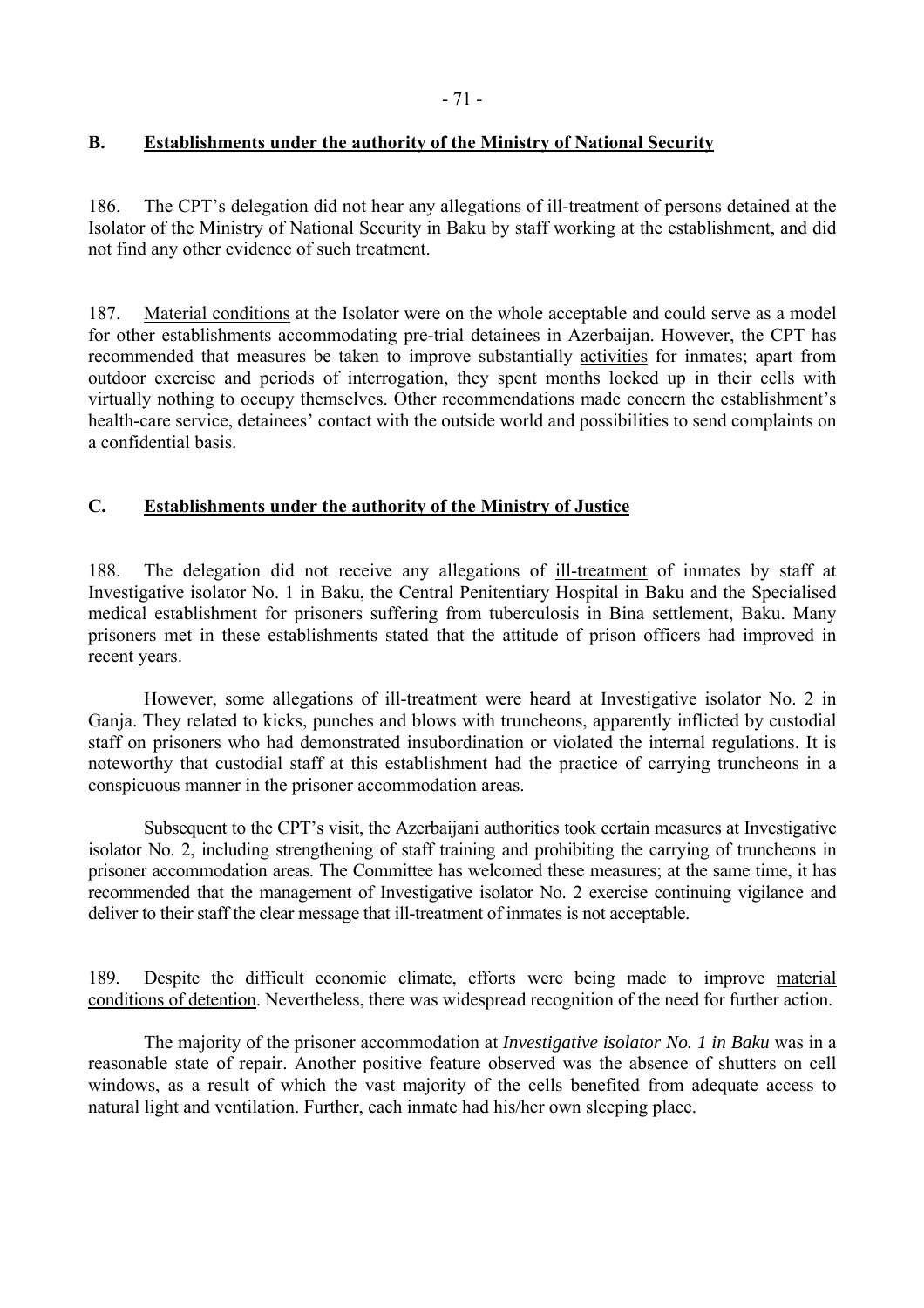## B. Establishments under the authority of the Ministry of National Security

186. The CPT's delegation did not hear any allegations of ill-treatment of persons detained at the Isolator of the Ministry of National Security in Baku by staff working at the establishment, and did not find any other evidence of such treatment.

187. Material conditions at the Isolator were on the whole acceptable and could serve as a model for other establishments accommodating pre-trial detainees in Azerbaijan. However, the CPT has recommended that measures be taken to improve substantially activities for inmates; apart from outdoor exercise and periods of interrogation, they spent months locked up in their cells with virtually nothing to occupy themselves. Other recommendations made concern the establishment's health-care service, detainees' contact with the outside world and possibilities to send complaints on a confidential basis.

## C. Establishments under the authority of the Ministry of Justice

188. The delegation did not receive any allegations of ill-treatment of inmates by staff at Investigative isolator No. 1 in Baku, the Central Penitentiary Hospital in Baku and the Specialised medical establishment for prisoners suffering from tuberculosis in Bina settlement, Baku. Many prisoners met in these establishments stated that the attitude of prison officers had improved in recent years.

However, some allegations of ill-treatment were heard at Investigative isolator No. 2 in Ganja. They related to kicks, punches and blows with truncheons, apparently inflicted by custodial staff on prisoners who had demonstrated insubordination or violated the internal regulations. It is noteworthy that custodial staff at this establishment had the practice of carrying truncheons in a conspicuous manner in the prisoner accommodation areas.

Subsequent to the CPT's visit, the Azerbaijani authorities took certain measures at Investigative isolator No. 2, including strengthening of staff training and prohibiting the carrying of truncheons in prisoner accommodation areas. The Committee has welcomed these measures; at the same time, it has recommended that the management of Investigative isolator No. 2 exercise continuing vigilance and deliver to their staff the clear message that ill-treatment of inmates is not acceptable.

189. Despite the difficult economic climate, efforts were being made to improve material conditions of detention. Nevertheless, there was widespread recognition of the need for further action.

The majority of the prisoner accommodation at *Investigative isolator No. 1 in Baku* was in a reasonable state of repair. Another positive feature observed was the absence of shutters on cell windows, as a result of which the vast majority of the cells benefited from adequate access to natural light and ventilation. Further, each inmate had his/her own sleeping place.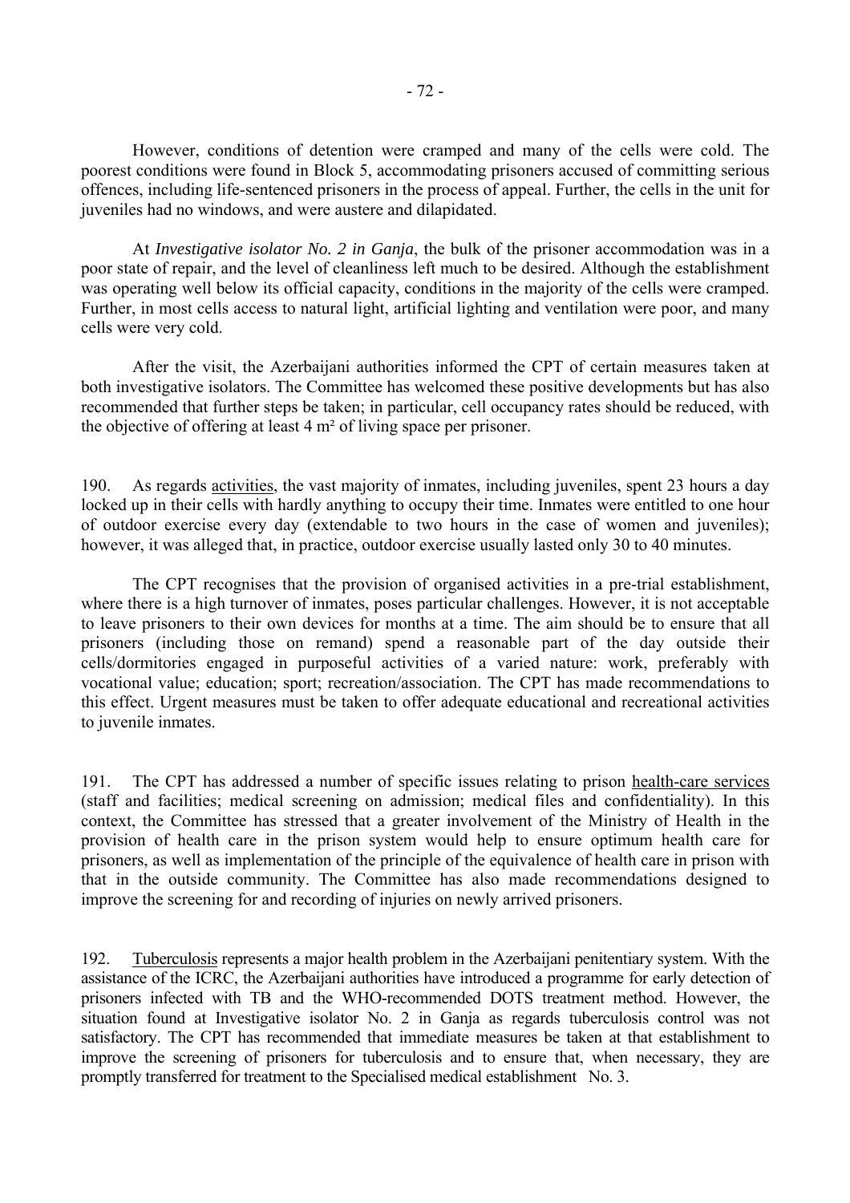However, conditions of detention were cramped and many of the cells were cold. The poorest conditions were found in Block 5, accommodating prisoners accused of committing serious offences, including life-sentenced prisoners in the process of appeal. Further, the cells in the unit for juveniles had no windows, and were austere and dilapidated.

At *Investigative isolator No. 2 in Ganja*, the bulk of the prisoner accommodation was in a poor state of repair, and the level of cleanliness left much to be desired. Although the establishment was operating well below its official capacity, conditions in the majority of the cells were cramped. Further, in most cells access to natural light, artificial lighting and ventilation were poor, and many cells were very cold.

After the visit, the Azerbaijani authorities informed the CPT of certain measures taken at both investigative isolators. The Committee has welcomed these positive developments but has also recommended that further steps be taken; in particular, cell occupancy rates should be reduced, with the objective of offering at least 4 m² of living space per prisoner.

190. As regards activities, the vast majority of inmates, including juveniles, spent 23 hours a day locked up in their cells with hardly anything to occupy their time. Inmates were entitled to one hour of outdoor exercise every day (extendable to two hours in the case of women and juveniles); however, it was alleged that, in practice, outdoor exercise usually lasted only 30 to 40 minutes.

The CPT recognises that the provision of organised activities in a pre-trial establishment, where there is a high turnover of inmates, poses particular challenges. However, it is not acceptable to leave prisoners to their own devices for months at a time. The aim should be to ensure that all prisoners (including those on remand) spend a reasonable part of the day outside their cells/dormitories engaged in purposeful activities of a varied nature: work, preferably with vocational value; education; sport; recreation/association. The CPT has made recommendations to this effect. Urgent measures must be taken to offer adequate educational and recreational activities to juvenile inmates.

191. The CPT has addressed a number of specific issues relating to prison health-care services (staff and facilities; medical screening on admission; medical files and confidentiality). In this context, the Committee has stressed that a greater involvement of the Ministry of Health in the provision of health care in the prison system would help to ensure optimum health care for prisoners, as well as implementation of the principle of the equivalence of health care in prison with that in the outside community. The Committee has also made recommendations designed to improve the screening for and recording of injuries on newly arrived prisoners.

192. Tuberculosis represents a major health problem in the Azerbaijani penitentiary system. With the assistance of the ICRC, the Azerbaijani authorities have introduced a programme for early detection of prisoners infected with TB and the WHO-recommended DOTS treatment method. However, the situation found at Investigative isolator No. 2 in Ganja as regards tuberculosis control was not satisfactory. The CPT has recommended that immediate measures be taken at that establishment to improve the screening of prisoners for tuberculosis and to ensure that, when necessary, they are promptly transferred for treatment to the Specialised medical establishment No. 3.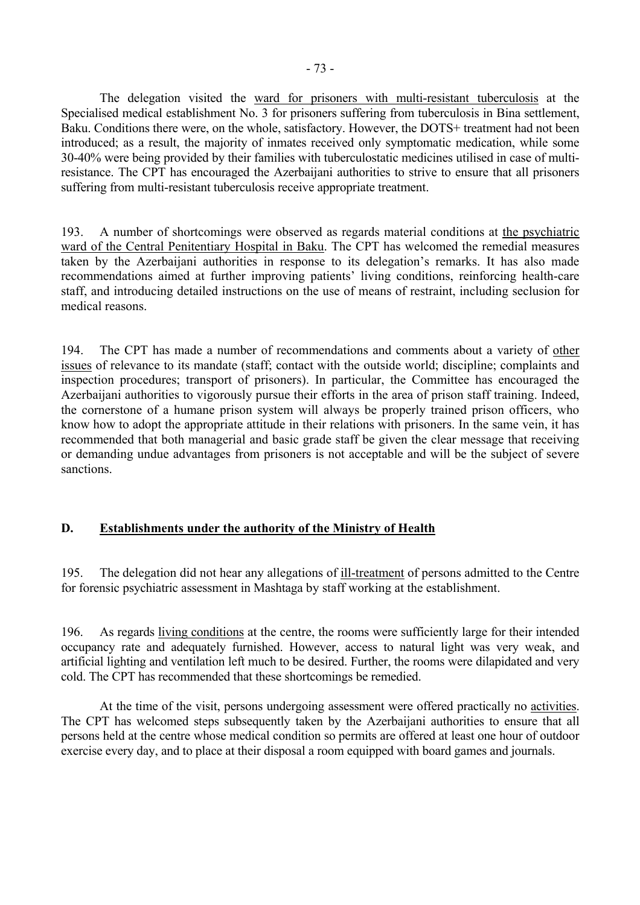The delegation visited the ward for prisoners with multi-resistant tuberculosis at the Specialised medical establishment No. 3 for prisoners suffering from tuberculosis in Bina settlement, Baku. Conditions there were, on the whole, satisfactory. However, the DOTS+ treatment had not been introduced; as a result, the majority of inmates received only symptomatic medication, while some 30-40% were being provided by their families with tuberculostatic medicines utilised in case of multi-resistance. The CPT has encouraged the Azerbaijani authorities to strive to ensure that all prisoners suffering from multi-resistant tuberculosis receive appropriate treatment.

193. A number of shortcomings were observed as regards material conditions at the psychiatric ward of the Central Penitentiary Hospital in Baku. The CPT has welcomed the remedial measures taken by the Azerbaijani authorities in response to its delegation's remarks. It has also made recommendations aimed at further improving patients' living conditions, reinforcing health-care staff, and introducing detailed instructions on the use of means of restraint, including seclusion for medical reasons.

194. The CPT has made a number of recommendations and comments about a variety of other issues of relevance to its mandate (staff; contact with the outside world; discipline; complaints and inspection procedures; transport of prisoners). In particular, the Committee has encouraged the Azerbaijani authorities to vigorously pursue their efforts in the area of prison staff training. Indeed, the cornerstone of a humane prison system will always be properly trained prison officers, who know how to adopt the appropriate attitude in their relations with prisoners. In the same vein, it has recommended that both managerial and basic grade staff be given the clear message that receiving or demanding undue advantages from prisoners is not acceptable and will be the subject of severe sanctions.

## D. Establishments under the authority of the Ministry of Health

195. The delegation did not hear any allegations of ill-treatment of persons admitted to the Centre for forensic psychiatric assessment in Mashtaga by staff working at the establishment.

196. As regards living conditions at the centre, the rooms were sufficiently large for their intended occupancy rate and adequately furnished. However, access to natural light was very weak, and artificial lighting and ventilation left much to be desired. Further, the rooms were dilapidated and very cold. The CPT has recommended that these shortcomings be remedied.

At the time of the visit, persons undergoing assessment were offered practically no activities. The CPT has welcomed steps subsequently taken by the Azerbaijani authorities to ensure that all persons held at the centre whose medical condition so permits are offered at least one hour of outdoor exercise every day, and to place at their disposal a room equipped with board games and journals.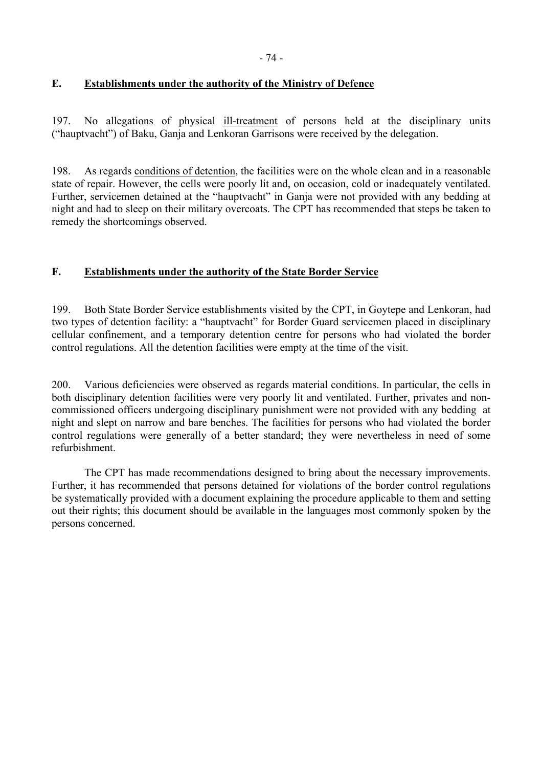## E. Establishments under the authority of the Ministry of Defence

197. No allegations of physical ill-treatment of persons held at the disciplinary units ("hauptvacht") of Baku, Ganja and Lenkoran Garrisons were received by the delegation.

198. As regards conditions of detention, the facilities were on the whole clean and in a reasonable state of repair. However, the cells were poorly lit and, on occasion, cold or inadequately ventilated. Further, servicemen detained at the "hauptvacht" in Ganja were not provided with any bedding at night and had to sleep on their military overcoats. The CPT has recommended that steps be taken to remedy the shortcomings observed.

## F. Establishments under the authority of the State Border Service

199. Both State Border Service establishments visited by the CPT, in Goytepe and Lenkoran, had two types of detention facility: a "hauptvacht" for Border Guard servicemen placed in disciplinary cellular confinement, and a temporary detention centre for persons who had violated the border control regulations. All the detention facilities were empty at the time of the visit.

200. Various deficiencies were observed as regards material conditions. In particular, the cells in both disciplinary detention facilities were very poorly lit and ventilated. Further, privates and non-commissioned officers undergoing disciplinary punishment were not provided with any bedding at night and slept on narrow and bare benches. The facilities for persons who had violated the border control regulations were generally of a better standard; they were nevertheless in need of some refurbishment.

The CPT has made recommendations designed to bring about the necessary improvements. Further, it has recommended that persons detained for violations of the border control regulations be systematically provided with a document explaining the procedure applicable to them and setting out their rights; this document should be available in the languages most commonly spoken by the persons concerned.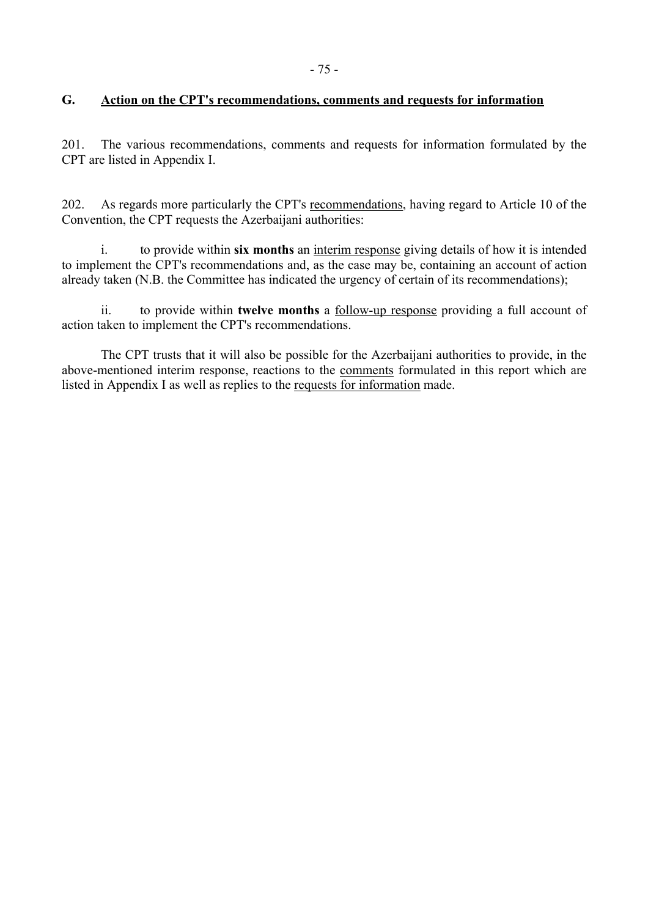## G. Action on the CPT's recommendations, comments and requests for information

201. The various recommendations, comments and requests for information formulated by the CPT are listed in Appendix I.

202. As regards more particularly the CPT's recommendations, having regard to Article 10 of the Convention, the CPT requests the Azerbaijani authorities:

i. to provide within **six months** an interim response giving details of how it is intended to implement the CPT's recommendations and, as the case may be, containing an account of action already taken (N.B. the Committee has indicated the urgency of certain of its recommendations);

ii. to provide within **twelve months** a follow-up response providing a full account of action taken to implement the CPT's recommendations.

The CPT trusts that it will also be possible for the Azerbaijani authorities to provide, in the above-mentioned interim response, reactions to the comments formulated in this report which are listed in Appendix I as well as replies to the requests for information made.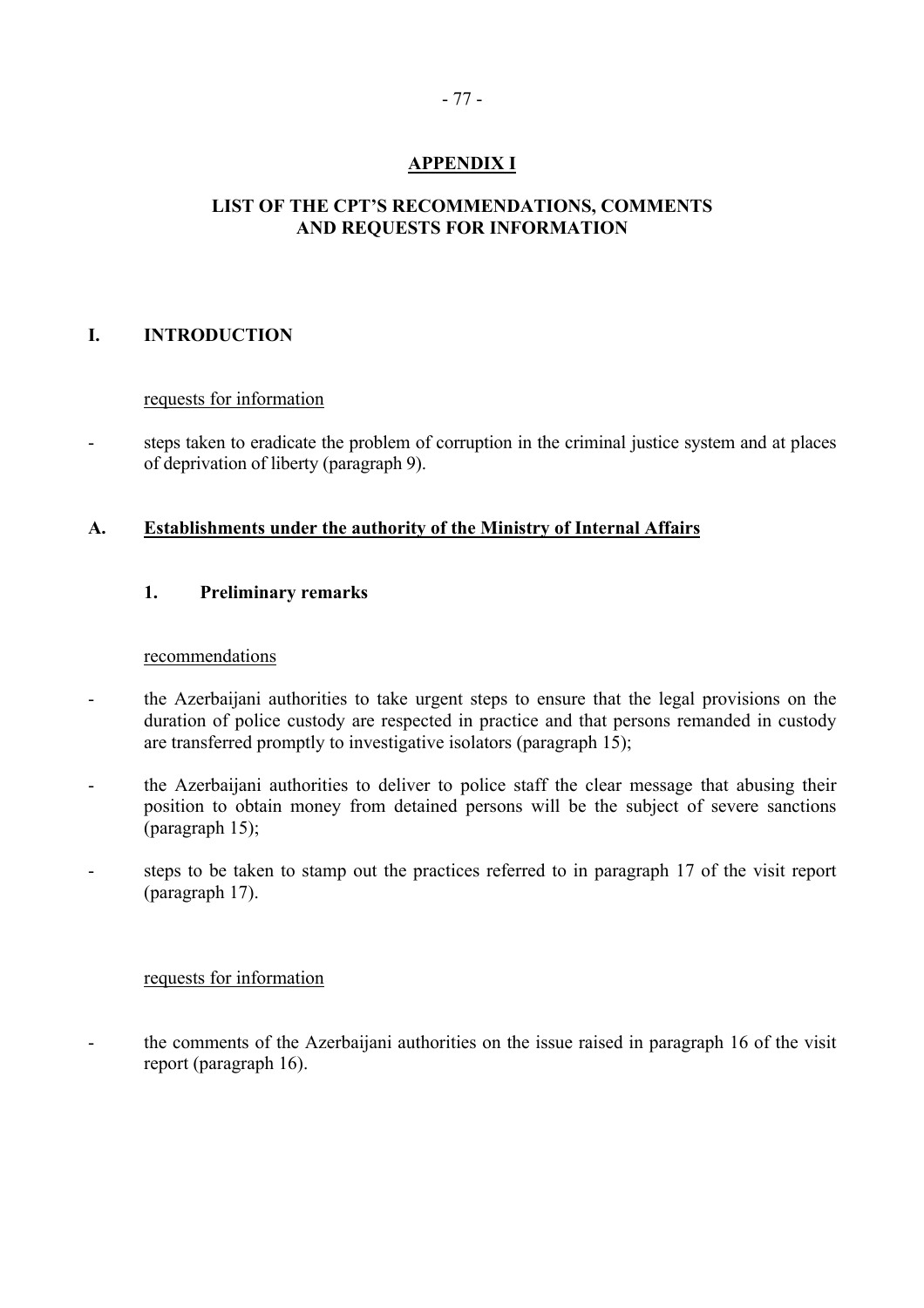# APPENDIX I

## LIST OF THE CPT'S RECOMMENDATIONS, COMMENTS AND REQUESTS FOR INFORMATION

## I. INTRODUCTION

requests for information

- steps taken to eradicate the problem of corruption in the criminal justice system and at places of deprivation of liberty (paragraph 9).

## A. Establishments under the authority of the Ministry of Internal Affairs

### 1. Preliminary remarks

recommendations

- the Azerbaijani authorities to take urgent steps to ensure that the legal provisions on the duration of police custody are respected in practice and that persons remanded in custody are transferred promptly to investigative isolators (paragraph 15);
- the Azerbaijani authorities to deliver to police staff the clear message that abusing their position to obtain money from detained persons will be the subject of severe sanctions (paragraph 15);
- steps to be taken to stamp out the practices referred to in paragraph 17 of the visit report (paragraph 17).

requests for information

- the comments of the Azerbaijani authorities on the issue raised in paragraph 16 of the visit report (paragraph 16).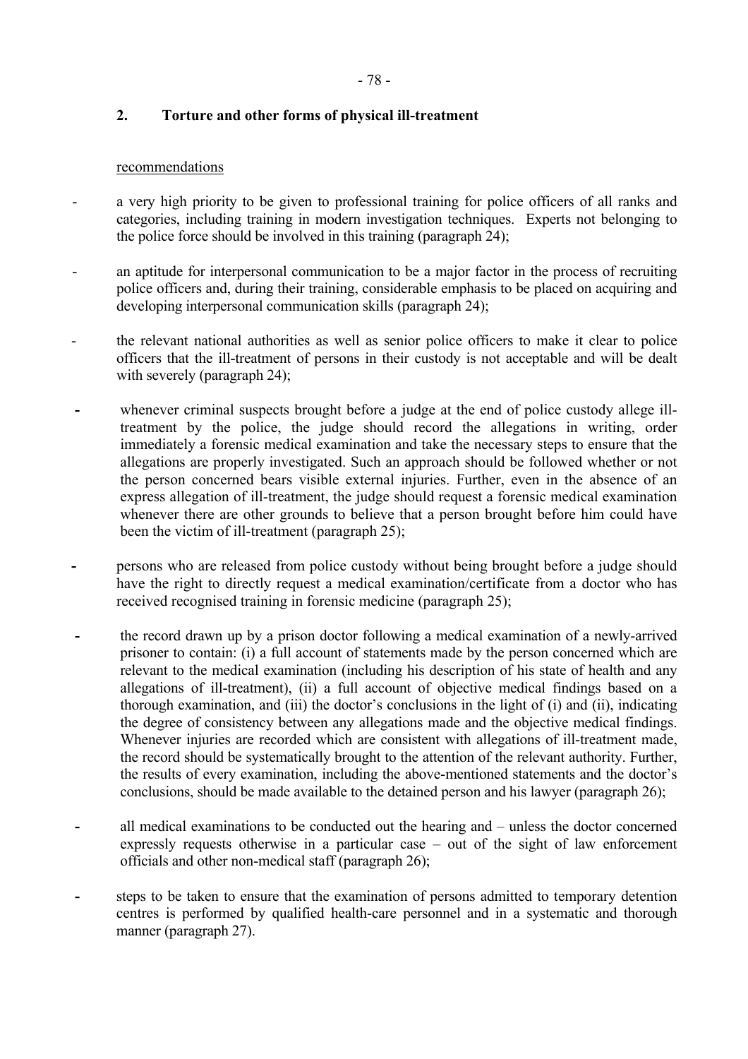## 2. Torture and other forms of physical ill-treatment

recommendations

- a very high priority to be given to professional training for police officers of all ranks and categories, including training in modern investigation techniques. Experts not belonging to the police force should be involved in this training (paragraph 24);

- an aptitude for interpersonal communication to be a major factor in the process of recruiting police officers and, during their training, considerable emphasis to be placed on acquiring and developing interpersonal communication skills (paragraph 24);

- the relevant national authorities as well as senior police officers to make it clear to police officers that the ill-treatment of persons in their custody is not acceptable and will be dealt with severely (paragraph 24);

- whenever criminal suspects brought before a judge at the end of police custody allege ill-treatment by the police, the judge should record the allegations in writing, order immediately a forensic medical examination and take the necessary steps to ensure that the allegations are properly investigated. Such an approach should be followed whether or not the person concerned bears visible external injuries. Further, even in the absence of an express allegation of ill-treatment, the judge should request a forensic medical examination whenever there are other grounds to believe that a person brought before him could have been the victim of ill-treatment (paragraph 25);

- persons who are released from police custody without being brought before a judge should have the right to directly request a medical examination/certificate from a doctor who has received recognised training in forensic medicine (paragraph 25);

- the record drawn up by a prison doctor following a medical examination of a newly-arrived prisoner to contain: (i) a full account of statements made by the person concerned which are relevant to the medical examination (including his description of his state of health and any allegations of ill-treatment), (ii) a full account of objective medical findings based on a thorough examination, and (iii) the doctor's conclusions in the light of (i) and (ii), indicating the degree of consistency between any allegations made and the objective medical findings. Whenever injuries are recorded which are consistent with allegations of ill-treatment made, the record should be systematically brought to the attention of the relevant authority. Further, the results of every examination, including the above-mentioned statements and the doctor's conclusions, should be made available to the detained person and his lawyer (paragraph 26);

- all medical examinations to be conducted out the hearing and – unless the doctor concerned expressly requests otherwise in a particular case – out of the sight of law enforcement officials and other non-medical staff (paragraph 26);

- steps to be taken to ensure that the examination of persons admitted to temporary detention centres is performed by qualified health-care personnel and in a systematic and thorough manner (paragraph 27).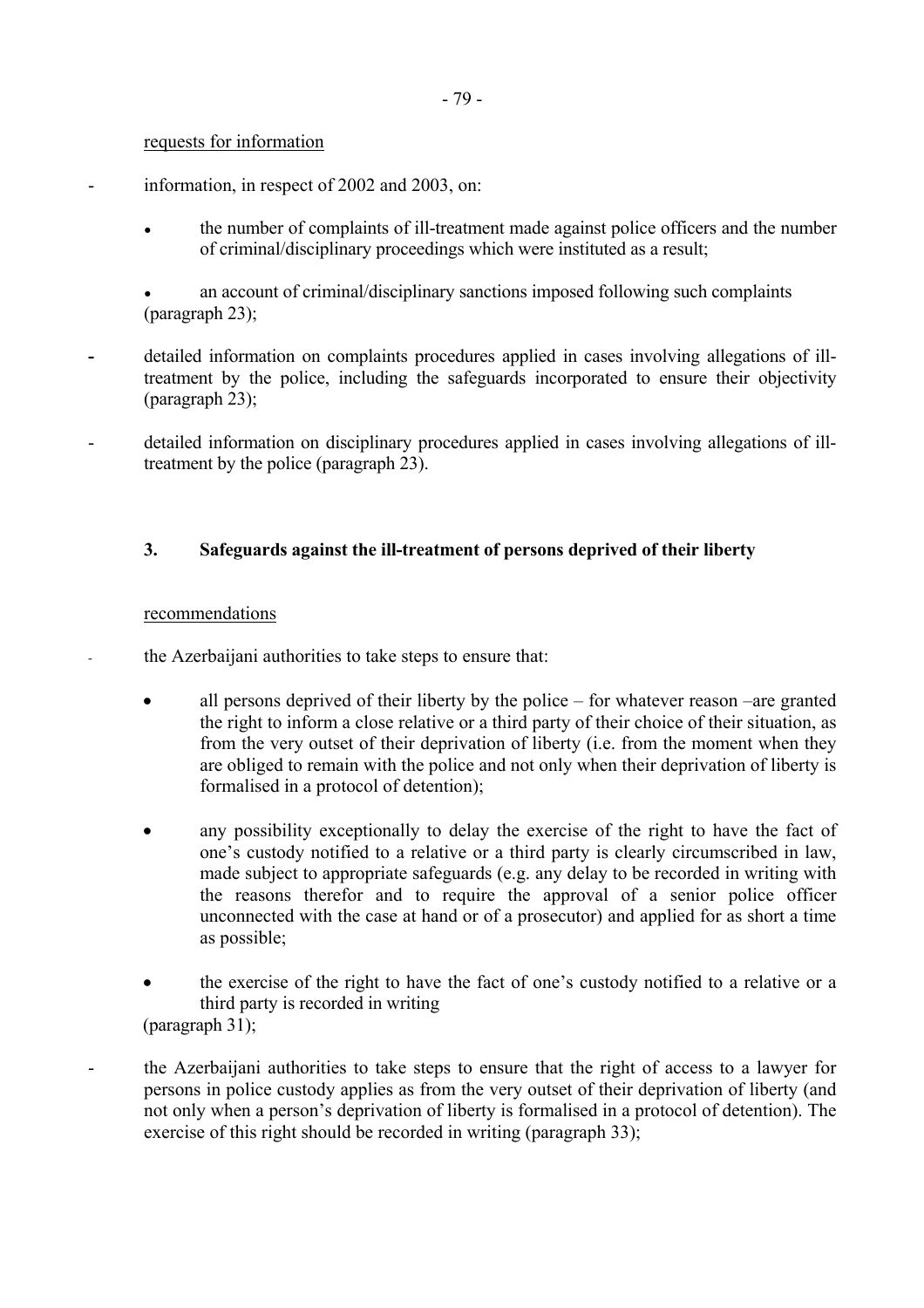requests for information

- information, in respect of 2002 and 2003, on:

  - the number of complaints of ill-treatment made against police officers and the number of criminal/disciplinary proceedings which were instituted as a result;

  - an account of criminal/disciplinary sanctions imposed following such complaints (paragraph 23);

- detailed information on complaints procedures applied in cases involving allegations of ill-treatment by the police, including the safeguards incorporated to ensure their objectivity (paragraph 23);

- detailed information on disciplinary procedures applied in cases involving allegations of ill-treatment by the police (paragraph 23).

### 3. Safeguards against the ill-treatment of persons deprived of their liberty

recommendations

- the Azerbaijani authorities to take steps to ensure that:

  - all persons deprived of their liberty by the police – for whatever reason –are granted the right to inform a close relative or a third party of their choice of their situation, as from the very outset of their deprivation of liberty (i.e. from the moment when they are obliged to remain with the police and not only when their deprivation of liberty is formalised in a protocol of detention);

  - any possibility exceptionally to delay the exercise of the right to have the fact of one's custody notified to a relative or a third party is clearly circumscribed in law, made subject to appropriate safeguards (e.g. any delay to be recorded in writing with the reasons therefor and to require the approval of a senior police officer unconnected with the case at hand or of a prosecutor) and applied for as short a time as possible;

  - the exercise of the right to have the fact of one's custody notified to a relative or a third party is recorded in writing

  (paragraph 31);

- the Azerbaijani authorities to take steps to ensure that the right of access to a lawyer for persons in police custody applies as from the very outset of their deprivation of liberty (and not only when a person's deprivation of liberty is formalised in a protocol of detention). The exercise of this right should be recorded in writing (paragraph 33);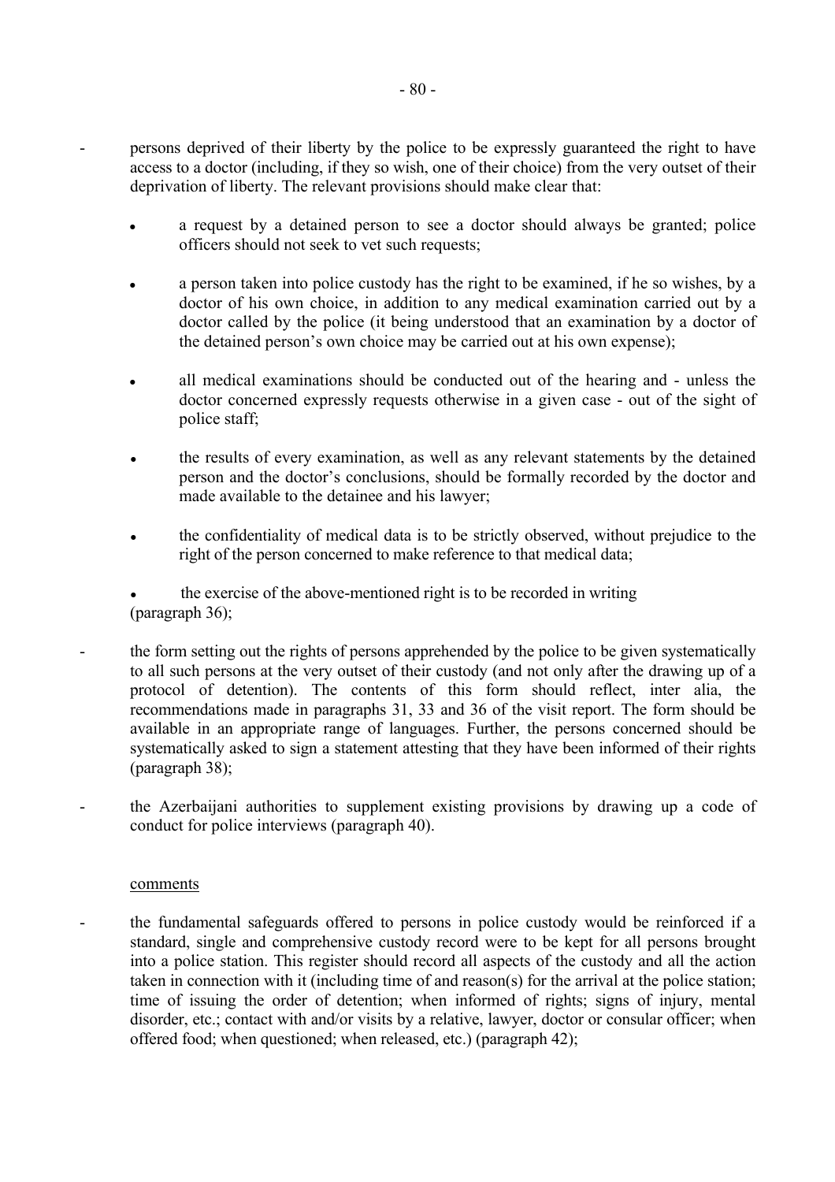- persons deprived of their liberty by the police to be expressly guaranteed the right to have access to a doctor (including, if they so wish, one of their choice) from the very outset of their deprivation of liberty. The relevant provisions should make clear that:

  - a request by a detained person to see a doctor should always be granted; police officers should not seek to vet such requests;

  - a person taken into police custody has the right to be examined, if he so wishes, by a doctor of his own choice, in addition to any medical examination carried out by a doctor called by the police (it being understood that an examination by a doctor of the detained person's own choice may be carried out at his own expense);

  - all medical examinations should be conducted out of the hearing and - unless the doctor concerned expressly requests otherwise in a given case - out of the sight of police staff;

  - the results of every examination, as well as any relevant statements by the detained person and the doctor's conclusions, should be formally recorded by the doctor and made available to the detainee and his lawyer;

  - the confidentiality of medical data is to be strictly observed, without prejudice to the right of the person concerned to make reference to that medical data;

  - the exercise of the above-mentioned right is to be recorded in writing

  (paragraph 36);

- the form setting out the rights of persons apprehended by the police to be given systematically to all such persons at the very outset of their custody (and not only after the drawing up of a protocol of detention). The contents of this form should reflect, inter alia, the recommendations made in paragraphs 31, 33 and 36 of the visit report. The form should be available in an appropriate range of languages. Further, the persons concerned should be systematically asked to sign a statement attesting that they have been informed of their rights (paragraph 38);

- the Azerbaijani authorities to supplement existing provisions by drawing up a code of conduct for police interviews (paragraph 40).

comments

- the fundamental safeguards offered to persons in police custody would be reinforced if a standard, single and comprehensive custody record were to be kept for all persons brought into a police station. This register should record all aspects of the custody and all the action taken in connection with it (including time of and reason(s) for the arrival at the police station; time of issuing the order of detention; when informed of rights; signs of injury, mental disorder, etc.; contact with and/or visits by a relative, lawyer, doctor or consular officer; when offered food; when questioned; when released, etc.) (paragraph 42);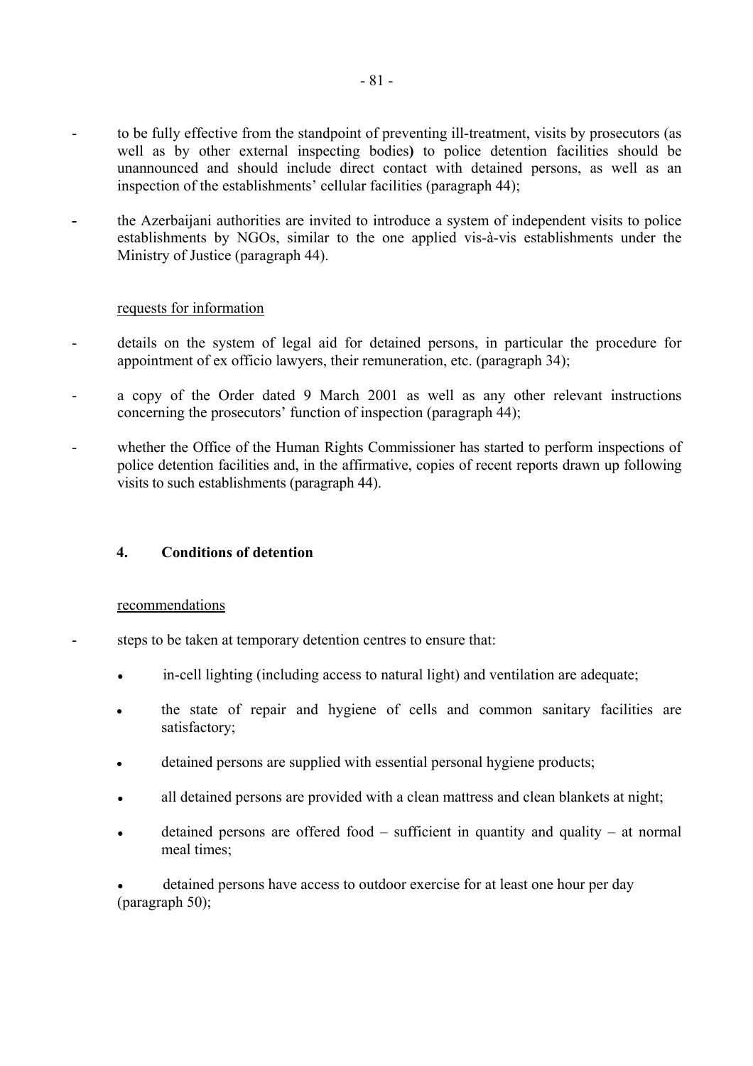- to be fully effective from the standpoint of preventing ill-treatment, visits by prosecutors (as well as by other external inspecting bodies**)** to police detention facilities should be unannounced and should include direct contact with detained persons, as well as an inspection of the establishments' cellular facilities (paragraph 44);

- the Azerbaijani authorities are invited to introduce a system of independent visits to police establishments by NGOs, similar to the one applied vis-à-vis establishments under the Ministry of Justice (paragraph 44).

requests for information

- details on the system of legal aid for detained persons, in particular the procedure for appointment of ex officio lawyers, their remuneration, etc. (paragraph 34);

- a copy of the Order dated 9 March 2001 as well as any other relevant instructions concerning the prosecutors' function of inspection (paragraph 44);

- whether the Office of the Human Rights Commissioner has started to perform inspections of police detention facilities and, in the affirmative, copies of recent reports drawn up following visits to such establishments (paragraph 44).

### 4. Conditions of detention

recommendations

- steps to be taken at temporary detention centres to ensure that:
  - in-cell lighting (including access to natural light) and ventilation are adequate;
  - the state of repair and hygiene of cells and common sanitary facilities are satisfactory;
  - detained persons are supplied with essential personal hygiene products;
  - all detained persons are provided with a clean mattress and clean blankets at night;
  - detained persons are offered food – sufficient in quantity and quality – at normal meal times;
  - detained persons have access to outdoor exercise for at least one hour per day (paragraph 50);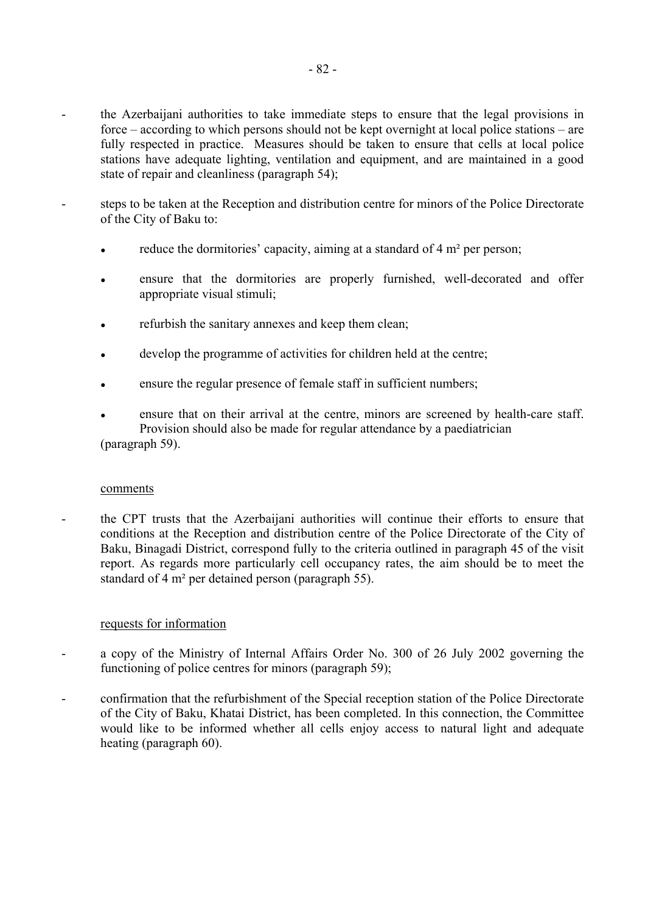- the Azerbaijani authorities to take immediate steps to ensure that the legal provisions in force – according to which persons should not be kept overnight at local police stations – are fully respected in practice. Measures should be taken to ensure that cells at local police stations have adequate lighting, ventilation and equipment, and are maintained in a good state of repair and cleanliness (paragraph 54);

- steps to be taken at the Reception and distribution centre for minors of the Police Directorate of the City of Baku to:

  - reduce the dormitories' capacity, aiming at a standard of 4 m² per person;
  - ensure that the dormitories are properly furnished, well-decorated and offer appropriate visual stimuli;
  - refurbish the sanitary annexes and keep them clean;
  - develop the programme of activities for children held at the centre;
  - ensure the regular presence of female staff in sufficient numbers;
  - ensure that on their arrival at the centre, minors are screened by health-care staff. Provision should also be made for regular attendance by a paediatrician

  (paragraph 59).

comments

- the CPT trusts that the Azerbaijani authorities will continue their efforts to ensure that conditions at the Reception and distribution centre of the Police Directorate of the City of Baku, Binagadi District, correspond fully to the criteria outlined in paragraph 45 of the visit report. As regards more particularly cell occupancy rates, the aim should be to meet the standard of 4 m² per detained person (paragraph 55).

requests for information

- a copy of the Ministry of Internal Affairs Order No. 300 of 26 July 2002 governing the functioning of police centres for minors (paragraph 59);

- confirmation that the refurbishment of the Special reception station of the Police Directorate of the City of Baku, Khatai District, has been completed. In this connection, the Committee would like to be informed whether all cells enjoy access to natural light and adequate heating (paragraph 60).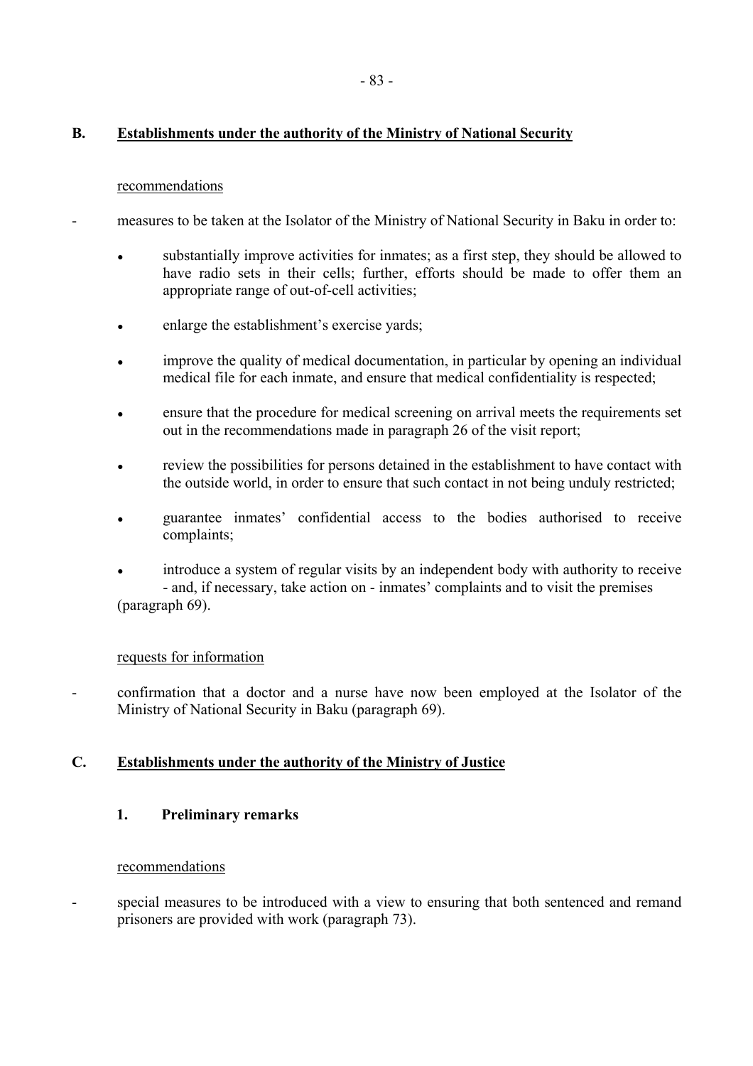## B. Establishments under the authority of the Ministry of National Security

recommendations

- measures to be taken at the Isolator of the Ministry of National Security in Baku in order to:

  - substantially improve activities for inmates; as a first step, they should be allowed to have radio sets in their cells; further, efforts should be made to offer them an appropriate range of out-of-cell activities;
  - enlarge the establishment's exercise yards;
  - improve the quality of medical documentation, in particular by opening an individual medical file for each inmate, and ensure that medical confidentiality is respected;
  - ensure that the procedure for medical screening on arrival meets the requirements set out in the recommendations made in paragraph 26 of the visit report;
  - review the possibilities for persons detained in the establishment to have contact with the outside world, in order to ensure that such contact in not being unduly restricted;
  - guarantee inmates' confidential access to the bodies authorised to receive complaints;
  - introduce a system of regular visits by an independent body with authority to receive - and, if necessary, take action on - inmates' complaints and to visit the premises

  (paragraph 69).

requests for information

- confirmation that a doctor and a nurse have now been employed at the Isolator of the Ministry of National Security in Baku (paragraph 69).

## C. Establishments under the authority of the Ministry of Justice

### 1. Preliminary remarks

recommendations

- special measures to be introduced with a view to ensuring that both sentenced and remand prisoners are provided with work (paragraph 73).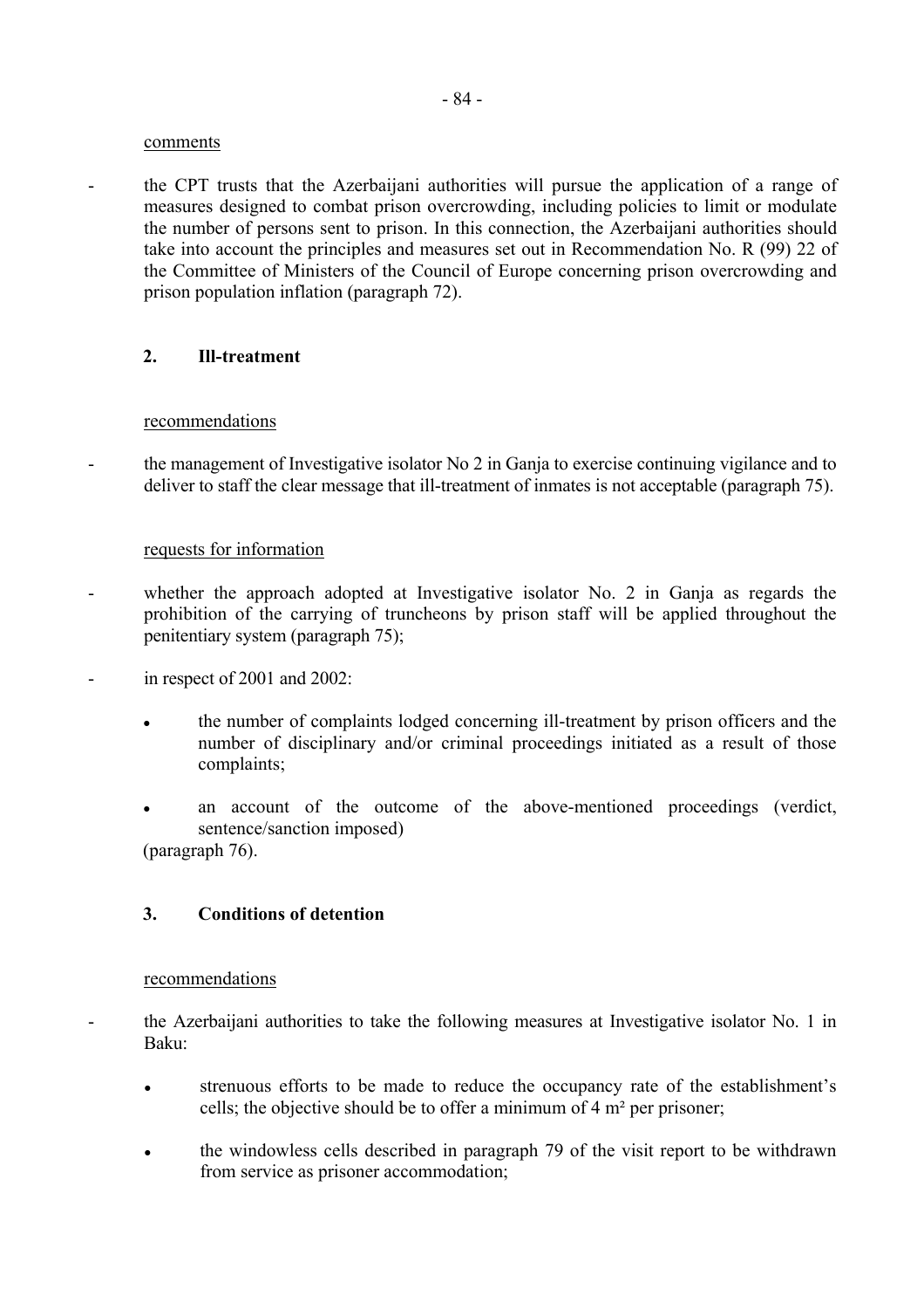comments

- the CPT trusts that the Azerbaijani authorities will pursue the application of a range of measures designed to combat prison overcrowding, including policies to limit or modulate the number of persons sent to prison. In this connection, the Azerbaijani authorities should take into account the principles and measures set out in Recommendation No. R (99) 22 of the Committee of Ministers of the Council of Europe concerning prison overcrowding and prison population inflation (paragraph 72).

## 2. Ill-treatment

recommendations

- the management of Investigative isolator No 2 in Ganja to exercise continuing vigilance and to deliver to staff the clear message that ill-treatment of inmates is not acceptable (paragraph 75).

requests for information

- whether the approach adopted at Investigative isolator No. 2 in Ganja as regards the prohibition of the carrying of truncheons by prison staff will be applied throughout the penitentiary system (paragraph 75);

- in respect of 2001 and 2002:

    - the number of complaints lodged concerning ill-treatment by prison officers and the number of disciplinary and/or criminal proceedings initiated as a result of those complaints;

    - an account of the outcome of the above-mentioned proceedings (verdict, sentence/sanction imposed)

  (paragraph 76).

## 3. Conditions of detention

recommendations

- the Azerbaijani authorities to take the following measures at Investigative isolator No. 1 in Baku:

    - strenuous efforts to be made to reduce the occupancy rate of the establishment's cells; the objective should be to offer a minimum of 4 m² per prisoner;

    - the windowless cells described in paragraph 79 of the visit report to be withdrawn from service as prisoner accommodation;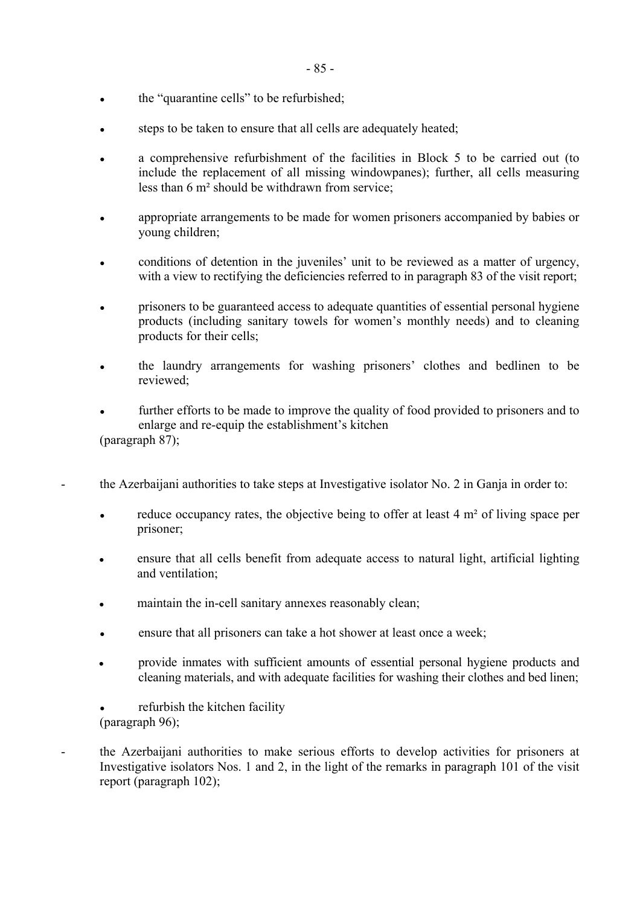- the "quarantine cells" to be refurbished;
- steps to be taken to ensure that all cells are adequately heated;
- a comprehensive refurbishment of the facilities in Block 5 to be carried out (to include the replacement of all missing windowpanes); further, all cells measuring less than 6 m² should be withdrawn from service;
- appropriate arrangements to be made for women prisoners accompanied by babies or young children;
- conditions of detention in the juveniles' unit to be reviewed as a matter of urgency, with a view to rectifying the deficiencies referred to in paragraph 83 of the visit report;
- prisoners to be guaranteed access to adequate quantities of essential personal hygiene products (including sanitary towels for women's monthly needs) and to cleaning products for their cells;
- the laundry arrangements for washing prisoners' clothes and bedlinen to be reviewed;
- further efforts to be made to improve the quality of food provided to prisoners and to enlarge and re-equip the establishment's kitchen

(paragraph 87);

- the Azerbaijani authorities to take steps at Investigative isolator No. 2 in Ganja in order to:
  - reduce occupancy rates, the objective being to offer at least 4 m² of living space per prisoner;
  - ensure that all cells benefit from adequate access to natural light, artificial lighting and ventilation;
  - maintain the in-cell sanitary annexes reasonably clean;
  - ensure that all prisoners can take a hot shower at least once a week;
  - provide inmates with sufficient amounts of essential personal hygiene products and cleaning materials, and with adequate facilities for washing their clothes and bed linen;
  - refurbish the kitchen facility

  (paragraph 96);

- the Azerbaijani authorities to make serious efforts to develop activities for prisoners at Investigative isolators Nos. 1 and 2, in the light of the remarks in paragraph 101 of the visit report (paragraph 102);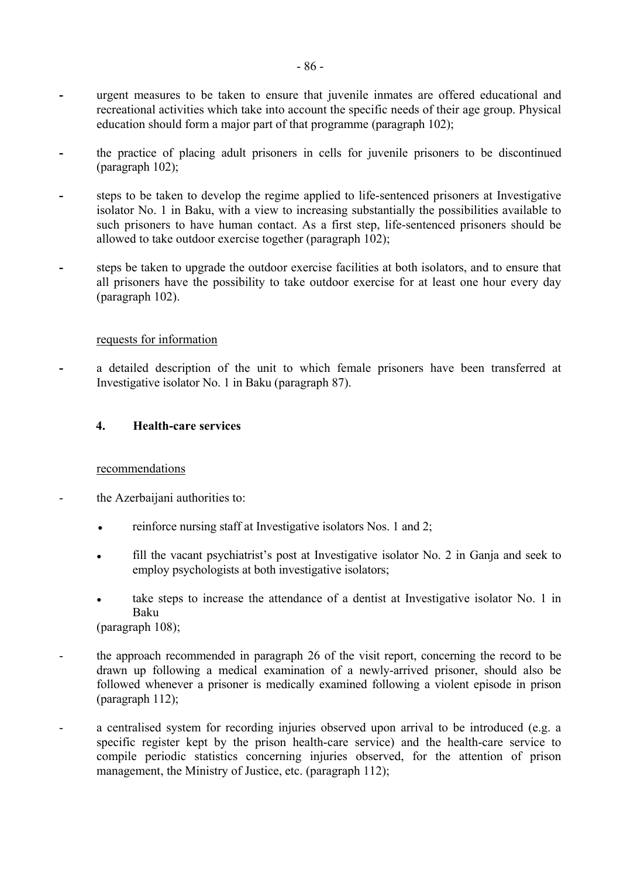- urgent measures to be taken to ensure that juvenile inmates are offered educational and recreational activities which take into account the specific needs of their age group. Physical education should form a major part of that programme (paragraph 102);

- the practice of placing adult prisoners in cells for juvenile prisoners to be discontinued (paragraph 102);

- steps to be taken to develop the regime applied to life-sentenced prisoners at Investigative isolator No. 1 in Baku, with a view to increasing substantially the possibilities available to such prisoners to have human contact. As a first step, life-sentenced prisoners should be allowed to take outdoor exercise together (paragraph 102);

- steps be taken to upgrade the outdoor exercise facilities at both isolators, and to ensure that all prisoners have the possibility to take outdoor exercise for at least one hour every day (paragraph 102).

requests for information

- a detailed description of the unit to which female prisoners have been transferred at Investigative isolator No. 1 in Baku (paragraph 87).

### 4. Health-care services

recommendations

- the Azerbaijani authorities to:
  - reinforce nursing staff at Investigative isolators Nos. 1 and 2;
  - fill the vacant psychiatrist's post at Investigative isolator No. 2 in Ganja and seek to employ psychologists at both investigative isolators;
  - take steps to increase the attendance of a dentist at Investigative isolator No. 1 in Baku

  (paragraph 108);

- the approach recommended in paragraph 26 of the visit report, concerning the record to be drawn up following a medical examination of a newly-arrived prisoner, should also be followed whenever a prisoner is medically examined following a violent episode in prison (paragraph 112);

- a centralised system for recording injuries observed upon arrival to be introduced (e.g. a specific register kept by the prison health-care service) and the health-care service to compile periodic statistics concerning injuries observed, for the attention of prison management, the Ministry of Justice, etc. (paragraph 112);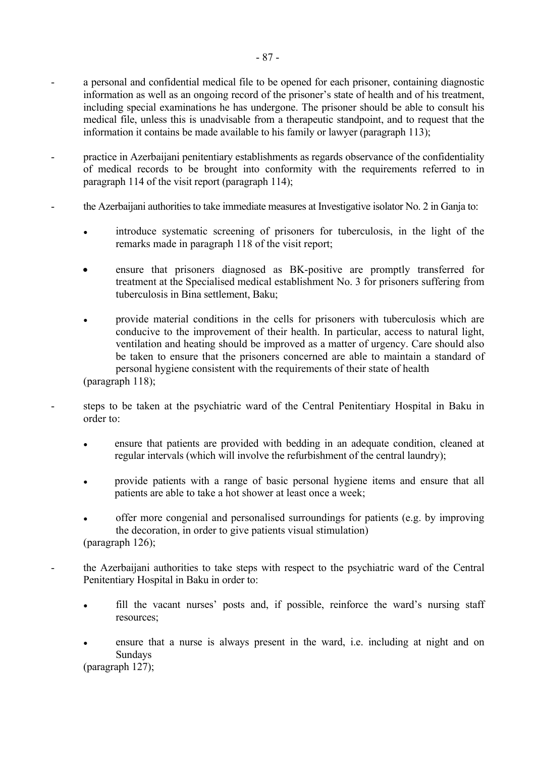- a personal and confidential medical file to be opened for each prisoner, containing diagnostic information as well as an ongoing record of the prisoner's state of health and of his treatment, including special examinations he has undergone. The prisoner should be able to consult his medical file, unless this is unadvisable from a therapeutic standpoint, and to request that the information it contains be made available to his family or lawyer (paragraph 113);

- practice in Azerbaijani penitentiary establishments as regards observance of the confidentiality of medical records to be brought into conformity with the requirements referred to in paragraph 114 of the visit report (paragraph 114);

- the Azerbaijani authorities to take immediate measures at Investigative isolator No. 2 in Ganja to:

  - introduce systematic screening of prisoners for tuberculosis, in the light of the remarks made in paragraph 118 of the visit report;

  - ensure that prisoners diagnosed as BK-positive are promptly transferred for treatment at the Specialised medical establishment No. 3 for prisoners suffering from tuberculosis in Bina settlement, Baku;

  - provide material conditions in the cells for prisoners with tuberculosis which are conducive to the improvement of their health. In particular, access to natural light, ventilation and heating should be improved as a matter of urgency. Care should also be taken to ensure that the prisoners concerned are able to maintain a standard of personal hygiene consistent with the requirements of their state of health

  (paragraph 118);

- steps to be taken at the psychiatric ward of the Central Penitentiary Hospital in Baku in order to:

  - ensure that patients are provided with bedding in an adequate condition, cleaned at regular intervals (which will involve the refurbishment of the central laundry);

  - provide patients with a range of basic personal hygiene items and ensure that all patients are able to take a hot shower at least once a week;

  - offer more congenial and personalised surroundings for patients (e.g. by improving the decoration, in order to give patients visual stimulation)

  (paragraph 126);

- the Azerbaijani authorities to take steps with respect to the psychiatric ward of the Central Penitentiary Hospital in Baku in order to:

  - fill the vacant nurses' posts and, if possible, reinforce the ward's nursing staff resources;

  - ensure that a nurse is always present in the ward, i.e. including at night and on Sundays

  (paragraph 127);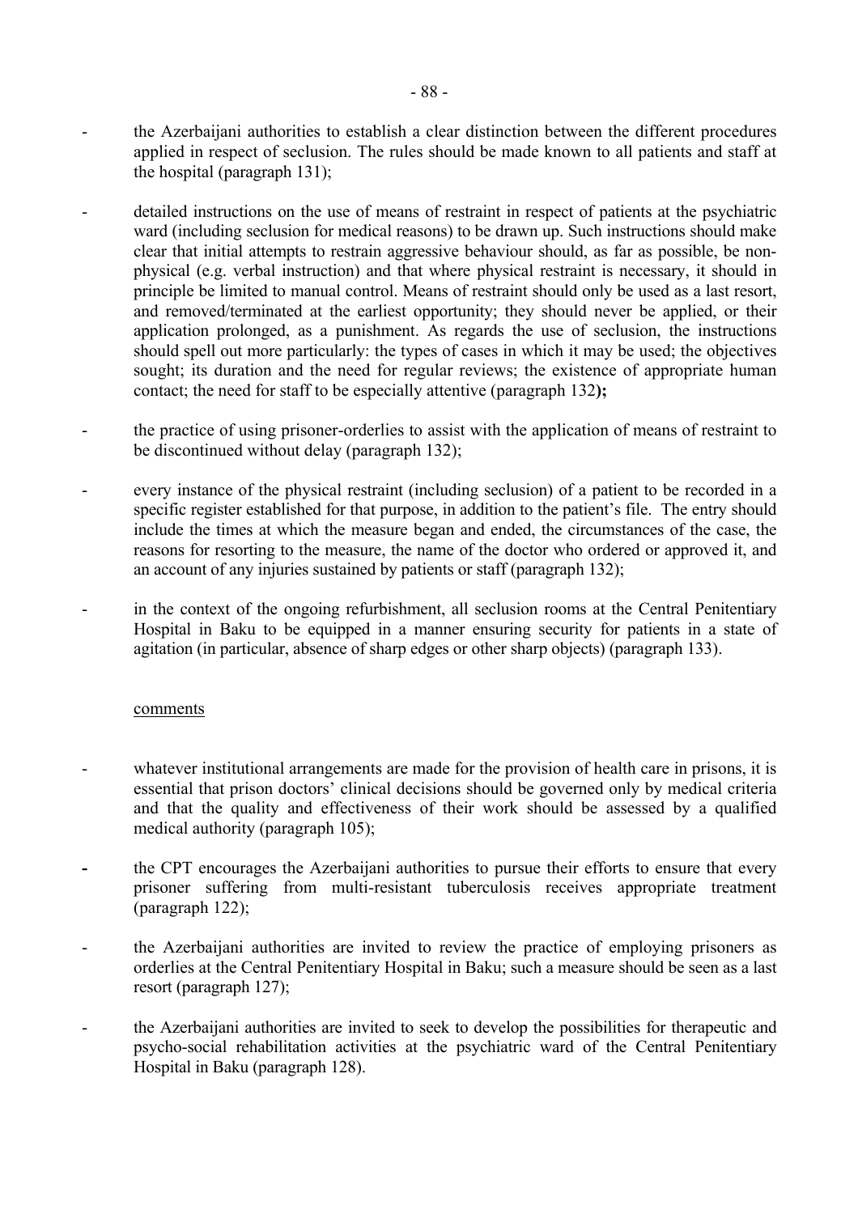- the Azerbaijani authorities to establish a clear distinction between the different procedures applied in respect of seclusion. The rules should be made known to all patients and staff at the hospital (paragraph 131);

- detailed instructions on the use of means of restraint in respect of patients at the psychiatric ward (including seclusion for medical reasons) to be drawn up. Such instructions should make clear that initial attempts to restrain aggressive behaviour should, as far as possible, be non-physical (e.g. verbal instruction) and that where physical restraint is necessary, it should in principle be limited to manual control. Means of restraint should only be used as a last resort, and removed/terminated at the earliest opportunity; they should never be applied, or their application prolonged, as a punishment. As regards the use of seclusion, the instructions should spell out more particularly: the types of cases in which it may be used; the objectives sought; its duration and the need for regular reviews; the existence of appropriate human contact; the need for staff to be especially attentive (paragraph 132**);**

- the practice of using prisoner-orderlies to assist with the application of means of restraint to be discontinued without delay (paragraph 132);

- every instance of the physical restraint (including seclusion) of a patient to be recorded in a specific register established for that purpose, in addition to the patient's file. The entry should include the times at which the measure began and ended, the circumstances of the case, the reasons for resorting to the measure, the name of the doctor who ordered or approved it, and an account of any injuries sustained by patients or staff (paragraph 132);

- in the context of the ongoing refurbishment, all seclusion rooms at the Central Penitentiary Hospital in Baku to be equipped in a manner ensuring security for patients in a state of agitation (in particular, absence of sharp edges or other sharp objects) (paragraph 133).

comments

- whatever institutional arrangements are made for the provision of health care in prisons, it is essential that prison doctors' clinical decisions should be governed only by medical criteria and that the quality and effectiveness of their work should be assessed by a qualified medical authority (paragraph 105);

- the CPT encourages the Azerbaijani authorities to pursue their efforts to ensure that every prisoner suffering from multi-resistant tuberculosis receives appropriate treatment (paragraph 122);

- the Azerbaijani authorities are invited to review the practice of employing prisoners as orderlies at the Central Penitentiary Hospital in Baku; such a measure should be seen as a last resort (paragraph 127);

- the Azerbaijani authorities are invited to seek to develop the possibilities for therapeutic and psycho-social rehabilitation activities at the psychiatric ward of the Central Penitentiary Hospital in Baku (paragraph 128).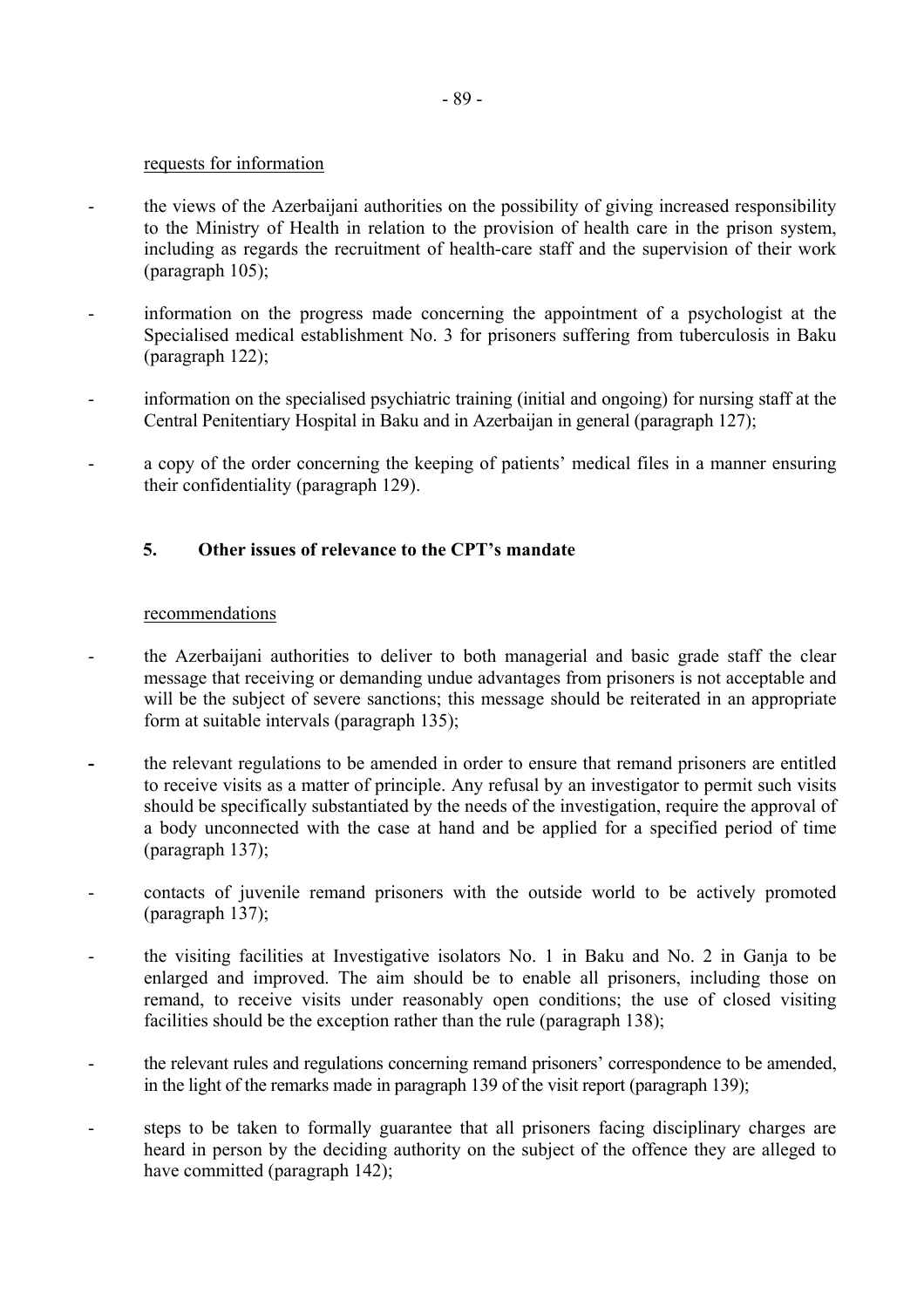requests for information

- the views of the Azerbaijani authorities on the possibility of giving increased responsibility to the Ministry of Health in relation to the provision of health care in the prison system, including as regards the recruitment of health-care staff and the supervision of their work (paragraph 105);

- information on the progress made concerning the appointment of a psychologist at the Specialised medical establishment No. 3 for prisoners suffering from tuberculosis in Baku (paragraph 122);

- information on the specialised psychiatric training (initial and ongoing) for nursing staff at the Central Penitentiary Hospital in Baku and in Azerbaijan in general (paragraph 127);

- a copy of the order concerning the keeping of patients' medical files in a manner ensuring their confidentiality (paragraph 129).

## 5. Other issues of relevance to the CPT's mandate

recommendations

- the Azerbaijani authorities to deliver to both managerial and basic grade staff the clear message that receiving or demanding undue advantages from prisoners is not acceptable and will be the subject of severe sanctions; this message should be reiterated in an appropriate form at suitable intervals (paragraph 135);

- the relevant regulations to be amended in order to ensure that remand prisoners are entitled to receive visits as a matter of principle. Any refusal by an investigator to permit such visits should be specifically substantiated by the needs of the investigation, require the approval of a body unconnected with the case at hand and be applied for a specified period of time (paragraph 137);

- contacts of juvenile remand prisoners with the outside world to be actively promoted (paragraph 137);

- the visiting facilities at Investigative isolators No. 1 in Baku and No. 2 in Ganja to be enlarged and improved. The aim should be to enable all prisoners, including those on remand, to receive visits under reasonably open conditions; the use of closed visiting facilities should be the exception rather than the rule (paragraph 138);

- the relevant rules and regulations concerning remand prisoners' correspondence to be amended, in the light of the remarks made in paragraph 139 of the visit report (paragraph 139);

- steps to be taken to formally guarantee that all prisoners facing disciplinary charges are heard in person by the deciding authority on the subject of the offence they are alleged to have committed (paragraph 142);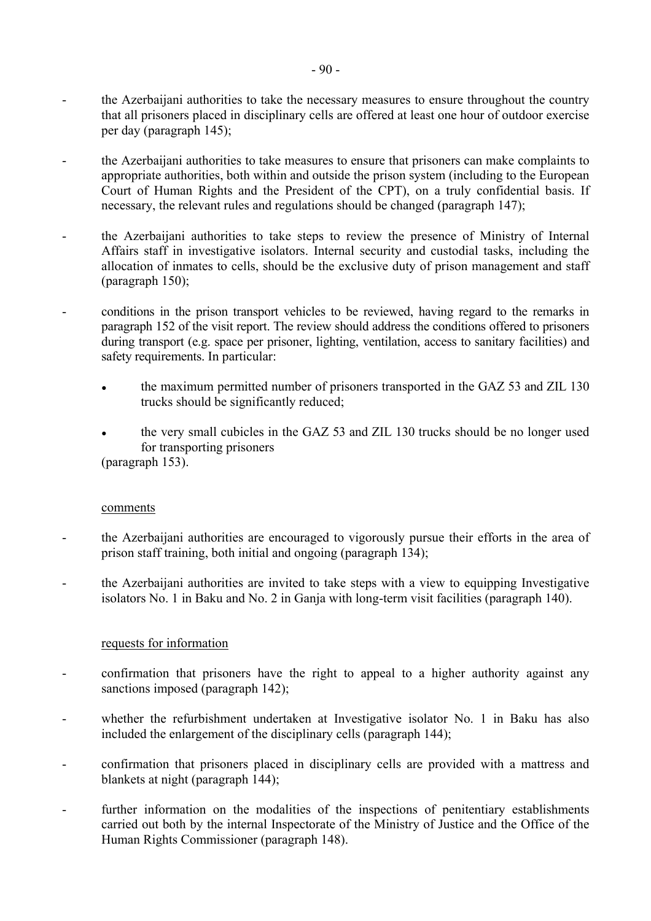- the Azerbaijani authorities to take the necessary measures to ensure throughout the country that all prisoners placed in disciplinary cells are offered at least one hour of outdoor exercise per day (paragraph 145);

- the Azerbaijani authorities to take measures to ensure that prisoners can make complaints to appropriate authorities, both within and outside the prison system (including to the European Court of Human Rights and the President of the CPT), on a truly confidential basis. If necessary, the relevant rules and regulations should be changed (paragraph 147);

- the Azerbaijani authorities to take steps to review the presence of Ministry of Internal Affairs staff in investigative isolators. Internal security and custodial tasks, including the allocation of inmates to cells, should be the exclusive duty of prison management and staff (paragraph 150);

- conditions in the prison transport vehicles to be reviewed, having regard to the remarks in paragraph 152 of the visit report. The review should address the conditions offered to prisoners during transport (e.g. space per prisoner, lighting, ventilation, access to sanitary facilities) and safety requirements. In particular:

  - the maximum permitted number of prisoners transported in the GAZ 53 and ZIL 130 trucks should be significantly reduced;

  - the very small cubicles in the GAZ 53 and ZIL 130 trucks should be no longer used for transporting prisoners

  (paragraph 153).

comments

- the Azerbaijani authorities are encouraged to vigorously pursue their efforts in the area of prison staff training, both initial and ongoing (paragraph 134);

- the Azerbaijani authorities are invited to take steps with a view to equipping Investigative isolators No. 1 in Baku and No. 2 in Ganja with long-term visit facilities (paragraph 140).

requests for information

- confirmation that prisoners have the right to appeal to a higher authority against any sanctions imposed (paragraph 142);

- whether the refurbishment undertaken at Investigative isolator No. 1 in Baku has also included the enlargement of the disciplinary cells (paragraph 144);

- confirmation that prisoners placed in disciplinary cells are provided with a mattress and blankets at night (paragraph 144);

- further information on the modalities of the inspections of penitentiary establishments carried out both by the internal Inspectorate of the Ministry of Justice and the Office of the Human Rights Commissioner (paragraph 148).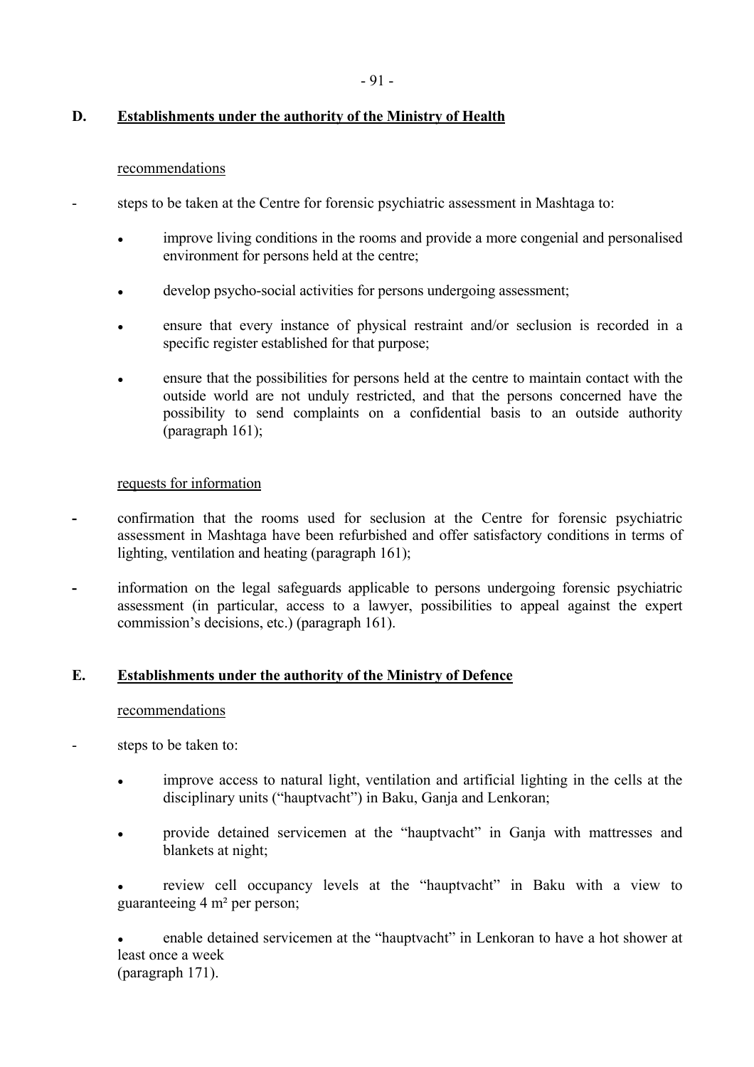## D. Establishments under the authority of the Ministry of Health

recommendations

- steps to be taken at the Centre for forensic psychiatric assessment in Mashtaga to:

    - improve living conditions in the rooms and provide a more congenial and personalised environment for persons held at the centre;

    - develop psycho-social activities for persons undergoing assessment;

    - ensure that every instance of physical restraint and/or seclusion is recorded in a specific register established for that purpose;

    - ensure that the possibilities for persons held at the centre to maintain contact with the outside world are not unduly restricted, and that the persons concerned have the possibility to send complaints on a confidential basis to an outside authority (paragraph 161);

requests for information

- confirmation that the rooms used for seclusion at the Centre for forensic psychiatric assessment in Mashtaga have been refurbished and offer satisfactory conditions in terms of lighting, ventilation and heating (paragraph 161);

- information on the legal safeguards applicable to persons undergoing forensic psychiatric assessment (in particular, access to a lawyer, possibilities to appeal against the expert commission's decisions, etc.) (paragraph 161).

## E. Establishments under the authority of the Ministry of Defence

recommendations

- steps to be taken to:

    - improve access to natural light, ventilation and artificial lighting in the cells at the disciplinary units ("hauptvacht") in Baku, Ganja and Lenkoran;

    - provide detained servicemen at the "hauptvacht" in Ganja with mattresses and blankets at night;

    - review cell occupancy levels at the "hauptvacht" in Baku with a view to guaranteeing 4 m² per person;

    - enable detained servicemen at the "hauptvacht" in Lenkoran to have a hot shower at least once a week
(paragraph 171).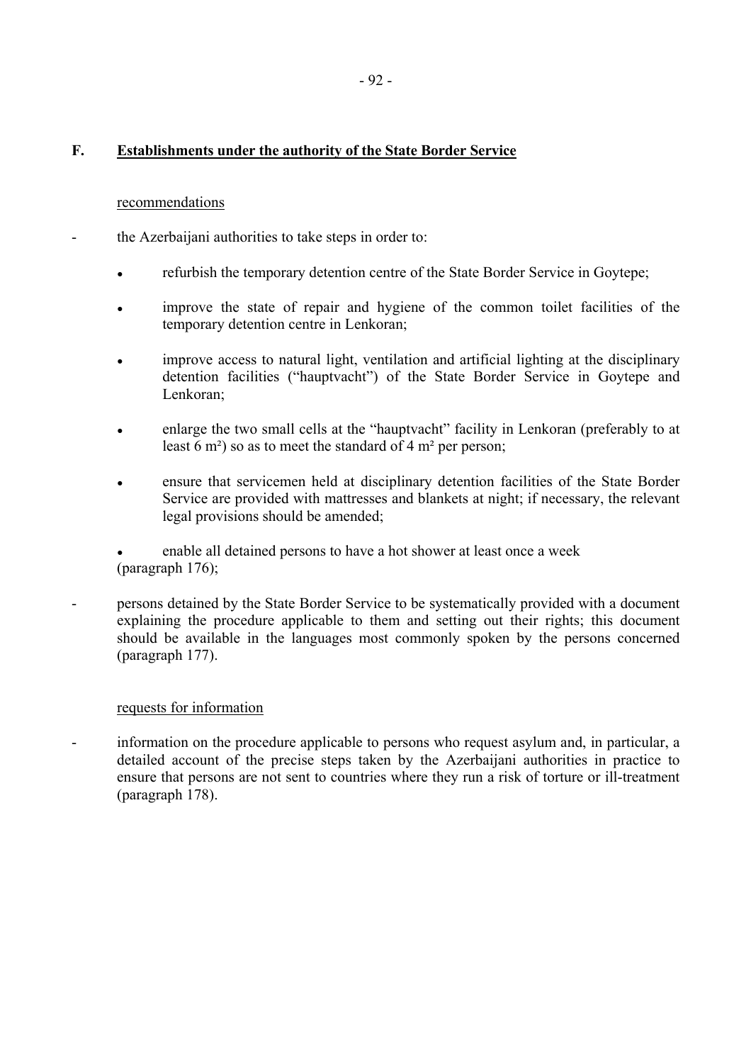## F. Establishments under the authority of the State Border Service

recommendations

- the Azerbaijani authorities to take steps in order to:

  - refurbish the temporary detention centre of the State Border Service in Goytepe;
  - improve the state of repair and hygiene of the common toilet facilities of the temporary detention centre in Lenkoran;
  - improve access to natural light, ventilation and artificial lighting at the disciplinary detention facilities ("hauptvacht") of the State Border Service in Goytepe and Lenkoran;
  - enlarge the two small cells at the "hauptvacht" facility in Lenkoran (preferably to at least 6 m²) so as to meet the standard of 4 m² per person;
  - ensure that servicemen held at disciplinary detention facilities of the State Border Service are provided with mattresses and blankets at night; if necessary, the relevant legal provisions should be amended;
  - enable all detained persons to have a hot shower at least once a week

  (paragraph 176);

- persons detained by the State Border Service to be systematically provided with a document explaining the procedure applicable to them and setting out their rights; this document should be available in the languages most commonly spoken by the persons concerned (paragraph 177).

requests for information

- information on the procedure applicable to persons who request asylum and, in particular, a detailed account of the precise steps taken by the Azerbaijani authorities in practice to ensure that persons are not sent to countries where they run a risk of torture or ill-treatment (paragraph 178).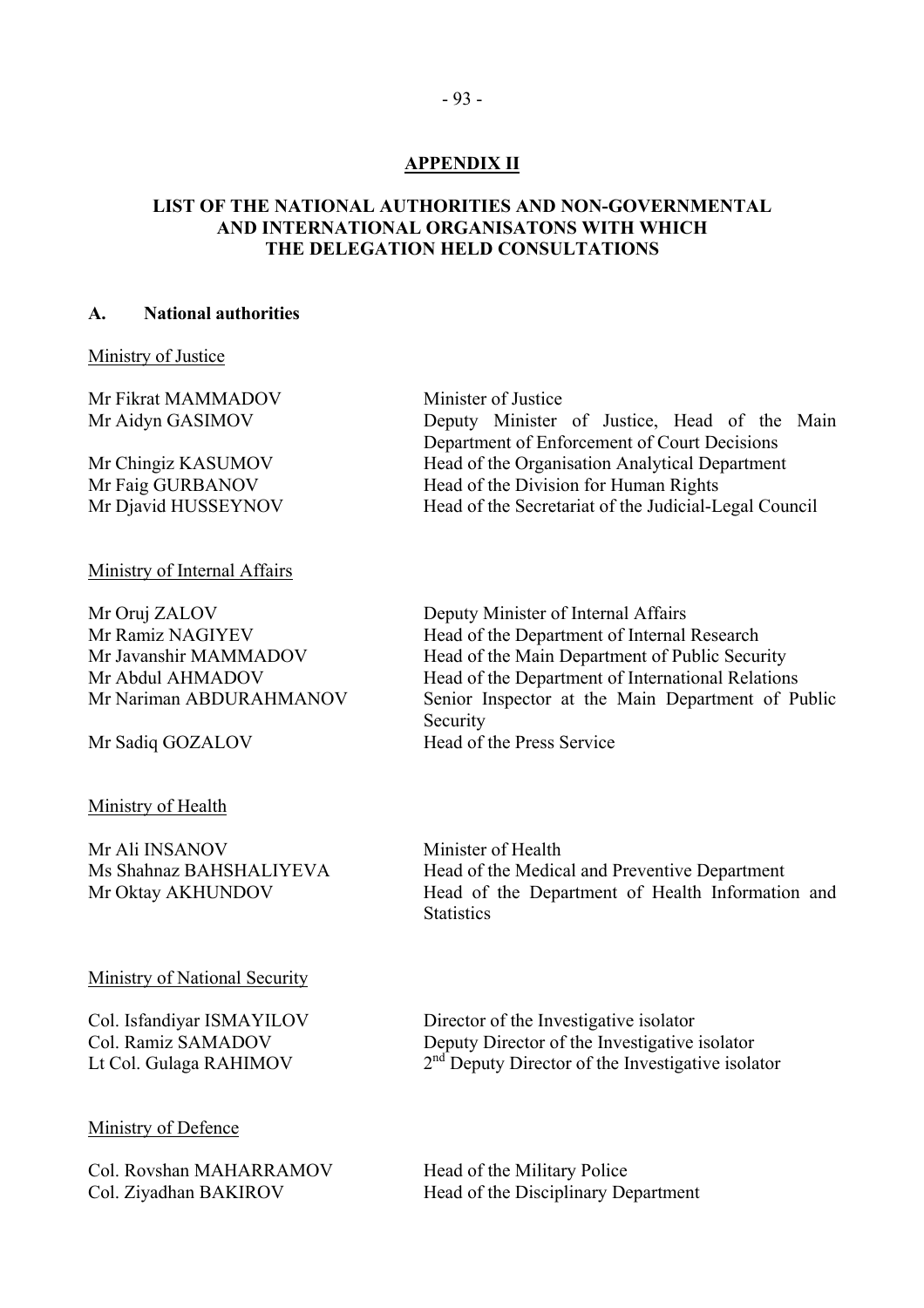**APPENDIX II**

**LIST OF THE NATIONAL AUTHORITIES AND NON-GOVERNMENTAL AND INTERNATIONAL ORGANISATONS WITH WHICH THE DELEGATION HELD CONSULTATIONS**

**A. National authorities**

Ministry of Justice

| | |
|---|---|
| Mr Fikrat MAMMADOV | Minister of Justice |
| Mr Aidyn GASIMOV | Deputy Minister of Justice, Head of the Main Department of Enforcement of Court Decisions |
| Mr Chingiz KASUMOV | Head of the Organisation Analytical Department |
| Mr Faig GURBANOV | Head of the Division for Human Rights |
| Mr Djavid HUSSEYNOV | Head of the Secretariat of the Judicial-Legal Council |

Ministry of Internal Affairs

| | |
|---|---|
| Mr Oruj ZALOV | Deputy Minister of Internal Affairs |
| Mr Ramiz NAGIYEV | Head of the Department of Internal Research |
| Mr Javanshir MAMMADOV | Head of the Main Department of Public Security |
| Mr Abdul AHMADOV | Head of the Department of International Relations |
| Mr Nariman ABDURAHMANOV | Senior Inspector at the Main Department of Public Security |
| Mr Sadiq GOZALOV | Head of the Press Service |

Ministry of Health

| | |
|---|---|
| Mr Ali INSANOV | Minister of Health |
| Ms Shahnaz BAHSHALIYEVA | Head of the Medical and Preventive Department |
| Mr Oktay AKHUNDOV | Head of the Department of Health Information and Statistics |

Ministry of National Security

| | |
|---|---|
| Col. Isfandiyar ISMAYILOV | Director of the Investigative isolator |
| Col. Ramiz SAMADOV | Deputy Director of the Investigative isolator |
| Lt Col. Gulaga RAHIMOV | 2nd Deputy Director of the Investigative isolator |

Ministry of Defence

| | |
|---|---|
| Col. Rovshan MAHARRAMOV | Head of the Military Police |
| Col. Ziyadhan BAKIROV | Head of the Disciplinary Department |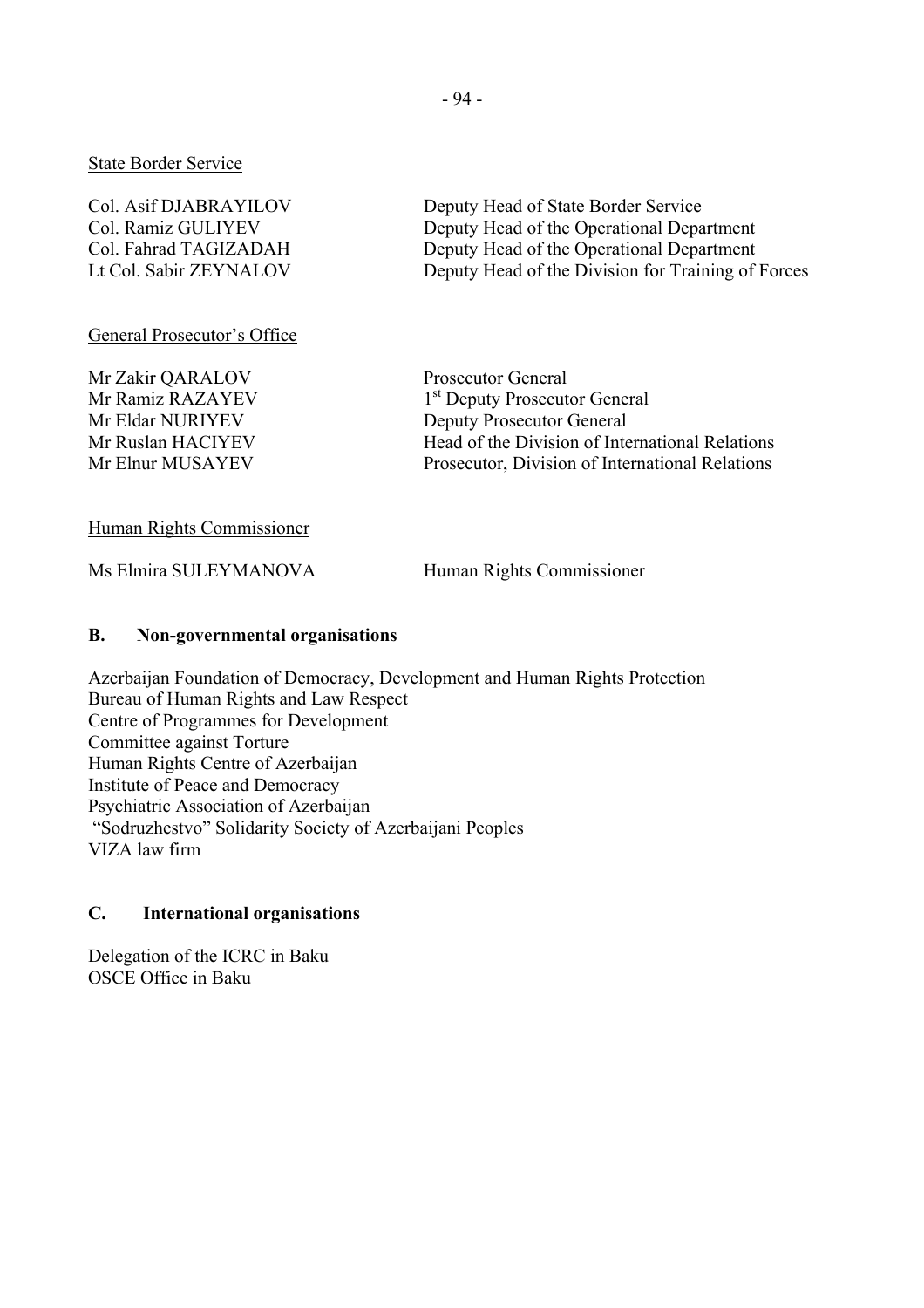<u>State Border Service</u>

| | |
|---|---|
| Col. Asif DJABRAYILOV | Deputy Head of State Border Service |
| Col. Ramiz GULIYEV | Deputy Head of the Operational Department |
| Col. Fahrad TAGIZADAH | Deputy Head of the Operational Department |
| Lt Col. Sabir ZEYNALOV | Deputy Head of the Division for Training of Forces |

<u>General Prosecutor's Office</u>

| | |
|---|---|
| Mr Zakir QARALOV | Prosecutor General |
| Mr Ramiz RAZAYEV | 1st Deputy Prosecutor General |
| Mr Eldar NURIYEV | Deputy Prosecutor General |
| Mr Ruslan HACIYEV | Head of the Division of International Relations |
| Mr Elnur MUSAYEV | Prosecutor, Division of International Relations |

<u>Human Rights Commissioner</u>

| | |
|---|---|
| Ms Elmira SULEYMANOVA | Human Rights Commissioner |

## B. Non-governmental organisations

Azerbaijan Foundation of Democracy, Development and Human Rights Protection
Bureau of Human Rights and Law Respect
Centre of Programmes for Development
Committee against Torture
Human Rights Centre of Azerbaijan
Institute of Peace and Democracy
Psychiatric Association of Azerbaijan
"Sodruzhestvo" Solidarity Society of Azerbaijani Peoples
VIZA law firm

## C. International organisations

Delegation of the ICRC in Baku
OSCE Office in Baku